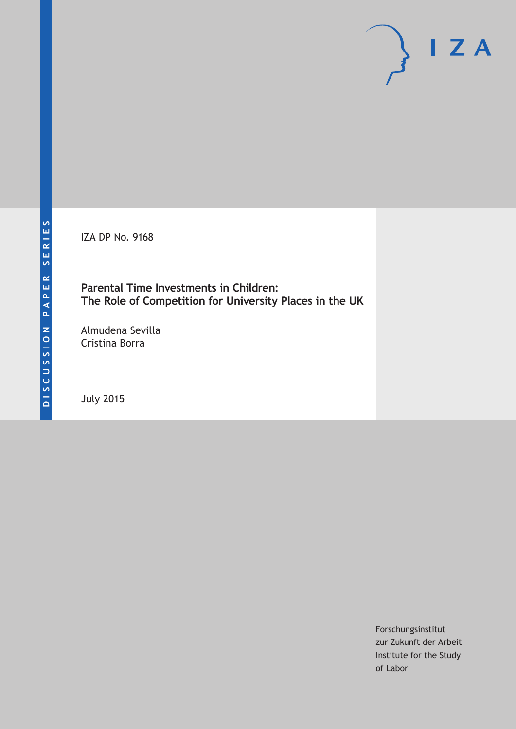DISCUSSION PAPER SERIES

IZA

IZA DP No. 9168

# Parental Time Investments in Children: The Role of Competition for University Places in the UK

Almudena Sevilla
Cristina Borra

July 2015

Forschungsinstitut
zur Zukunft der Arbeit
Institute for the Study
of Labor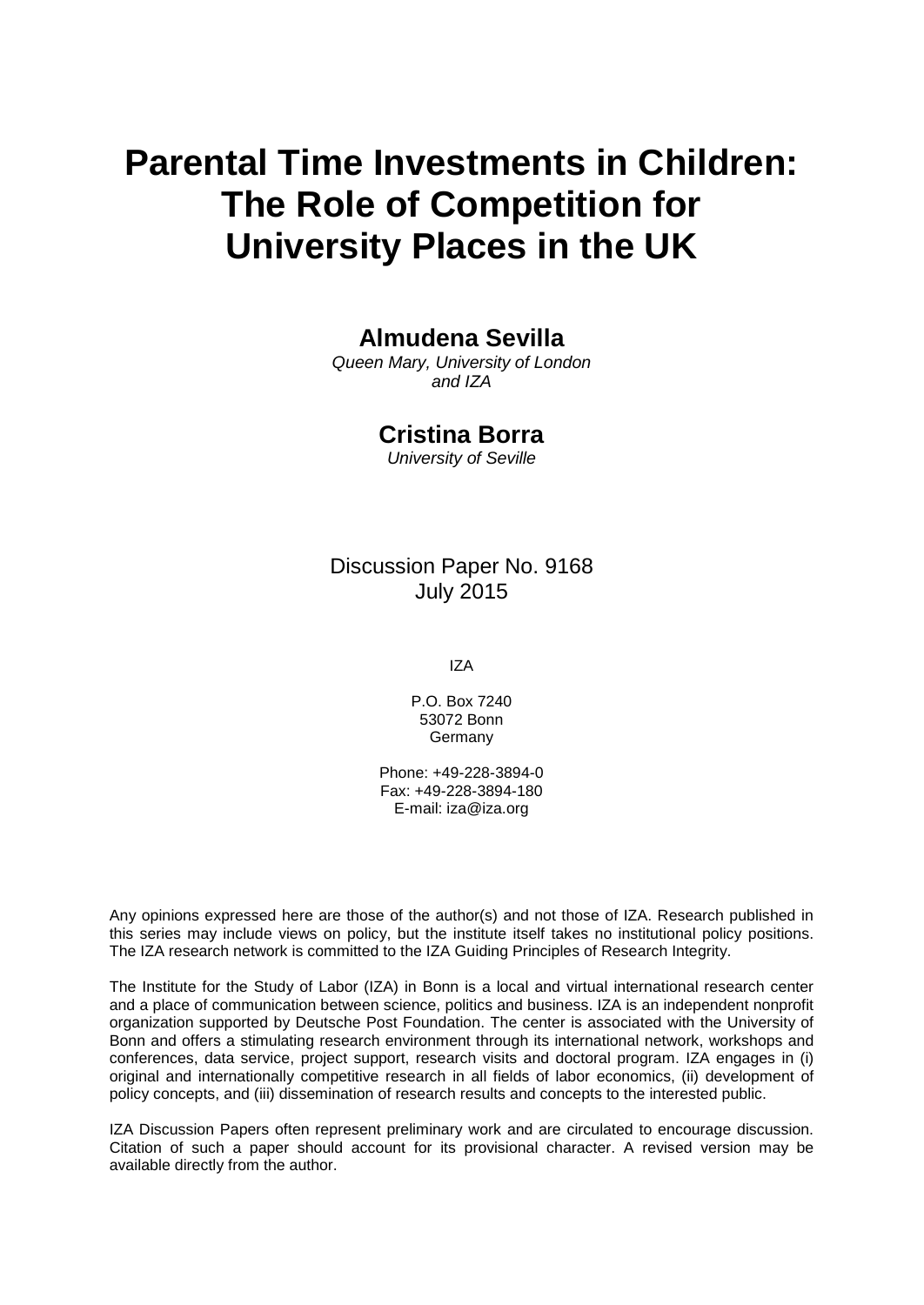# Parental Time Investments in Children: The Role of Competition for University Places in the UK

**Almudena Sevilla**

*Queen Mary, University of London and IZA*

**Cristina Borra**

*University of Seville*

Discussion Paper No. 9168
July 2015

IZA

P.O. Box 7240
53072 Bonn
Germany

Phone: +49-228-3894-0
Fax: +49-228-3894-180
E-mail: iza@iza.org

Any opinions expressed here are those of the author(s) and not those of IZA. Research published in this series may include views on policy, but the institute itself takes no institutional policy positions. The IZA research network is committed to the IZA Guiding Principles of Research Integrity.

The Institute for the Study of Labor (IZA) in Bonn is a local and virtual international research center and a place of communication between science, politics and business. IZA is an independent nonprofit organization supported by Deutsche Post Foundation. The center is associated with the University of Bonn and offers a stimulating research environment through its international network, workshops and conferences, data service, project support, research visits and doctoral program. IZA engages in (i) original and internationally competitive research in all fields of labor economics, (ii) development of policy concepts, and (iii) dissemination of research results and concepts to the interested public.

IZA Discussion Papers often represent preliminary work and are circulated to encourage discussion. Citation of such a paper should account for its provisional character. A revised version may be available directly from the author.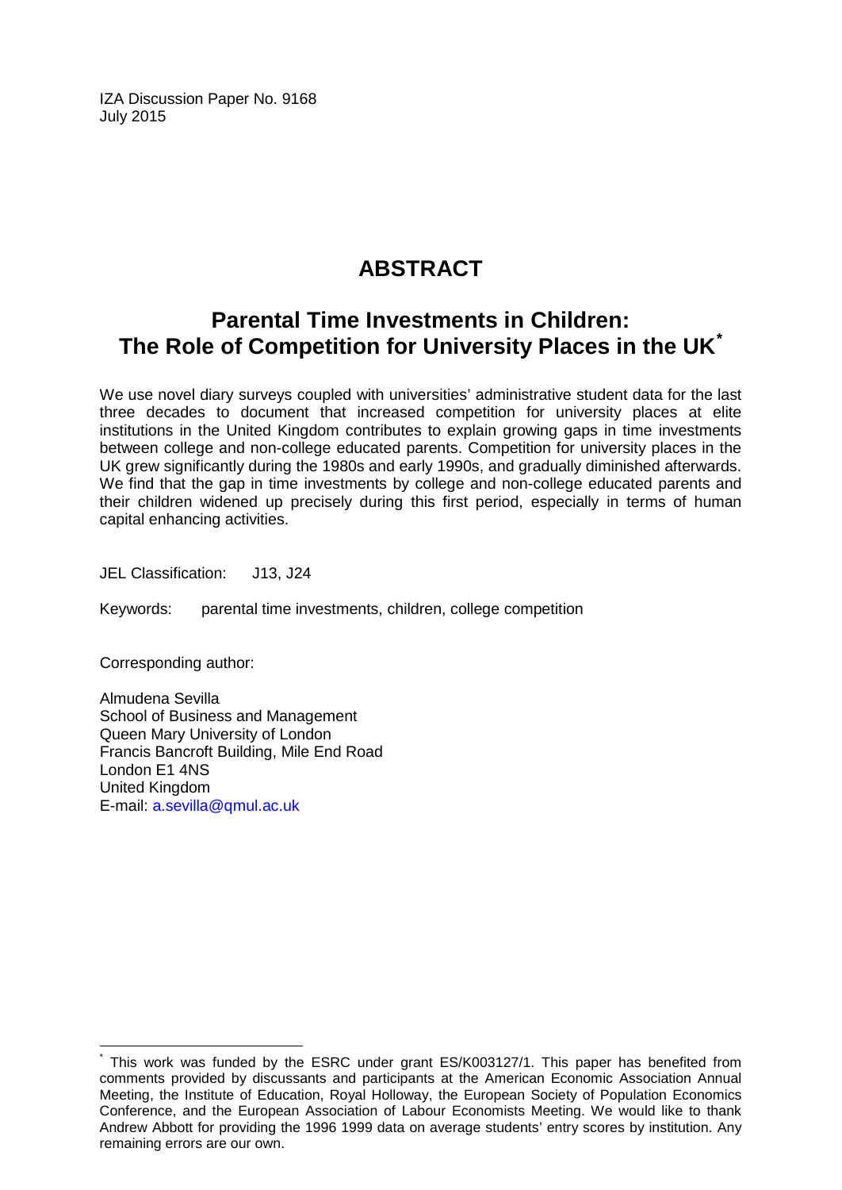IZA Discussion Paper No. 9168
July 2015

# ABSTRACT

## Parental Time Investments in Children: The Role of Competition for University Places in the UK*

We use novel diary surveys coupled with universities' administrative student data for the last three decades to document that increased competition for university places at elite institutions in the United Kingdom contributes to explain growing gaps in time investments between college and non-college educated parents. Competition for university places in the UK grew significantly during the 1980s and early 1990s, and gradually diminished afterwards. We find that the gap in time investments by college and non-college educated parents and their children widened up precisely during this first period, especially in terms of human capital enhancing activities.

JEL Classification: J13, J24

Keywords: parental time investments, children, college competition

Corresponding author:

Almudena Sevilla
School of Business and Management
Queen Mary University of London
Francis Bancroft Building, Mile End Road
London E1 4NS
United Kingdom
E-mail: a.sevilla@qmul.ac.uk

---

* This work was funded by the ESRC under grant ES/K003127/1. This paper has benefited from comments provided by discussants and participants at the American Economic Association Annual Meeting, the Institute of Education, Royal Holloway, the European Society of Population Economics Conference, and the European Association of Labour Economists Meeting. We would like to thank Andrew Abbott for providing the 1996 1999 data on average students' entry scores by institution. Any remaining errors are our own.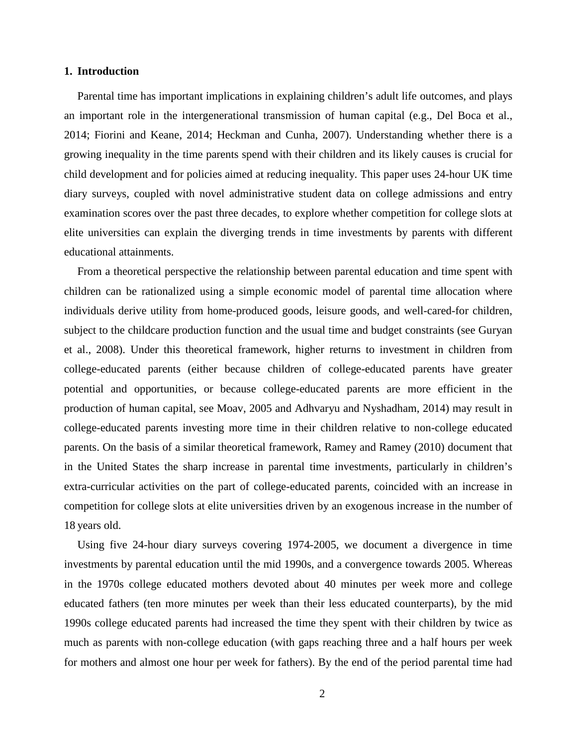## 1. Introduction

Parental time has important implications in explaining children's adult life outcomes, and plays an important role in the intergenerational transmission of human capital (e.g., Del Boca et al., 2014; Fiorini and Keane, 2014; Heckman and Cunha, 2007). Understanding whether there is a growing inequality in the time parents spend with their children and its likely causes is crucial for child development and for policies aimed at reducing inequality. This paper uses 24-hour UK time diary surveys, coupled with novel administrative student data on college admissions and entry examination scores over the past three decades, to explore whether competition for college slots at elite universities can explain the diverging trends in time investments by parents with different educational attainments.

From a theoretical perspective the relationship between parental education and time spent with children can be rationalized using a simple economic model of parental time allocation where individuals derive utility from home-produced goods, leisure goods, and well-cared-for children, subject to the childcare production function and the usual time and budget constraints (see Guryan et al., 2008). Under this theoretical framework, higher returns to investment in children from college-educated parents (either because children of college-educated parents have greater potential and opportunities, or because college-educated parents are more efficient in the production of human capital, see Moav, 2005 and Adhvaryu and Nyshadham, 2014) may result in college-educated parents investing more time in their children relative to non-college educated parents. On the basis of a similar theoretical framework, Ramey and Ramey (2010) document that in the United States the sharp increase in parental time investments, particularly in children's extra-curricular activities on the part of college-educated parents, coincided with an increase in competition for college slots at elite universities driven by an exogenous increase in the number of 18 years old.

Using five 24-hour diary surveys covering 1974-2005, we document a divergence in time investments by parental education until the mid 1990s, and a convergence towards 2005. Whereas in the 1970s college educated mothers devoted about 40 minutes per week more and college educated fathers (ten more minutes per week than their less educated counterparts), by the mid 1990s college educated parents had increased the time they spent with their children by twice as much as parents with non-college education (with gaps reaching three and a half hours per week for mothers and almost one hour per week for fathers). By the end of the period parental time had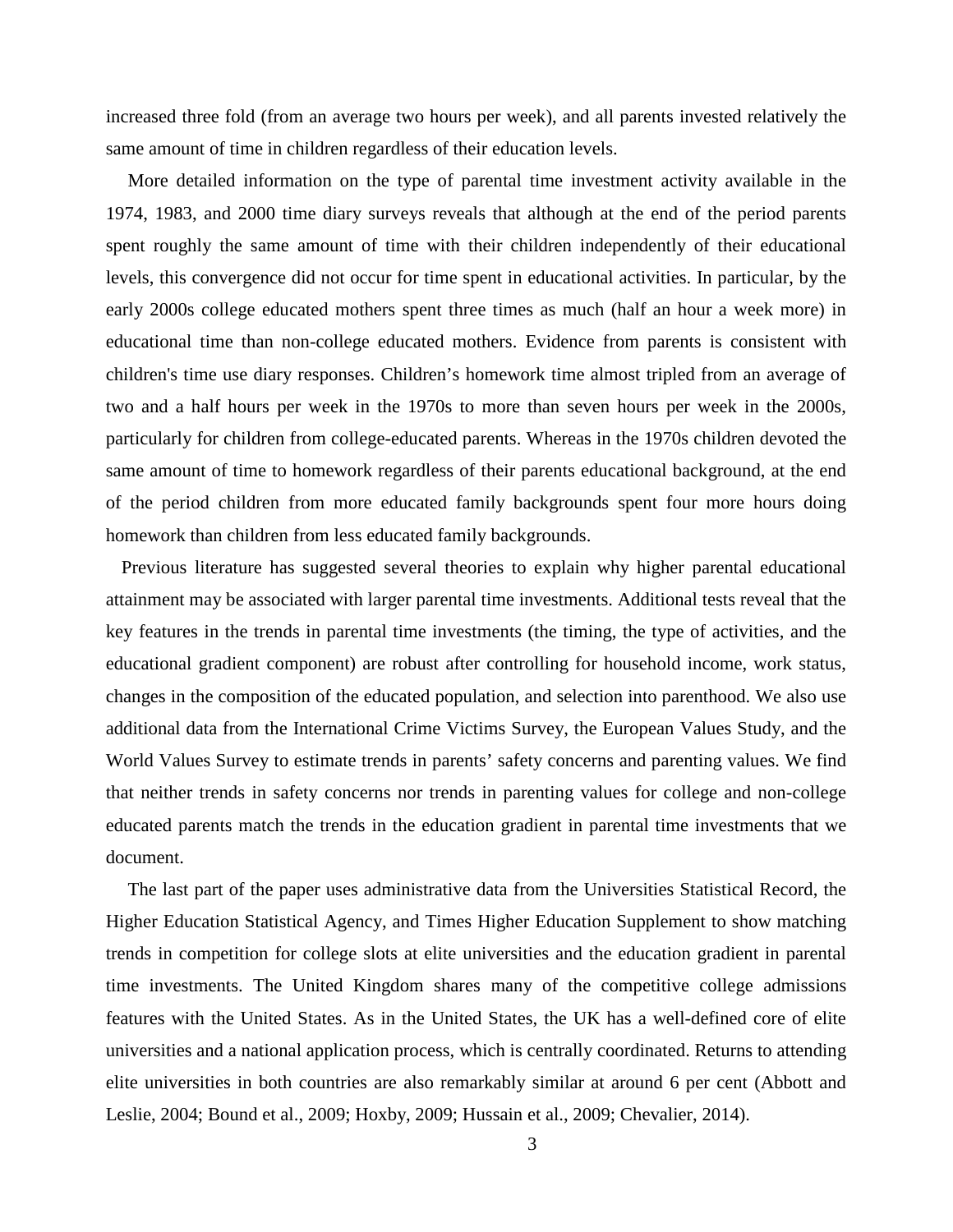increased three fold (from an average two hours per week), and all parents invested relatively the same amount of time in children regardless of their education levels.

More detailed information on the type of parental time investment activity available in the 1974, 1983, and 2000 time diary surveys reveals that although at the end of the period parents spent roughly the same amount of time with their children independently of their educational levels, this convergence did not occur for time spent in educational activities. In particular, by the early 2000s college educated mothers spent three times as much (half an hour a week more) in educational time than non-college educated mothers. Evidence from parents is consistent with children's time use diary responses. Children's homework time almost tripled from an average of two and a half hours per week in the 1970s to more than seven hours per week in the 2000s, particularly for children from college-educated parents. Whereas in the 1970s children devoted the same amount of time to homework regardless of their parents educational background, at the end of the period children from more educated family backgrounds spent four more hours doing homework than children from less educated family backgrounds.

Previous literature has suggested several theories to explain why higher parental educational attainment may be associated with larger parental time investments. Additional tests reveal that the key features in the trends in parental time investments (the timing, the type of activities, and the educational gradient component) are robust after controlling for household income, work status, changes in the composition of the educated population, and selection into parenthood. We also use additional data from the International Crime Victims Survey, the European Values Study, and the World Values Survey to estimate trends in parents' safety concerns and parenting values. We find that neither trends in safety concerns nor trends in parenting values for college and non-college educated parents match the trends in the education gradient in parental time investments that we document.

The last part of the paper uses administrative data from the Universities Statistical Record, the Higher Education Statistical Agency, and Times Higher Education Supplement to show matching trends in competition for college slots at elite universities and the education gradient in parental time investments. The United Kingdom shares many of the competitive college admissions features with the United States. As in the United States, the UK has a well-defined core of elite universities and a national application process, which is centrally coordinated. Returns to attending elite universities in both countries are also remarkably similar at around 6 per cent (Abbott and Leslie, 2004; Bound et al., 2009; Hoxby, 2009; Hussain et al., 2009; Chevalier, 2014).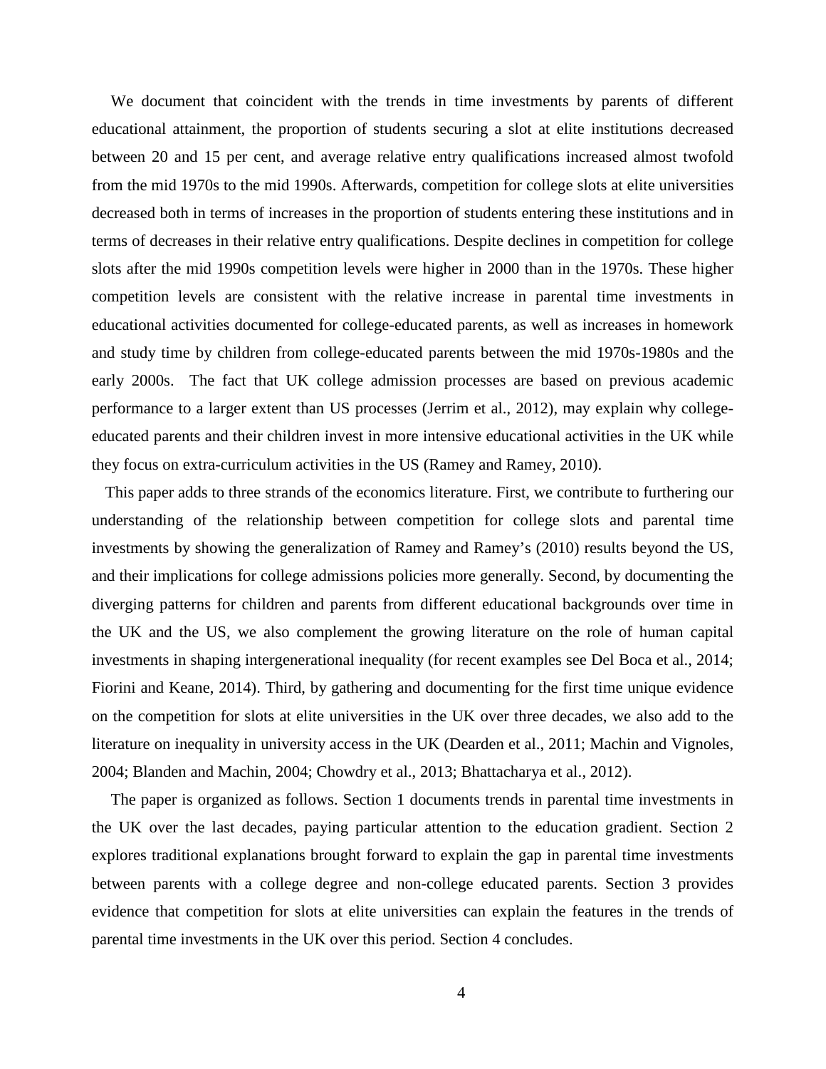We document that coincident with the trends in time investments by parents of different educational attainment, the proportion of students securing a slot at elite institutions decreased between 20 and 15 per cent, and average relative entry qualifications increased almost twofold from the mid 1970s to the mid 1990s. Afterwards, competition for college slots at elite universities decreased both in terms of increases in the proportion of students entering these institutions and in terms of decreases in their relative entry qualifications. Despite declines in competition for college slots after the mid 1990s competition levels were higher in 2000 than in the 1970s. These higher competition levels are consistent with the relative increase in parental time investments in educational activities documented for college-educated parents, as well as increases in homework and study time by children from college-educated parents between the mid 1970s-1980s and the early 2000s. The fact that UK college admission processes are based on previous academic performance to a larger extent than US processes (Jerrim et al., 2012), may explain why college-educated parents and their children invest in more intensive educational activities in the UK while they focus on extra-curriculum activities in the US (Ramey and Ramey, 2010).

This paper adds to three strands of the economics literature. First, we contribute to furthering our understanding of the relationship between competition for college slots and parental time investments by showing the generalization of Ramey and Ramey's (2010) results beyond the US, and their implications for college admissions policies more generally. Second, by documenting the diverging patterns for children and parents from different educational backgrounds over time in the UK and the US, we also complement the growing literature on the role of human capital investments in shaping intergenerational inequality (for recent examples see Del Boca et al., 2014; Fiorini and Keane, 2014). Third, by gathering and documenting for the first time unique evidence on the competition for slots at elite universities in the UK over three decades, we also add to the literature on inequality in university access in the UK (Dearden et al., 2011; Machin and Vignoles, 2004; Blanden and Machin, 2004; Chowdry et al., 2013; Bhattacharya et al., 2012).

The paper is organized as follows. Section 1 documents trends in parental time investments in the UK over the last decades, paying particular attention to the education gradient. Section 2 explores traditional explanations brought forward to explain the gap in parental time investments between parents with a college degree and non-college educated parents. Section 3 provides evidence that competition for slots at elite universities can explain the features in the trends of parental time investments in the UK over this period. Section 4 concludes.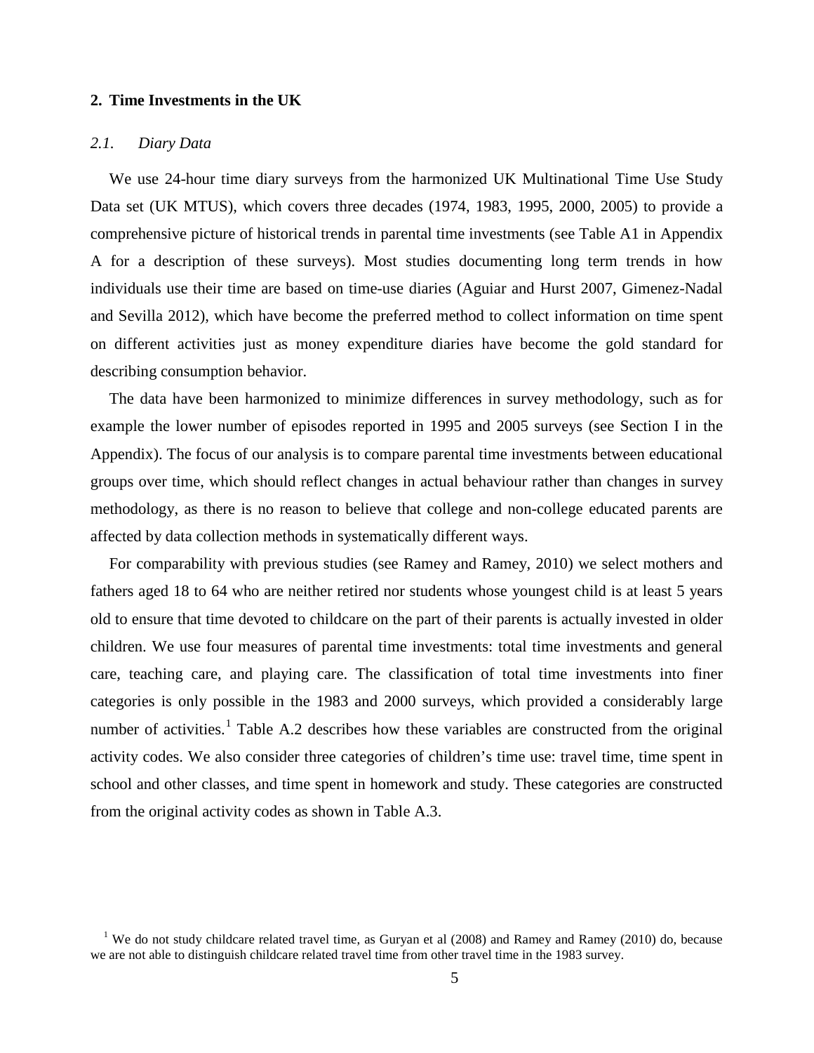## 2. Time Investments in the UK

### *2.1. Diary Data*

We use 24-hour time diary surveys from the harmonized UK Multinational Time Use Study Data set (UK MTUS), which covers three decades (1974, 1983, 1995, 2000, 2005) to provide a comprehensive picture of historical trends in parental time investments (see Table A1 in Appendix A for a description of these surveys). Most studies documenting long term trends in how individuals use their time are based on time-use diaries (Aguiar and Hurst 2007, Gimenez-Nadal and Sevilla 2012), which have become the preferred method to collect information on time spent on different activities just as money expenditure diaries have become the gold standard for describing consumption behavior.

The data have been harmonized to minimize differences in survey methodology, such as for example the lower number of episodes reported in 1995 and 2005 surveys (see Section I in the Appendix). The focus of our analysis is to compare parental time investments between educational groups over time, which should reflect changes in actual behaviour rather than changes in survey methodology, as there is no reason to believe that college and non-college educated parents are affected by data collection methods in systematically different ways.

For comparability with previous studies (see Ramey and Ramey, 2010) we select mothers and fathers aged 18 to 64 who are neither retired nor students whose youngest child is at least 5 years old to ensure that time devoted to childcare on the part of their parents is actually invested in older children. We use four measures of parental time investments: total time investments and general care, teaching care, and playing care. The classification of total time investments into finer categories is only possible in the 1983 and 2000 surveys, which provided a considerably large number of activities.[1] Table A.2 describes how these variables are constructed from the original activity codes. We also consider three categories of children's time use: travel time, time spent in school and other classes, and time spent in homework and study. These categories are constructed from the original activity codes as shown in Table A.3.

[1] We do not study childcare related travel time, as Guryan et al (2008) and Ramey and Ramey (2010) do, because we are not able to distinguish childcare related travel time from other travel time in the 1983 survey.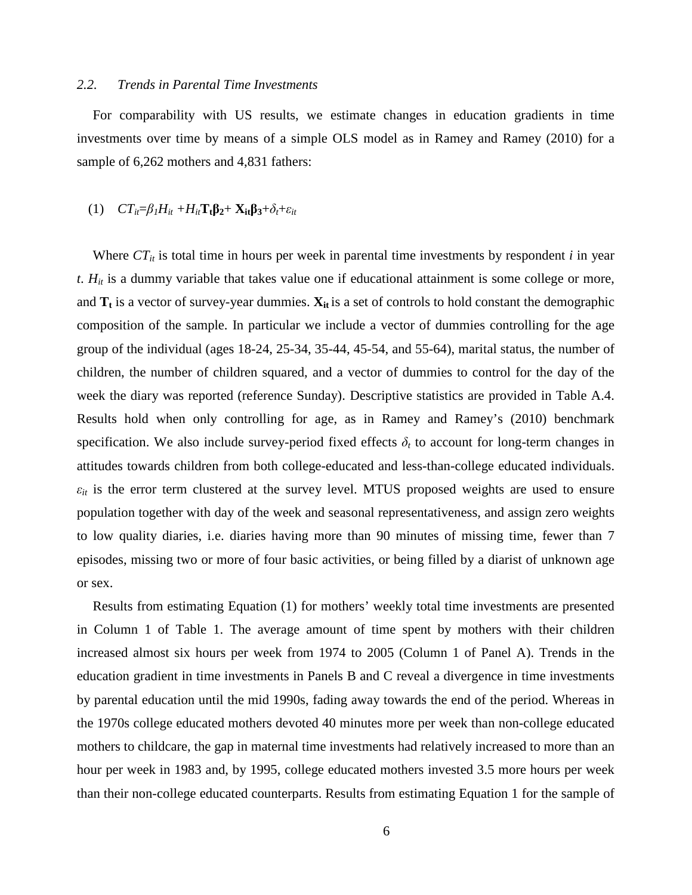### *2.2. Trends in Parental Time Investments*

For comparability with US results, we estimate changes in education gradients in time investments over time by means of a simple OLS model as in Ramey and Ramey (2010) for a sample of 6,262 mothers and 4,831 fathers:

$$(1) \quad CT_{it}=\beta_1 H_{it} + H_{it}\mathbf{T_t}\boldsymbol{\beta_2} + \mathbf{X_{it}}\boldsymbol{\beta_3}+\delta_t+\varepsilon_{it}$$

Where $CT_{it}$ is total time in hours per week in parental time investments by respondent *i* in year *t*. $H_{it}$ is a dummy variable that takes value one if educational attainment is some college or more, and $\mathbf{T_t}$ is a vector of survey-year dummies. $\mathbf{X_{it}}$ is a set of controls to hold constant the demographic composition of the sample. In particular we include a vector of dummies controlling for the age group of the individual (ages 18-24, 25-34, 35-44, 45-54, and 55-64), marital status, the number of children, the number of children squared, and a vector of dummies to control for the day of the week the diary was reported (reference Sunday). Descriptive statistics are provided in Table A.4. Results hold when only controlling for age, as in Ramey and Ramey's (2010) benchmark specification. We also include survey-period fixed effects $\delta_t$ to account for long-term changes in attitudes towards children from both college-educated and less-than-college educated individuals. $\varepsilon_{it}$ is the error term clustered at the survey level. MTUS proposed weights are used to ensure population together with day of the week and seasonal representativeness, and assign zero weights to low quality diaries, i.e. diaries having more than 90 minutes of missing time, fewer than 7 episodes, missing two or more of four basic activities, or being filled by a diarist of unknown age or sex.

Results from estimating Equation (1) for mothers' weekly total time investments are presented in Column 1 of Table 1. The average amount of time spent by mothers with their children increased almost six hours per week from 1974 to 2005 (Column 1 of Panel A). Trends in the education gradient in time investments in Panels B and C reveal a divergence in time investments by parental education until the mid 1990s, fading away towards the end of the period. Whereas in the 1970s college educated mothers devoted 40 minutes more per week than non-college educated mothers to childcare, the gap in maternal time investments had relatively increased to more than an hour per week in 1983 and, by 1995, college educated mothers invested 3.5 more hours per week than their non-college educated counterparts. Results from estimating Equation 1 for the sample of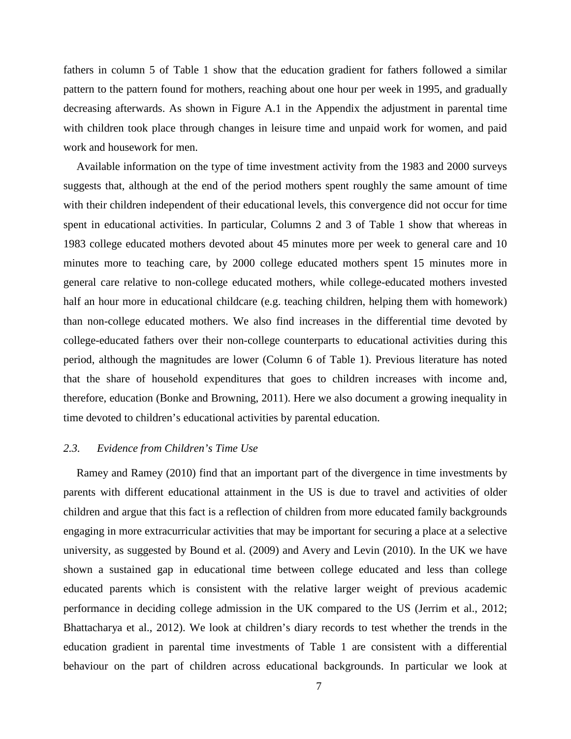fathers in column 5 of Table 1 show that the education gradient for fathers followed a similar pattern to the pattern found for mothers, reaching about one hour per week in 1995, and gradually decreasing afterwards. As shown in Figure A.1 in the Appendix the adjustment in parental time with children took place through changes in leisure time and unpaid work for women, and paid work and housework for men.

Available information on the type of time investment activity from the 1983 and 2000 surveys suggests that, although at the end of the period mothers spent roughly the same amount of time with their children independent of their educational levels, this convergence did not occur for time spent in educational activities. In particular, Columns 2 and 3 of Table 1 show that whereas in 1983 college educated mothers devoted about 45 minutes more per week to general care and 10 minutes more to teaching care, by 2000 college educated mothers spent 15 minutes more in general care relative to non-college educated mothers, while college-educated mothers invested half an hour more in educational childcare (e.g. teaching children, helping them with homework) than non-college educated mothers. We also find increases in the differential time devoted by college-educated fathers over their non-college counterparts to educational activities during this period, although the magnitudes are lower (Column 6 of Table 1). Previous literature has noted that the share of household expenditures that goes to children increases with income and, therefore, education (Bonke and Browning, 2011). Here we also document a growing inequality in time devoted to children's educational activities by parental education.

### *2.3. Evidence from Children's Time Use*

Ramey and Ramey (2010) find that an important part of the divergence in time investments by parents with different educational attainment in the US is due to travel and activities of older children and argue that this fact is a reflection of children from more educated family backgrounds engaging in more extracurricular activities that may be important for securing a place at a selective university, as suggested by Bound et al. (2009) and Avery and Levin (2010). In the UK we have shown a sustained gap in educational time between college educated and less than college educated parents which is consistent with the relative larger weight of previous academic performance in deciding college admission in the UK compared to the US (Jerrim et al., 2012; Bhattacharya et al., 2012). We look at children's diary records to test whether the trends in the education gradient in parental time investments of Table 1 are consistent with a differential behaviour on the part of children across educational backgrounds. In particular we look at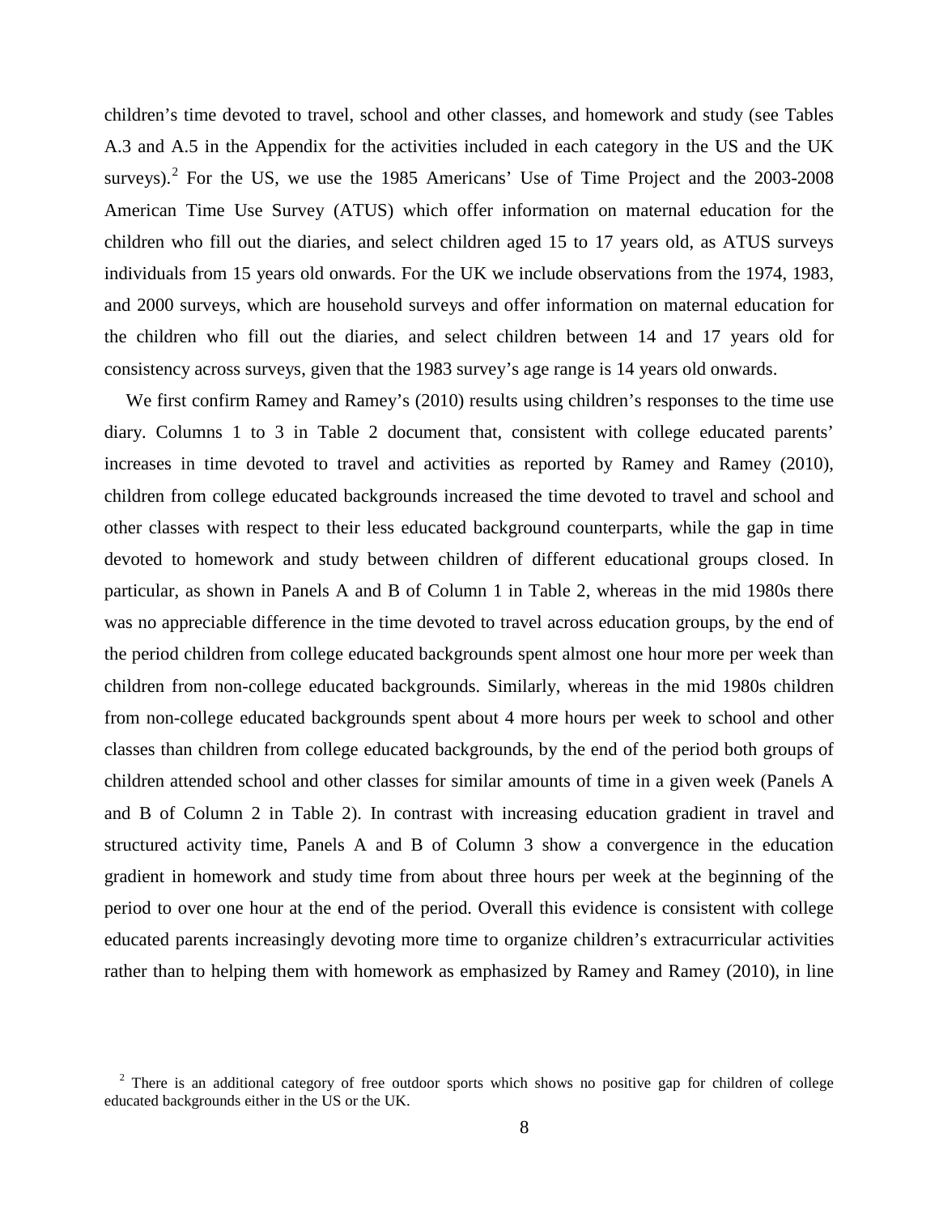children's time devoted to travel, school and other classes, and homework and study (see Tables A.3 and A.5 in the Appendix for the activities included in each category in the US and the UK surveys).[2] For the US, we use the 1985 Americans' Use of Time Project and the 2003-2008 American Time Use Survey (ATUS) which offer information on maternal education for the children who fill out the diaries, and select children aged 15 to 17 years old, as ATUS surveys individuals from 15 years old onwards. For the UK we include observations from the 1974, 1983, and 2000 surveys, which are household surveys and offer information on maternal education for the children who fill out the diaries, and select children between 14 and 17 years old for consistency across surveys, given that the 1983 survey's age range is 14 years old onwards.

We first confirm Ramey and Ramey's (2010) results using children's responses to the time use diary. Columns 1 to 3 in Table 2 document that, consistent with college educated parents' increases in time devoted to travel and activities as reported by Ramey and Ramey (2010), children from college educated backgrounds increased the time devoted to travel and school and other classes with respect to their less educated background counterparts, while the gap in time devoted to homework and study between children of different educational groups closed. In particular, as shown in Panels A and B of Column 1 in Table 2, whereas in the mid 1980s there was no appreciable difference in the time devoted to travel across education groups, by the end of the period children from college educated backgrounds spent almost one hour more per week than children from non-college educated backgrounds. Similarly, whereas in the mid 1980s children from non-college educated backgrounds spent about 4 more hours per week to school and other classes than children from college educated backgrounds, by the end of the period both groups of children attended school and other classes for similar amounts of time in a given week (Panels A and B of Column 2 in Table 2). In contrast with increasing education gradient in travel and structured activity time, Panels A and B of Column 3 show a convergence in the education gradient in homework and study time from about three hours per week at the beginning of the period to over one hour at the end of the period. Overall this evidence is consistent with college educated parents increasingly devoting more time to organize children's extracurricular activities rather than to helping them with homework as emphasized by Ramey and Ramey (2010), in line

[2] There is an additional category of free outdoor sports which shows no positive gap for children of college educated backgrounds either in the US or the UK.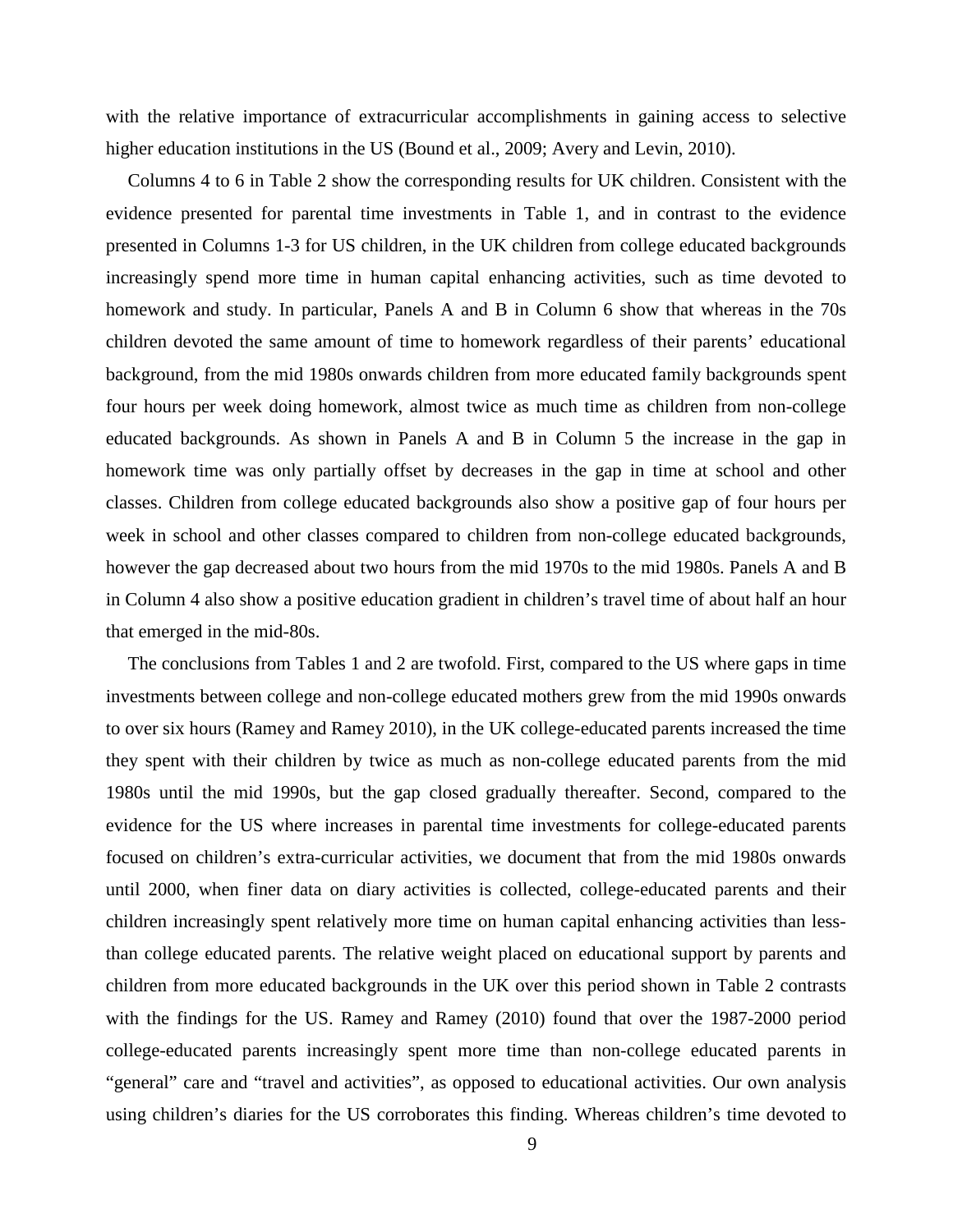with the relative importance of extracurricular accomplishments in gaining access to selective higher education institutions in the US (Bound et al., 2009; Avery and Levin, 2010).

Columns 4 to 6 in Table 2 show the corresponding results for UK children. Consistent with the evidence presented for parental time investments in Table 1, and in contrast to the evidence presented in Columns 1-3 for US children, in the UK children from college educated backgrounds increasingly spend more time in human capital enhancing activities, such as time devoted to homework and study. In particular, Panels A and B in Column 6 show that whereas in the 70s children devoted the same amount of time to homework regardless of their parents' educational background, from the mid 1980s onwards children from more educated family backgrounds spent four hours per week doing homework, almost twice as much time as children from non-college educated backgrounds. As shown in Panels A and B in Column 5 the increase in the gap in homework time was only partially offset by decreases in the gap in time at school and other classes. Children from college educated backgrounds also show a positive gap of four hours per week in school and other classes compared to children from non-college educated backgrounds, however the gap decreased about two hours from the mid 1970s to the mid 1980s. Panels A and B in Column 4 also show a positive education gradient in children's travel time of about half an hour that emerged in the mid-80s.

The conclusions from Tables 1 and 2 are twofold. First, compared to the US where gaps in time investments between college and non-college educated mothers grew from the mid 1990s onwards to over six hours (Ramey and Ramey 2010), in the UK college-educated parents increased the time they spent with their children by twice as much as non-college educated parents from the mid 1980s until the mid 1990s, but the gap closed gradually thereafter. Second, compared to the evidence for the US where increases in parental time investments for college-educated parents focused on children's extra-curricular activities, we document that from the mid 1980s onwards until 2000, when finer data on diary activities is collected, college-educated parents and their children increasingly spent relatively more time on human capital enhancing activities than less-than college educated parents. The relative weight placed on educational support by parents and children from more educated backgrounds in the UK over this period shown in Table 2 contrasts with the findings for the US. Ramey and Ramey (2010) found that over the 1987-2000 period college-educated parents increasingly spent more time than non-college educated parents in "general" care and "travel and activities", as opposed to educational activities. Our own analysis using children's diaries for the US corroborates this finding. Whereas children's time devoted to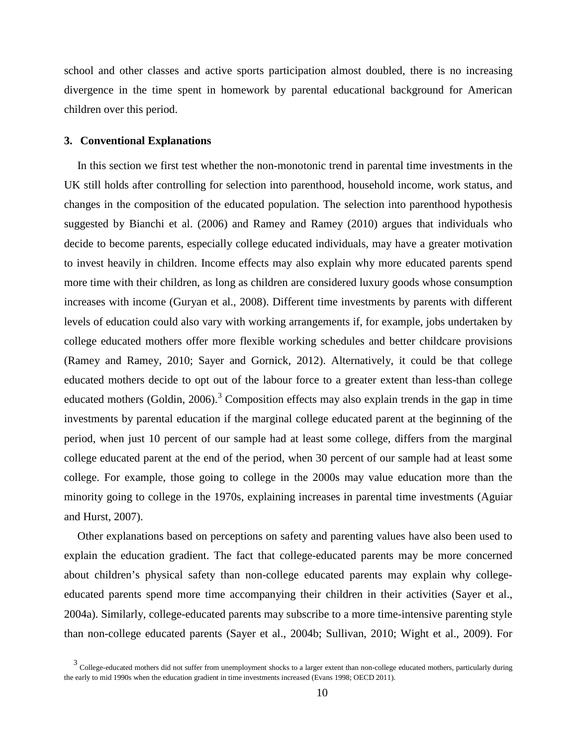school and other classes and active sports participation almost doubled, there is no increasing divergence in the time spent in homework by parental educational background for American children over this period.

## 3. Conventional Explanations

In this section we first test whether the non-monotonic trend in parental time investments in the UK still holds after controlling for selection into parenthood, household income, work status, and changes in the composition of the educated population. The selection into parenthood hypothesis suggested by Bianchi et al. (2006) and Ramey and Ramey (2010) argues that individuals who decide to become parents, especially college educated individuals, may have a greater motivation to invest heavily in children. Income effects may also explain why more educated parents spend more time with their children, as long as children are considered luxury goods whose consumption increases with income (Guryan et al., 2008). Different time investments by parents with different levels of education could also vary with working arrangements if, for example, jobs undertaken by college educated mothers offer more flexible working schedules and better childcare provisions (Ramey and Ramey, 2010; Sayer and Gornick, 2012). Alternatively, it could be that college educated mothers decide to opt out of the labour force to a greater extent than less-than college educated mothers (Goldin, 2006).[3] Composition effects may also explain trends in the gap in time investments by parental education if the marginal college educated parent at the beginning of the period, when just 10 percent of our sample had at least some college, differs from the marginal college educated parent at the end of the period, when 30 percent of our sample had at least some college. For example, those going to college in the 2000s may value education more than the minority going to college in the 1970s, explaining increases in parental time investments (Aguiar and Hurst, 2007).

Other explanations based on perceptions on safety and parenting values have also been used to explain the education gradient. The fact that college-educated parents may be more concerned about children's physical safety than non-college educated parents may explain why college-educated parents spend more time accompanying their children in their activities (Sayer et al., 2004a). Similarly, college-educated parents may subscribe to a more time-intensive parenting style than non-college educated parents (Sayer et al., 2004b; Sullivan, 2010; Wight et al., 2009). For

[3] College-educated mothers did not suffer from unemployment shocks to a larger extent than non-college educated mothers, particularly during the early to mid 1990s when the education gradient in time investments increased (Evans 1998; OECD 2011).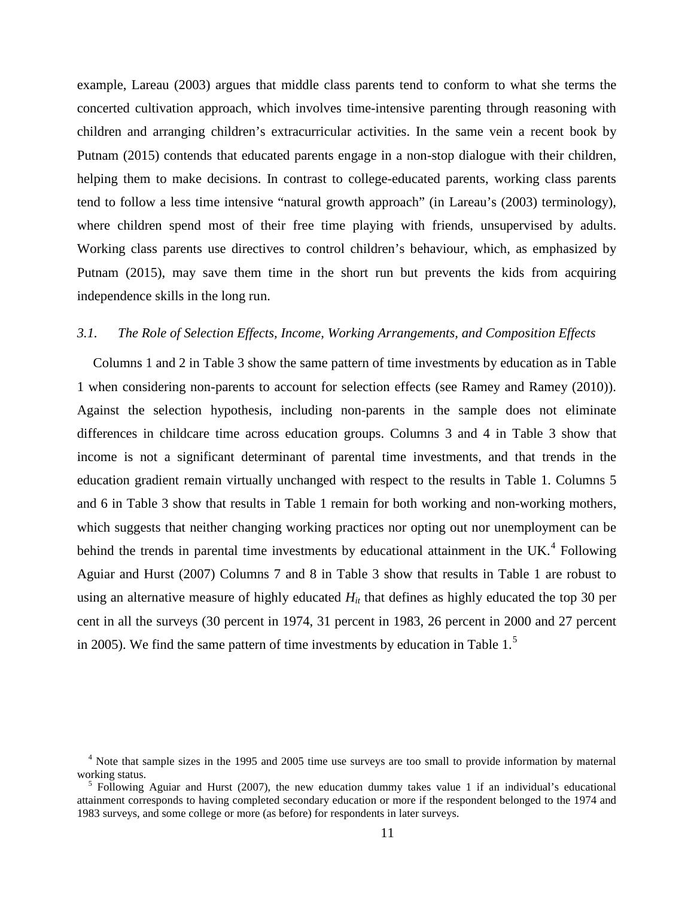example, Lareau (2003) argues that middle class parents tend to conform to what she terms the concerted cultivation approach, which involves time-intensive parenting through reasoning with children and arranging children's extracurricular activities. In the same vein a recent book by Putnam (2015) contends that educated parents engage in a non-stop dialogue with their children, helping them to make decisions. In contrast to college-educated parents, working class parents tend to follow a less time intensive "natural growth approach" (in Lareau's (2003) terminology), where children spend most of their free time playing with friends, unsupervised by adults. Working class parents use directives to control children's behaviour, which, as emphasized by Putnam (2015), may save them time in the short run but prevents the kids from acquiring independence skills in the long run.

### *3.1. The Role of Selection Effects, Income, Working Arrangements, and Composition Effects*

Columns 1 and 2 in Table 3 show the same pattern of time investments by education as in Table 1 when considering non-parents to account for selection effects (see Ramey and Ramey (2010)). Against the selection hypothesis, including non-parents in the sample does not eliminate differences in childcare time across education groups. Columns 3 and 4 in Table 3 show that income is not a significant determinant of parental time investments, and that trends in the education gradient remain virtually unchanged with respect to the results in Table 1. Columns 5 and 6 in Table 3 show that results in Table 1 remain for both working and non-working mothers, which suggests that neither changing working practices nor opting out nor unemployment can be behind the trends in parental time investments by educational attainment in the UK.[4] Following Aguiar and Hurst (2007) Columns 7 and 8 in Table 3 show that results in Table 1 are robust to using an alternative measure of highly educated $H_{it}$ that defines as highly educated the top 30 per cent in all the surveys (30 percent in 1974, 31 percent in 1983, 26 percent in 2000 and 27 percent in 2005). We find the same pattern of time investments by education in Table 1.[5]

[4] Note that sample sizes in the 1995 and 2005 time use surveys are too small to provide information by maternal working status.

[5] Following Aguiar and Hurst (2007), the new education dummy takes value 1 if an individual's educational attainment corresponds to having completed secondary education or more if the respondent belonged to the 1974 and 1983 surveys, and some college or more (as before) for respondents in later surveys.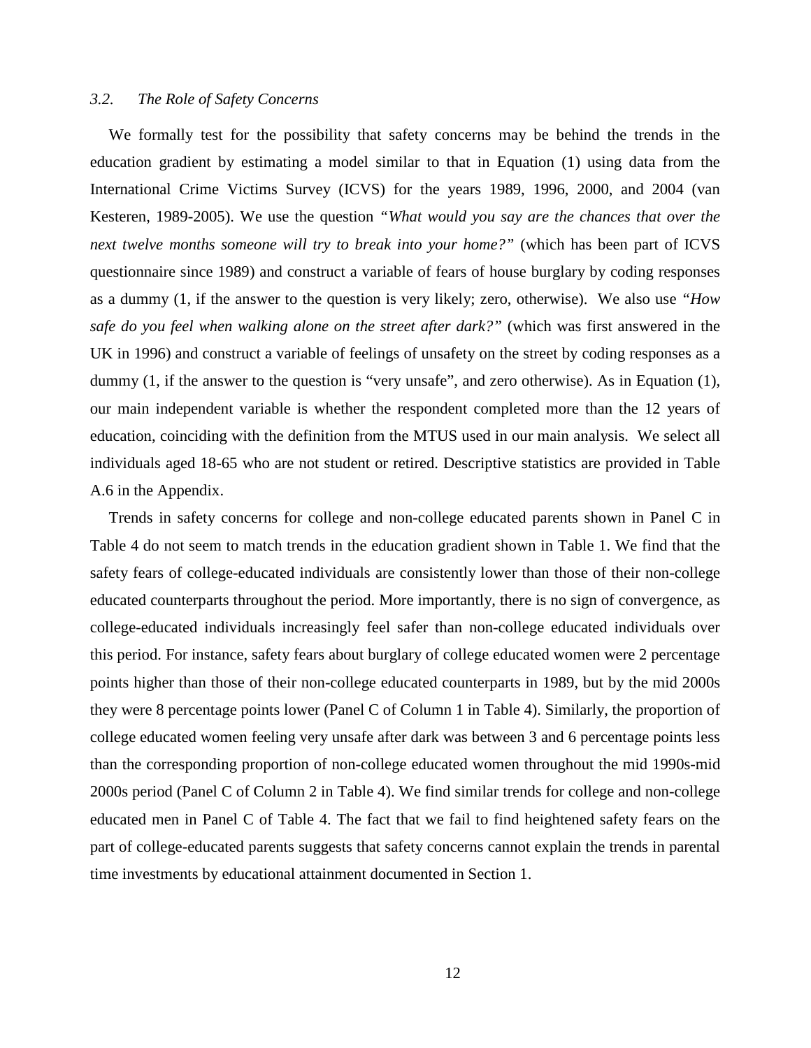### *3.2. The Role of Safety Concerns*

We formally test for the possibility that safety concerns may be behind the trends in the education gradient by estimating a model similar to that in Equation (1) using data from the International Crime Victims Survey (ICVS) for the years 1989, 1996, 2000, and 2004 (van Kesteren, 1989-2005). We use the question *"What would you say are the chances that over the next twelve months someone will try to break into your home?"* (which has been part of ICVS questionnaire since 1989) and construct a variable of fears of house burglary by coding responses as a dummy (1, if the answer to the question is very likely; zero, otherwise). We also use *"How safe do you feel when walking alone on the street after dark?"* (which was first answered in the UK in 1996) and construct a variable of feelings of unsafety on the street by coding responses as a dummy (1, if the answer to the question is "very unsafe", and zero otherwise). As in Equation (1), our main independent variable is whether the respondent completed more than the 12 years of education, coinciding with the definition from the MTUS used in our main analysis. We select all individuals aged 18-65 who are not student or retired. Descriptive statistics are provided in Table A.6 in the Appendix.

Trends in safety concerns for college and non-college educated parents shown in Panel C in Table 4 do not seem to match trends in the education gradient shown in Table 1. We find that the safety fears of college-educated individuals are consistently lower than those of their non-college educated counterparts throughout the period. More importantly, there is no sign of convergence, as college-educated individuals increasingly feel safer than non-college educated individuals over this period. For instance, safety fears about burglary of college educated women were 2 percentage points higher than those of their non-college educated counterparts in 1989, but by the mid 2000s they were 8 percentage points lower (Panel C of Column 1 in Table 4). Similarly, the proportion of college educated women feeling very unsafe after dark was between 3 and 6 percentage points less than the corresponding proportion of non-college educated women throughout the mid 1990s-mid 2000s period (Panel C of Column 2 in Table 4). We find similar trends for college and non-college educated men in Panel C of Table 4. The fact that we fail to find heightened safety fears on the part of college-educated parents suggests that safety concerns cannot explain the trends in parental time investments by educational attainment documented in Section 1.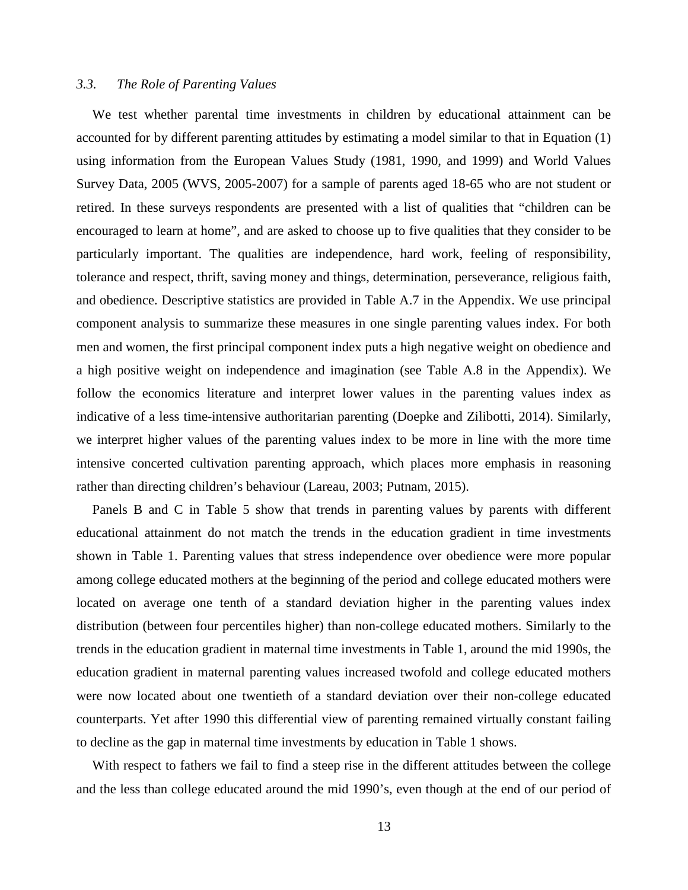### *3.3. The Role of Parenting Values*

We test whether parental time investments in children by educational attainment can be accounted for by different parenting attitudes by estimating a model similar to that in Equation (1) using information from the European Values Study (1981, 1990, and 1999) and World Values Survey Data, 2005 (WVS, 2005-2007) for a sample of parents aged 18-65 who are not student or retired. In these surveys respondents are presented with a list of qualities that "children can be encouraged to learn at home", and are asked to choose up to five qualities that they consider to be particularly important. The qualities are independence, hard work, feeling of responsibility, tolerance and respect, thrift, saving money and things, determination, perseverance, religious faith, and obedience. Descriptive statistics are provided in Table A.7 in the Appendix. We use principal component analysis to summarize these measures in one single parenting values index. For both men and women, the first principal component index puts a high negative weight on obedience and a high positive weight on independence and imagination (see Table A.8 in the Appendix). We follow the economics literature and interpret lower values in the parenting values index as indicative of a less time-intensive authoritarian parenting (Doepke and Zilibotti, 2014). Similarly, we interpret higher values of the parenting values index to be more in line with the more time intensive concerted cultivation parenting approach, which places more emphasis in reasoning rather than directing children's behaviour (Lareau, 2003; Putnam, 2015).

Panels B and C in Table 5 show that trends in parenting values by parents with different educational attainment do not match the trends in the education gradient in time investments shown in Table 1. Parenting values that stress independence over obedience were more popular among college educated mothers at the beginning of the period and college educated mothers were located on average one tenth of a standard deviation higher in the parenting values index distribution (between four percentiles higher) than non-college educated mothers. Similarly to the trends in the education gradient in maternal time investments in Table 1, around the mid 1990s, the education gradient in maternal parenting values increased twofold and college educated mothers were now located about one twentieth of a standard deviation over their non-college educated counterparts. Yet after 1990 this differential view of parenting remained virtually constant failing to decline as the gap in maternal time investments by education in Table 1 shows.

With respect to fathers we fail to find a steep rise in the different attitudes between the college and the less than college educated around the mid 1990's, even though at the end of our period of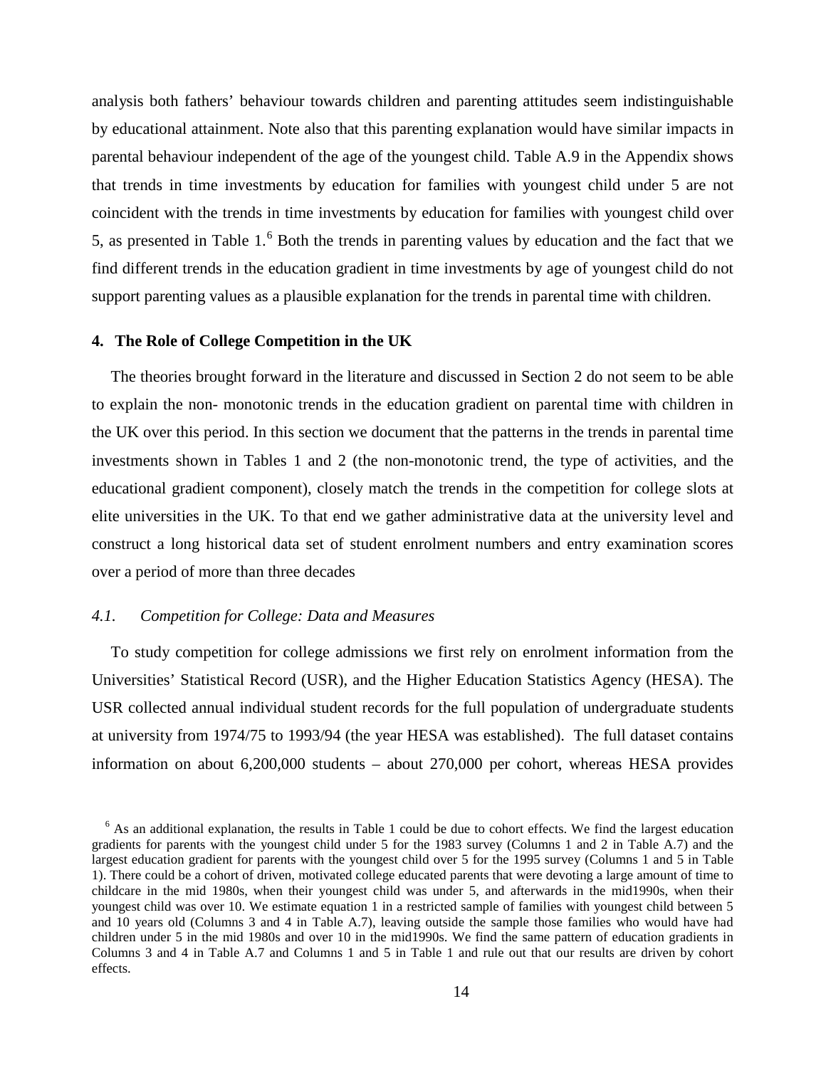analysis both fathers' behaviour towards children and parenting attitudes seem indistinguishable by educational attainment. Note also that this parenting explanation would have similar impacts in parental behaviour independent of the age of the youngest child. Table A.9 in the Appendix shows that trends in time investments by education for families with youngest child under 5 are not coincident with the trends in time investments by education for families with youngest child over 5, as presented in Table 1.[6] Both the trends in parenting values by education and the fact that we find different trends in the education gradient in time investments by age of youngest child do not support parenting values as a plausible explanation for the trends in parental time with children.

## 4. The Role of College Competition in the UK

The theories brought forward in the literature and discussed in Section 2 do not seem to be able to explain the non- monotonic trends in the education gradient on parental time with children in the UK over this period. In this section we document that the patterns in the trends in parental time investments shown in Tables 1 and 2 (the non-monotonic trend, the type of activities, and the educational gradient component), closely match the trends in the competition for college slots at elite universities in the UK. To that end we gather administrative data at the university level and construct a long historical data set of student enrolment numbers and entry examination scores over a period of more than three decades

### *4.1. Competition for College: Data and Measures*

To study competition for college admissions we first rely on enrolment information from the Universities' Statistical Record (USR), and the Higher Education Statistics Agency (HESA). The USR collected annual individual student records for the full population of undergraduate students at university from 1974/75 to 1993/94 (the year HESA was established). The full dataset contains information on about 6,200,000 students – about 270,000 per cohort, whereas HESA provides

[6] As an additional explanation, the results in Table 1 could be due to cohort effects. We find the largest education gradients for parents with the youngest child under 5 for the 1983 survey (Columns 1 and 2 in Table A.7) and the largest education gradient for parents with the youngest child over 5 for the 1995 survey (Columns 1 and 5 in Table 1). There could be a cohort of driven, motivated college educated parents that were devoting a large amount of time to childcare in the mid 1980s, when their youngest child was under 5, and afterwards in the mid1990s, when their youngest child was over 10. We estimate equation 1 in a restricted sample of families with youngest child between 5 and 10 years old (Columns 3 and 4 in Table A.7), leaving outside the sample those families who would have had children under 5 in the mid 1980s and over 10 in the mid1990s. We find the same pattern of education gradients in Columns 3 and 4 in Table A.7 and Columns 1 and 5 in Table 1 and rule out that our results are driven by cohort effects.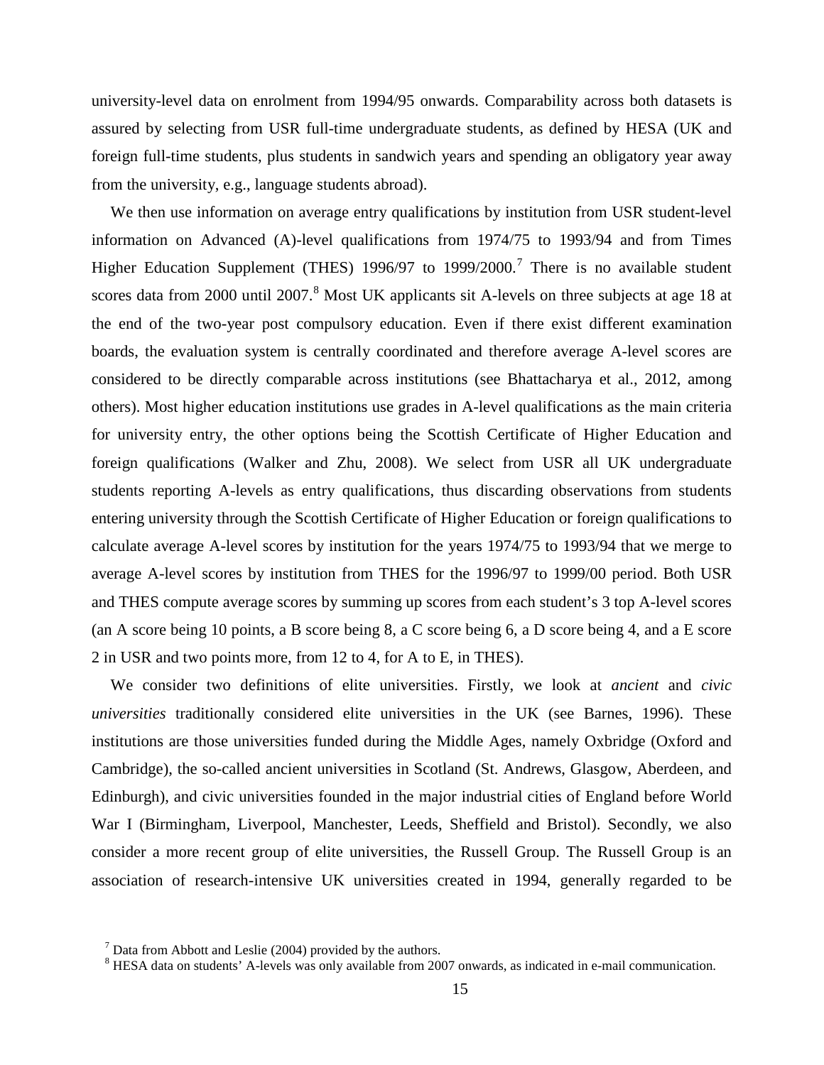university-level data on enrolment from 1994/95 onwards. Comparability across both datasets is assured by selecting from USR full-time undergraduate students, as defined by HESA (UK and foreign full-time students, plus students in sandwich years and spending an obligatory year away from the university, e.g., language students abroad).

We then use information on average entry qualifications by institution from USR student-level information on Advanced (A)-level qualifications from 1974/75 to 1993/94 and from Times Higher Education Supplement (THES) 1996/97 to 1999/2000.[7] There is no available student scores data from 2000 until 2007.[8] Most UK applicants sit A-levels on three subjects at age 18 at the end of the two-year post compulsory education. Even if there exist different examination boards, the evaluation system is centrally coordinated and therefore average A-level scores are considered to be directly comparable across institutions (see Bhattacharya et al., 2012, among others). Most higher education institutions use grades in A-level qualifications as the main criteria for university entry, the other options being the Scottish Certificate of Higher Education and foreign qualifications (Walker and Zhu, 2008). We select from USR all UK undergraduate students reporting A-levels as entry qualifications, thus discarding observations from students entering university through the Scottish Certificate of Higher Education or foreign qualifications to calculate average A-level scores by institution for the years 1974/75 to 1993/94 that we merge to average A-level scores by institution from THES for the 1996/97 to 1999/00 period. Both USR and THES compute average scores by summing up scores from each student's 3 top A-level scores (an A score being 10 points, a B score being 8, a C score being 6, a D score being 4, and a E score 2 in USR and two points more, from 12 to 4, for A to E, in THES).

We consider two definitions of elite universities. Firstly, we look at *ancient* and *civic universities* traditionally considered elite universities in the UK (see Barnes, 1996). These institutions are those universities funded during the Middle Ages, namely Oxbridge (Oxford and Cambridge), the so-called ancient universities in Scotland (St. Andrews, Glasgow, Aberdeen, and Edinburgh), and civic universities founded in the major industrial cities of England before World War I (Birmingham, Liverpool, Manchester, Leeds, Sheffield and Bristol). Secondly, we also consider a more recent group of elite universities, the Russell Group. The Russell Group is an association of research-intensive UK universities created in 1994, generally regarded to be

[7] Data from Abbott and Leslie (2004) provided by the authors.

[8] HESA data on students' A-levels was only available from 2007 onwards, as indicated in e-mail communication.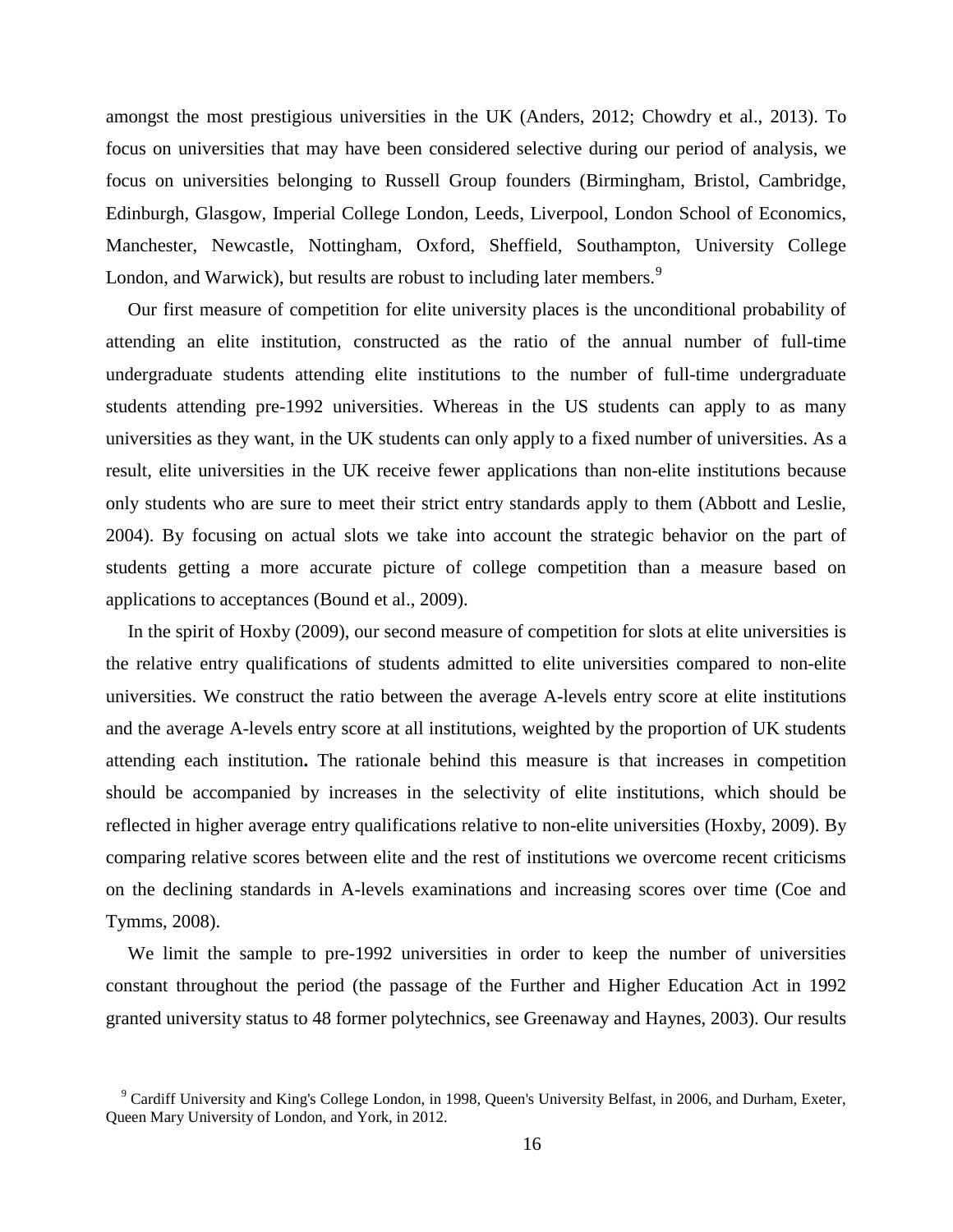amongst the most prestigious universities in the UK (Anders, 2012; Chowdry et al., 2013). To focus on universities that may have been considered selective during our period of analysis, we focus on universities belonging to Russell Group founders (Birmingham, Bristol, Cambridge, Edinburgh, Glasgow, Imperial College London, Leeds, Liverpool, London School of Economics, Manchester, Newcastle, Nottingham, Oxford, Sheffield, Southampton, University College London, and Warwick), but results are robust to including later members.[9]

Our first measure of competition for elite university places is the unconditional probability of attending an elite institution, constructed as the ratio of the annual number of full-time undergraduate students attending elite institutions to the number of full-time undergraduate students attending pre-1992 universities. Whereas in the US students can apply to as many universities as they want, in the UK students can only apply to a fixed number of universities. As a result, elite universities in the UK receive fewer applications than non-elite institutions because only students who are sure to meet their strict entry standards apply to them (Abbott and Leslie, 2004). By focusing on actual slots we take into account the strategic behavior on the part of students getting a more accurate picture of college competition than a measure based on applications to acceptances (Bound et al., 2009).

In the spirit of Hoxby (2009), our second measure of competition for slots at elite universities is the relative entry qualifications of students admitted to elite universities compared to non-elite universities. We construct the ratio between the average A-levels entry score at elite institutions and the average A-levels entry score at all institutions, weighted by the proportion of UK students attending each institution**.** The rationale behind this measure is that increases in competition should be accompanied by increases in the selectivity of elite institutions, which should be reflected in higher average entry qualifications relative to non-elite universities (Hoxby, 2009). By comparing relative scores between elite and the rest of institutions we overcome recent criticisms on the declining standards in A-levels examinations and increasing scores over time (Coe and Tymms, 2008).

We limit the sample to pre-1992 universities in order to keep the number of universities constant throughout the period (the passage of the Further and Higher Education Act in 1992 granted university status to 48 former polytechnics, see Greenaway and Haynes, 2003). Our results

[9] Cardiff University and King's College London, in 1998, Queen's University Belfast, in 2006, and Durham, Exeter, Queen Mary University of London, and York, in 2012.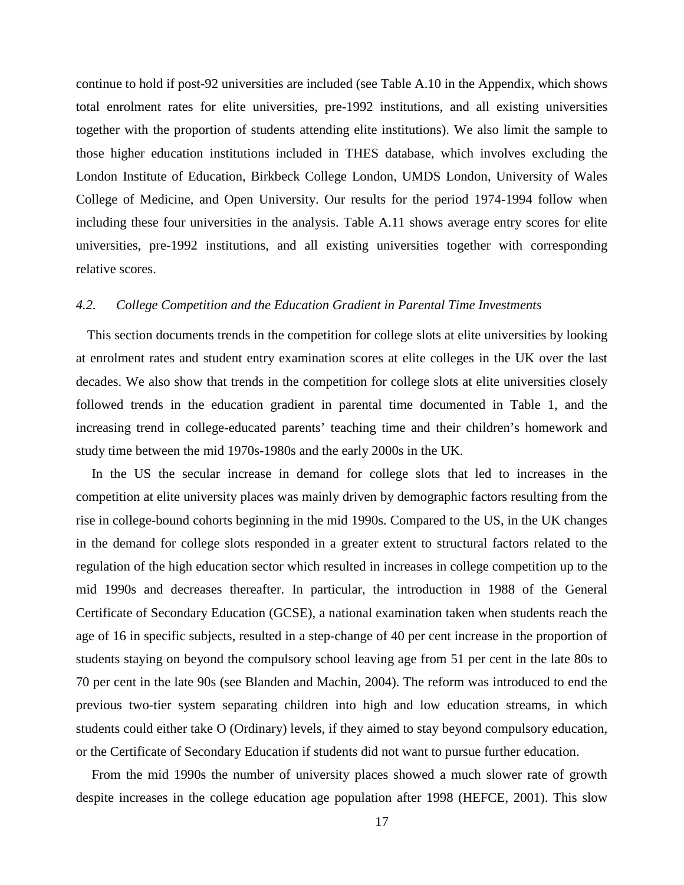continue to hold if post-92 universities are included (see Table A.10 in the Appendix, which shows total enrolment rates for elite universities, pre-1992 institutions, and all existing universities together with the proportion of students attending elite institutions). We also limit the sample to those higher education institutions included in THES database, which involves excluding the London Institute of Education, Birkbeck College London, UMDS London, University of Wales College of Medicine, and Open University. Our results for the period 1974-1994 follow when including these four universities in the analysis. Table A.11 shows average entry scores for elite universities, pre-1992 institutions, and all existing universities together with corresponding relative scores.

### *4.2. College Competition and the Education Gradient in Parental Time Investments*

This section documents trends in the competition for college slots at elite universities by looking at enrolment rates and student entry examination scores at elite colleges in the UK over the last decades. We also show that trends in the competition for college slots at elite universities closely followed trends in the education gradient in parental time documented in Table 1, and the increasing trend in college-educated parents' teaching time and their children's homework and study time between the mid 1970s-1980s and the early 2000s in the UK.

In the US the secular increase in demand for college slots that led to increases in the competition at elite university places was mainly driven by demographic factors resulting from the rise in college-bound cohorts beginning in the mid 1990s. Compared to the US, in the UK changes in the demand for college slots responded in a greater extent to structural factors related to the regulation of the high education sector which resulted in increases in college competition up to the mid 1990s and decreases thereafter. In particular, the introduction in 1988 of the General Certificate of Secondary Education (GCSE), a national examination taken when students reach the age of 16 in specific subjects, resulted in a step-change of 40 per cent increase in the proportion of students staying on beyond the compulsory school leaving age from 51 per cent in the late 80s to 70 per cent in the late 90s (see Blanden and Machin, 2004). The reform was introduced to end the previous two-tier system separating children into high and low education streams, in which students could either take O (Ordinary) levels, if they aimed to stay beyond compulsory education, or the Certificate of Secondary Education if students did not want to pursue further education.

From the mid 1990s the number of university places showed a much slower rate of growth despite increases in the college education age population after 1998 (HEFCE, 2001). This slow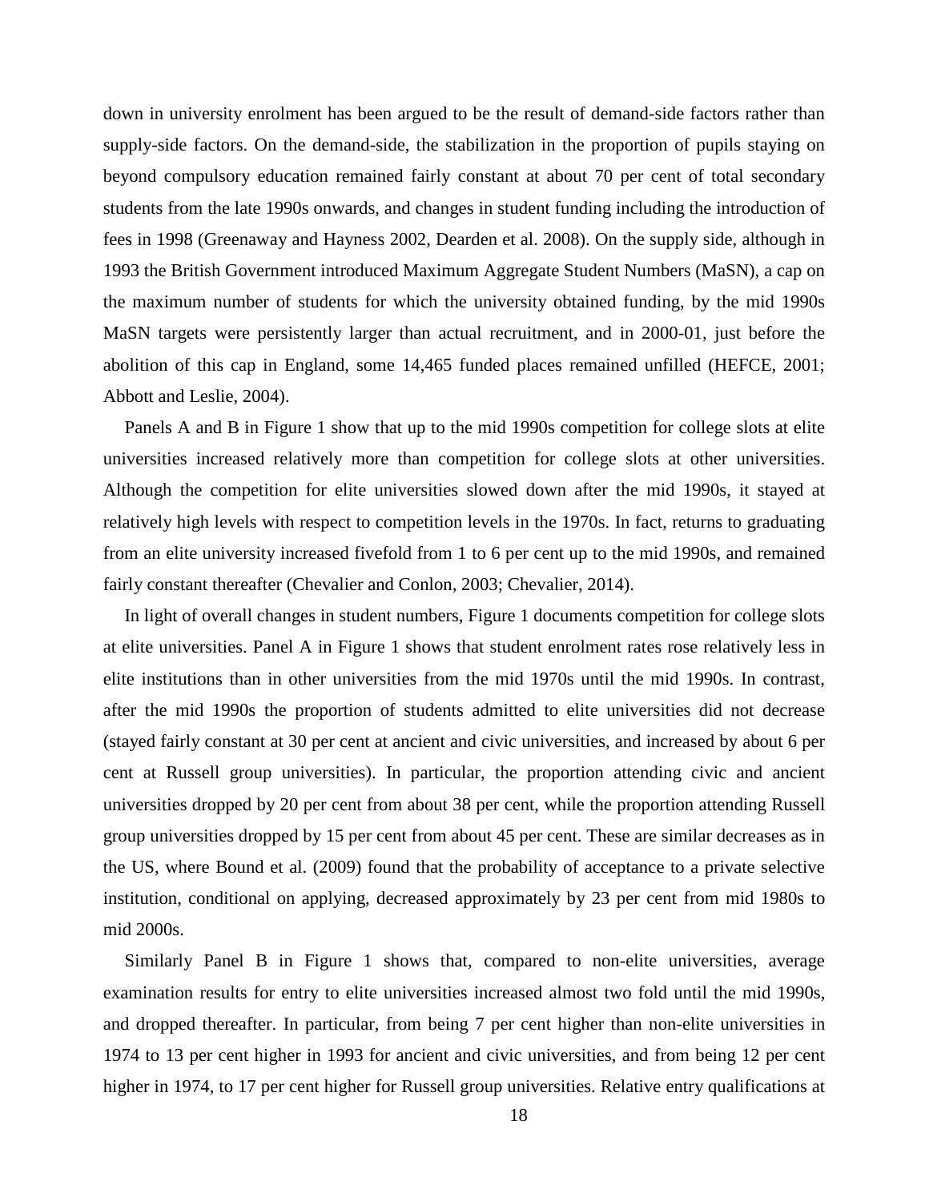down in university enrolment has been argued to be the result of demand-side factors rather than supply-side factors. On the demand-side, the stabilization in the proportion of pupils staying on beyond compulsory education remained fairly constant at about 70 per cent of total secondary students from the late 1990s onwards, and changes in student funding including the introduction of fees in 1998 (Greenaway and Hayness 2002, Dearden et al. 2008). On the supply side, although in 1993 the British Government introduced Maximum Aggregate Student Numbers (MaSN), a cap on the maximum number of students for which the university obtained funding, by the mid 1990s MaSN targets were persistently larger than actual recruitment, and in 2000-01, just before the abolition of this cap in England, some 14,465 funded places remained unfilled (HEFCE, 2001; Abbott and Leslie, 2004).

Panels A and B in Figure 1 show that up to the mid 1990s competition for college slots at elite universities increased relatively more than competition for college slots at other universities. Although the competition for elite universities slowed down after the mid 1990s, it stayed at relatively high levels with respect to competition levels in the 1970s. In fact, returns to graduating from an elite university increased fivefold from 1 to 6 per cent up to the mid 1990s, and remained fairly constant thereafter (Chevalier and Conlon, 2003; Chevalier, 2014).

In light of overall changes in student numbers, Figure 1 documents competition for college slots at elite universities. Panel A in Figure 1 shows that student enrolment rates rose relatively less in elite institutions than in other universities from the mid 1970s until the mid 1990s. In contrast, after the mid 1990s the proportion of students admitted to elite universities did not decrease (stayed fairly constant at 30 per cent at ancient and civic universities, and increased by about 6 per cent at Russell group universities). In particular, the proportion attending civic and ancient universities dropped by 20 per cent from about 38 per cent, while the proportion attending Russell group universities dropped by 15 per cent from about 45 per cent. These are similar decreases as in the US, where Bound et al. (2009) found that the probability of acceptance to a private selective institution, conditional on applying, decreased approximately by 23 per cent from mid 1980s to mid 2000s.

Similarly Panel B in Figure 1 shows that, compared to non-elite universities, average examination results for entry to elite universities increased almost two fold until the mid 1990s, and dropped thereafter. In particular, from being 7 per cent higher than non-elite universities in 1974 to 13 per cent higher in 1993 for ancient and civic universities, and from being 12 per cent higher in 1974, to 17 per cent higher for Russell group universities. Relative entry qualifications at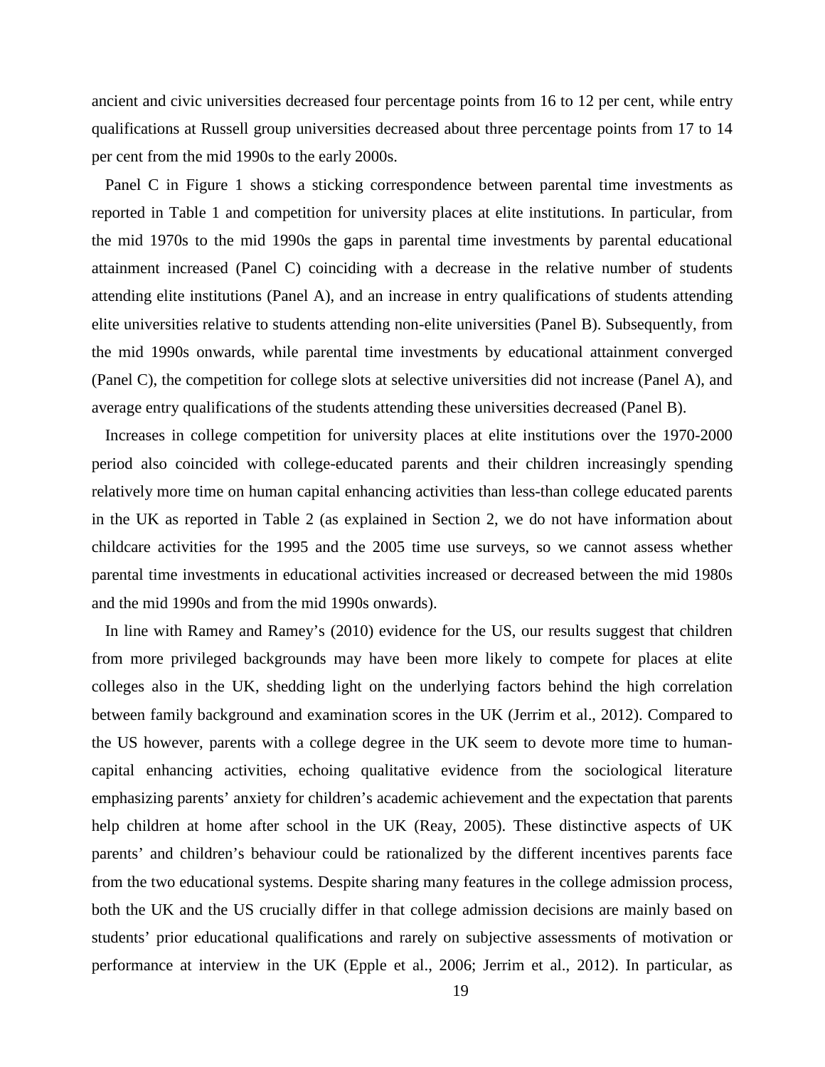ancient and civic universities decreased four percentage points from 16 to 12 per cent, while entry qualifications at Russell group universities decreased about three percentage points from 17 to 14 per cent from the mid 1990s to the early 2000s.

Panel C in Figure 1 shows a sticking correspondence between parental time investments as reported in Table 1 and competition for university places at elite institutions. In particular, from the mid 1970s to the mid 1990s the gaps in parental time investments by parental educational attainment increased (Panel C) coinciding with a decrease in the relative number of students attending elite institutions (Panel A), and an increase in entry qualifications of students attending elite universities relative to students attending non-elite universities (Panel B). Subsequently, from the mid 1990s onwards, while parental time investments by educational attainment converged (Panel C), the competition for college slots at selective universities did not increase (Panel A), and average entry qualifications of the students attending these universities decreased (Panel B).

Increases in college competition for university places at elite institutions over the 1970-2000 period also coincided with college-educated parents and their children increasingly spending relatively more time on human capital enhancing activities than less-than college educated parents in the UK as reported in Table 2 (as explained in Section 2, we do not have information about childcare activities for the 1995 and the 2005 time use surveys, so we cannot assess whether parental time investments in educational activities increased or decreased between the mid 1980s and the mid 1990s and from the mid 1990s onwards).

In line with Ramey and Ramey's (2010) evidence for the US, our results suggest that children from more privileged backgrounds may have been more likely to compete for places at elite colleges also in the UK, shedding light on the underlying factors behind the high correlation between family background and examination scores in the UK (Jerrim et al., 2012). Compared to the US however, parents with a college degree in the UK seem to devote more time to human-capital enhancing activities, echoing qualitative evidence from the sociological literature emphasizing parents' anxiety for children's academic achievement and the expectation that parents help children at home after school in the UK (Reay, 2005). These distinctive aspects of UK parents' and children's behaviour could be rationalized by the different incentives parents face from the two educational systems. Despite sharing many features in the college admission process, both the UK and the US crucially differ in that college admission decisions are mainly based on students' prior educational qualifications and rarely on subjective assessments of motivation or performance at interview in the UK (Epple et al., 2006; Jerrim et al., 2012). In particular, as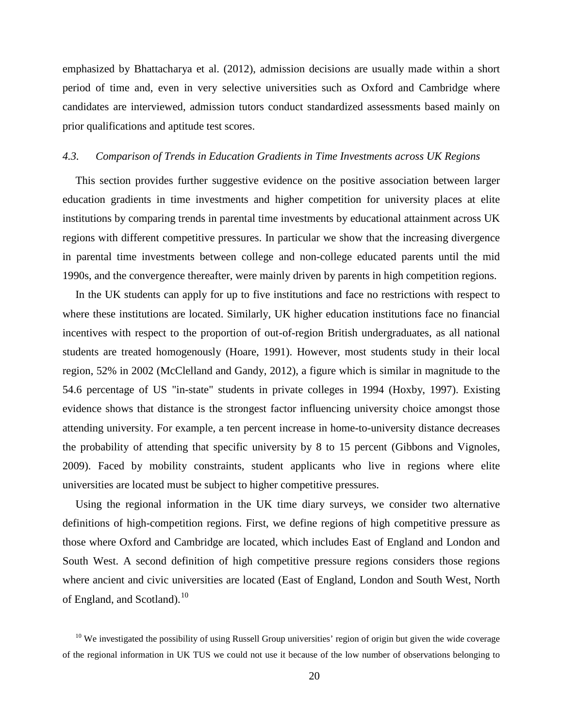emphasized by Bhattacharya et al. (2012), admission decisions are usually made within a short period of time and, even in very selective universities such as Oxford and Cambridge where candidates are interviewed, admission tutors conduct standardized assessments based mainly on prior qualifications and aptitude test scores.

### *4.3. Comparison of Trends in Education Gradients in Time Investments across UK Regions*

This section provides further suggestive evidence on the positive association between larger education gradients in time investments and higher competition for university places at elite institutions by comparing trends in parental time investments by educational attainment across UK regions with different competitive pressures. In particular we show that the increasing divergence in parental time investments between college and non-college educated parents until the mid 1990s, and the convergence thereafter, were mainly driven by parents in high competition regions.

In the UK students can apply for up to five institutions and face no restrictions with respect to where these institutions are located. Similarly, UK higher education institutions face no financial incentives with respect to the proportion of out-of-region British undergraduates, as all national students are treated homogenously (Hoare, 1991). However, most students study in their local region, 52% in 2002 (McClelland and Gandy, 2012), a figure which is similar in magnitude to the 54.6 percentage of US "in-state" students in private colleges in 1994 (Hoxby, 1997). Existing evidence shows that distance is the strongest factor influencing university choice amongst those attending university. For example, a ten percent increase in home-to-university distance decreases the probability of attending that specific university by 8 to 15 percent (Gibbons and Vignoles, 2009). Faced by mobility constraints, student applicants who live in regions where elite universities are located must be subject to higher competitive pressures.

Using the regional information in the UK time diary surveys, we consider two alternative definitions of high-competition regions. First, we define regions of high competitive pressure as those where Oxford and Cambridge are located, which includes East of England and London and South West. A second definition of high competitive pressure regions considers those regions where ancient and civic universities are located (East of England, London and South West, North of England, and Scotland).[10]

[10] We investigated the possibility of using Russell Group universities' region of origin but given the wide coverage of the regional information in UK TUS we could not use it because of the low number of observations belonging to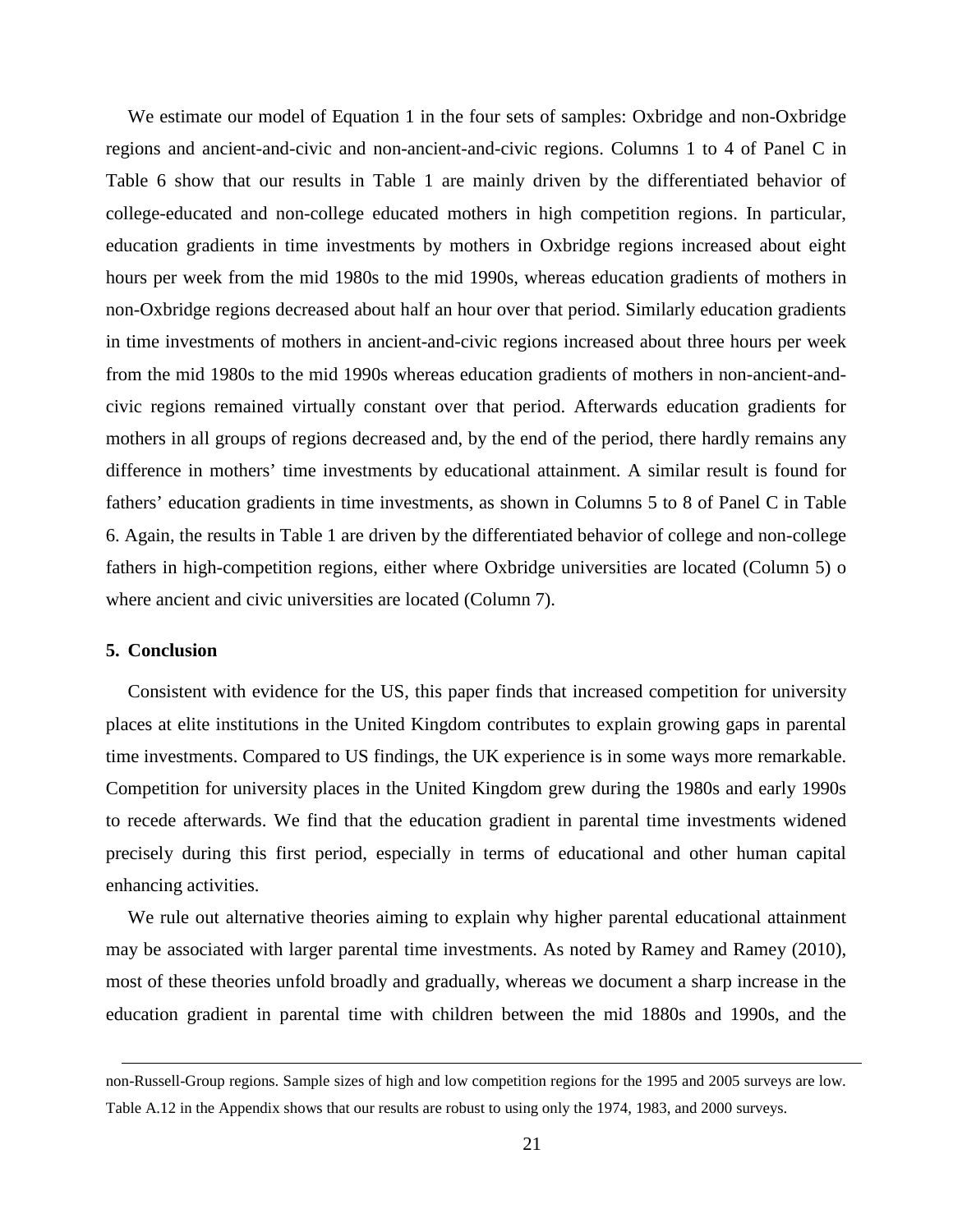We estimate our model of Equation 1 in the four sets of samples: Oxbridge and non-Oxbridge regions and ancient-and-civic and non-ancient-and-civic regions. Columns 1 to 4 of Panel C in Table 6 show that our results in Table 1 are mainly driven by the differentiated behavior of college-educated and non-college educated mothers in high competition regions. In particular, education gradients in time investments by mothers in Oxbridge regions increased about eight hours per week from the mid 1980s to the mid 1990s, whereas education gradients of mothers in non-Oxbridge regions decreased about half an hour over that period. Similarly education gradients in time investments of mothers in ancient-and-civic regions increased about three hours per week from the mid 1980s to the mid 1990s whereas education gradients of mothers in non-ancient-and-civic regions remained virtually constant over that period. Afterwards education gradients for mothers in all groups of regions decreased and, by the end of the period, there hardly remains any difference in mothers' time investments by educational attainment. A similar result is found for fathers' education gradients in time investments, as shown in Columns 5 to 8 of Panel C in Table 6. Again, the results in Table 1 are driven by the differentiated behavior of college and non-college fathers in high-competition regions, either where Oxbridge universities are located (Column 5) o where ancient and civic universities are located (Column 7).

## 5. Conclusion

Consistent with evidence for the US, this paper finds that increased competition for university places at elite institutions in the United Kingdom contributes to explain growing gaps in parental time investments. Compared to US findings, the UK experience is in some ways more remarkable. Competition for university places in the United Kingdom grew during the 1980s and early 1990s to recede afterwards. We find that the education gradient in parental time investments widened precisely during this first period, especially in terms of educational and other human capital enhancing activities.

We rule out alternative theories aiming to explain why higher parental educational attainment may be associated with larger parental time investments. As noted by Ramey and Ramey (2010), most of these theories unfold broadly and gradually, whereas we document a sharp increase in the education gradient in parental time with children between the mid 1880s and 1990s, and the

---

non-Russell-Group regions. Sample sizes of high and low competition regions for the 1995 and 2005 surveys are low. Table A.12 in the Appendix shows that our results are robust to using only the 1974, 1983, and 2000 surveys.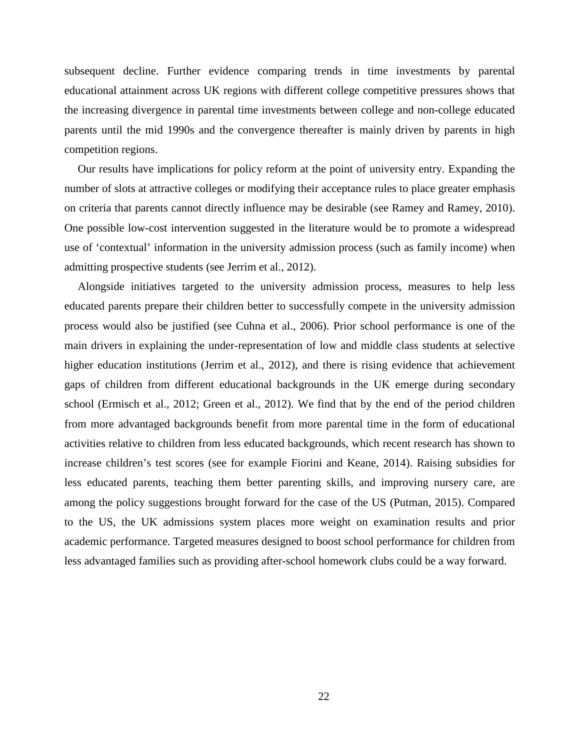subsequent decline. Further evidence comparing trends in time investments by parental educational attainment across UK regions with different college competitive pressures shows that the increasing divergence in parental time investments between college and non-college educated parents until the mid 1990s and the convergence thereafter is mainly driven by parents in high competition regions.

Our results have implications for policy reform at the point of university entry. Expanding the number of slots at attractive colleges or modifying their acceptance rules to place greater emphasis on criteria that parents cannot directly influence may be desirable (see Ramey and Ramey, 2010). One possible low-cost intervention suggested in the literature would be to promote a widespread use of 'contextual' information in the university admission process (such as family income) when admitting prospective students (see Jerrim et al., 2012).

Alongside initiatives targeted to the university admission process, measures to help less educated parents prepare their children better to successfully compete in the university admission process would also be justified (see Cuhna et al., 2006). Prior school performance is one of the main drivers in explaining the under-representation of low and middle class students at selective higher education institutions (Jerrim et al., 2012), and there is rising evidence that achievement gaps of children from different educational backgrounds in the UK emerge during secondary school (Ermisch et al., 2012; Green et al., 2012). We find that by the end of the period children from more advantaged backgrounds benefit from more parental time in the form of educational activities relative to children from less educated backgrounds, which recent research has shown to increase children's test scores (see for example Fiorini and Keane, 2014). Raising subsidies for less educated parents, teaching them better parenting skills, and improving nursery care, are among the policy suggestions brought forward for the case of the US (Putman, 2015). Compared to the US, the UK admissions system places more weight on examination results and prior academic performance. Targeted measures designed to boost school performance for children from less advantaged families such as providing after-school homework clubs could be a way forward.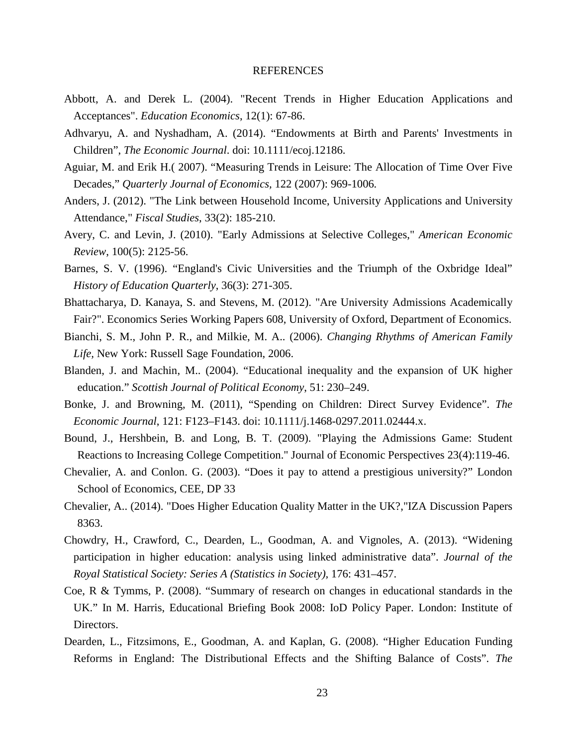# REFERENCES

Abbott, A. and Derek L. (2004). "Recent Trends in Higher Education Applications and Acceptances". *Education Economics*, 12(1): 67-86.

Adhvaryu, A. and Nyshadham, A. (2014). "Endowments at Birth and Parents' Investments in Children", *The Economic Journal*. doi: 10.1111/ecoj.12186.

Aguiar, M. and Erik H.( 2007). "Measuring Trends in Leisure: The Allocation of Time Over Five Decades," *Quarterly Journal of Economics,* 122 (2007): 969-1006.

Anders, J. (2012). "The Link between Household Income, University Applications and University Attendance," *Fiscal Studies*, 33(2): 185-210.

Avery, C. and Levin, J. (2010). "Early Admissions at Selective Colleges," *American Economic Review*, 100(5): 2125-56.

Barnes, S. V. (1996). "England's Civic Universities and the Triumph of the Oxbridge Ideal" *History of Education Quarterly*, 36(3): 271-305.

Bhattacharya, D. Kanaya, S. and Stevens, M. (2012). "Are University Admissions Academically Fair?". Economics Series Working Papers 608, University of Oxford, Department of Economics.

Bianchi, S. M., John P. R., and Milkie, M. A.. (2006). *Changing Rhythms of American Family Life,* New York: Russell Sage Foundation, 2006.

Blanden, J. and Machin, M.. (2004). "Educational inequality and the expansion of UK higher education." *Scottish Journal of Political Economy*, 51: 230–249.

Bonke, J. and Browning, M. (2011), "Spending on Children: Direct Survey Evidence". *The Economic Journal,* 121: F123–F143. doi: 10.1111/j.1468-0297.2011.02444.x.

Bound, J., Hershbein, B. and Long, B. T. (2009). "Playing the Admissions Game: Student Reactions to Increasing College Competition." Journal of Economic Perspectives 23(4):119-46.

Chevalier, A. and Conlon. G. (2003). "Does it pay to attend a prestigious university?" London School of Economics, CEE, DP 33

Chevalier, A.. (2014). "Does Higher Education Quality Matter in the UK?,"IZA Discussion Papers 8363.

Chowdry, H., Crawford, C., Dearden, L., Goodman, A. and Vignoles, A. (2013). "Widening participation in higher education: analysis using linked administrative data". *Journal of the Royal Statistical Society: Series A (Statistics in Society),* 176: 431–457.

Coe, R & Tymms, P. (2008). "Summary of research on changes in educational standards in the UK." In M. Harris, Educational Briefing Book 2008: IoD Policy Paper. London: Institute of Directors.

Dearden, L., Fitzsimons, E., Goodman, A. and Kaplan, G. (2008). "Higher Education Funding Reforms in England: The Distributional Effects and the Shifting Balance of Costs". *The*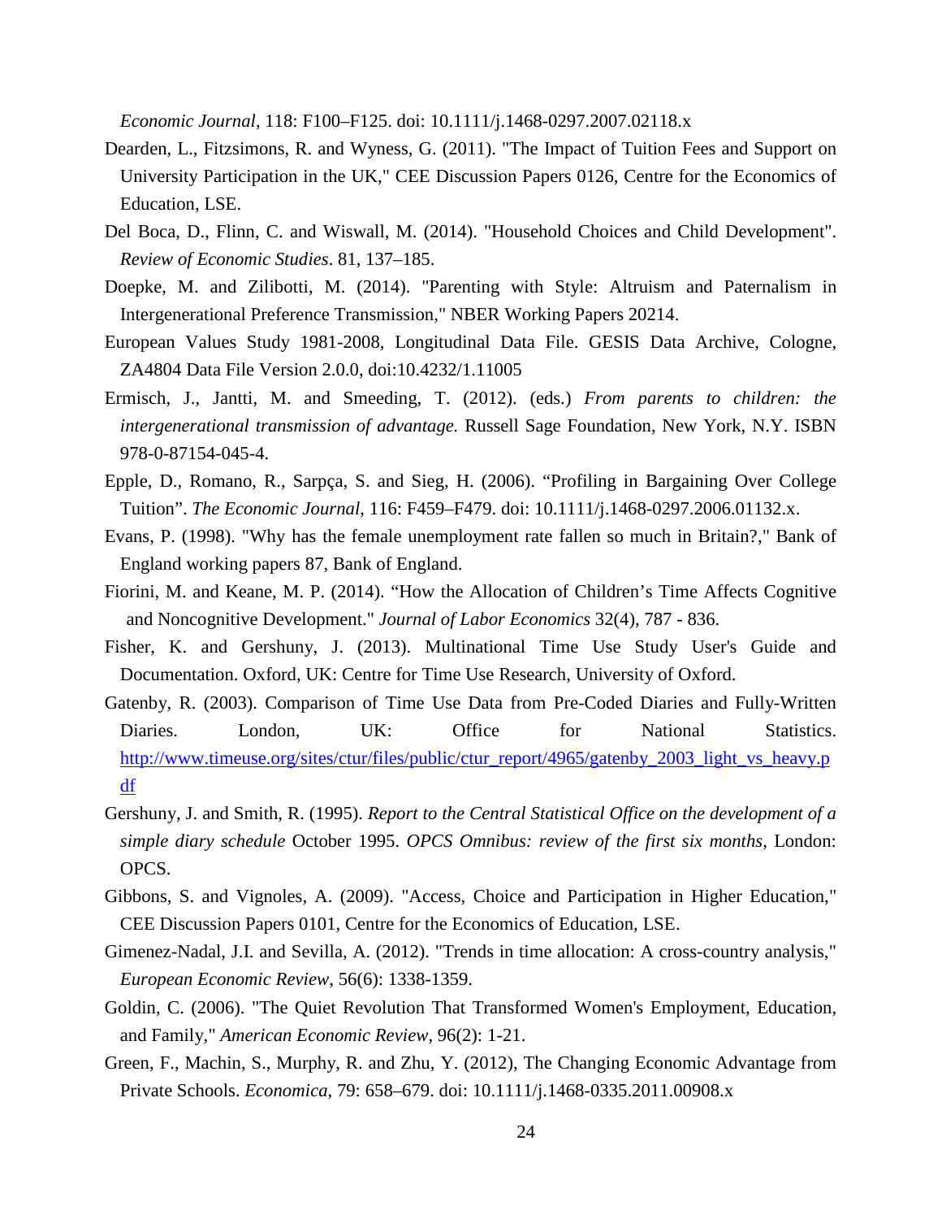*Economic Journal*, 118: F100–F125. doi: 10.1111/j.1468-0297.2007.02118.x

Dearden, L., Fitzsimons, R. and Wyness, G. (2011). "The Impact of Tuition Fees and Support on University Participation in the UK," CEE Discussion Papers 0126, Centre for the Economics of Education, LSE.

Del Boca, D., Flinn, C. and Wiswall, M. (2014). "Household Choices and Child Development". *Review of Economic Studies*. 81, 137–185.

Doepke, M. and Zilibotti, M. (2014). "Parenting with Style: Altruism and Paternalism in Intergenerational Preference Transmission," NBER Working Papers 20214.

European Values Study 1981-2008, Longitudinal Data File. GESIS Data Archive, Cologne, ZA4804 Data File Version 2.0.0, doi:10.4232/1.11005

Ermisch, J., Jantti, M. and Smeeding, T. (2012). (eds.) *From parents to children: the intergenerational transmission of advantage.* Russell Sage Foundation, New York, N.Y. ISBN 978-0-87154-045-4.

Epple, D., Romano, R., Sarpça, S. and Sieg, H. (2006). "Profiling in Bargaining Over College Tuition". *The Economic Journal*, 116: F459–F479. doi: 10.1111/j.1468-0297.2006.01132.x.

Evans, P. (1998). "Why has the female unemployment rate fallen so much in Britain?," Bank of England working papers 87, Bank of England.

Fiorini, M. and Keane, M. P. (2014). "How the Allocation of Children's Time Affects Cognitive and Noncognitive Development." *Journal of Labor Economics* 32(4), 787 - 836.

Fisher, K. and Gershuny, J. (2013). Multinational Time Use Study User's Guide and Documentation. Oxford, UK: Centre for Time Use Research, University of Oxford.

Gatenby, R. (2003). Comparison of Time Use Data from Pre-Coded Diaries and Fully-Written Diaries. London, UK: Office for National Statistics. http://www.timeuse.org/sites/ctur/files/public/ctur_report/4965/gatenby_2003_light_vs_heavy.pdf

Gershuny, J. and Smith, R. (1995). *Report to the Central Statistical Office on the development of a simple diary schedule* October 1995. *OPCS Omnibus: review of the first six months*, London: OPCS.

Gibbons, S. and Vignoles, A. (2009). "Access, Choice and Participation in Higher Education," CEE Discussion Papers 0101, Centre for the Economics of Education, LSE.

Gimenez-Nadal, J.I. and Sevilla, A. (2012). "Trends in time allocation: A cross-country analysis," *European Economic Review*, 56(6): 1338-1359.

Goldin, C. (2006). "The Quiet Revolution That Transformed Women's Employment, Education, and Family," *American Economic Review*, 96(2): 1-21.

Green, F., Machin, S., Murphy, R. and Zhu, Y. (2012), The Changing Economic Advantage from Private Schools. *Economica*, 79: 658–679. doi: 10.1111/j.1468-0335.2011.00908.x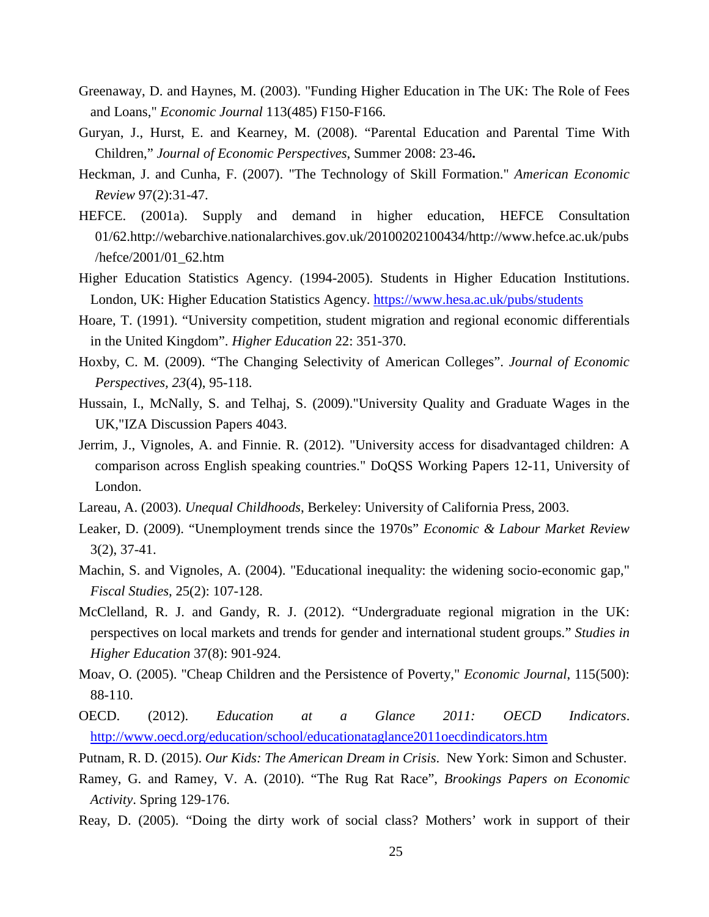Greenaway, D. and Haynes, M. (2003). "Funding Higher Education in The UK: The Role of Fees and Loans," *Economic Journal* 113(485) F150-F166.

Guryan, J., Hurst, E. and Kearney, M. (2008). "Parental Education and Parental Time With Children," *Journal of Economic Perspectives*, Summer 2008: 23-46**.**

Heckman, J. and Cunha, F. (2007). "The Technology of Skill Formation." *American Economic Review* 97(2):31-47.

HEFCE. (2001a). Supply and demand in higher education, HEFCE Consultation 01/62.http://webarchive.nationalarchives.gov.uk/20100202100434/http://www.hefce.ac.uk/pubs/hefce/2001/01_62.htm

Higher Education Statistics Agency. (1994-2005). Students in Higher Education Institutions. London, UK: Higher Education Statistics Agency. https://www.hesa.ac.uk/pubs/students

Hoare, T. (1991). "University competition, student migration and regional economic differentials in the United Kingdom". *Higher Education* 22: 351-370.

Hoxby, C. M. (2009). "The Changing Selectivity of American Colleges". *Journal of Economic Perspectives, 23*(4), 95-118.

Hussain, I., McNally, S. and Telhaj, S. (2009)."University Quality and Graduate Wages in the UK,"IZA Discussion Papers 4043.

Jerrim, J., Vignoles, A. and Finnie. R. (2012). "University access for disadvantaged children: A comparison across English speaking countries." DoQSS Working Papers 12-11, University of London.

Lareau, A. (2003). *Unequal Childhoods*, Berkeley: University of California Press, 2003.

Leaker, D. (2009). "Unemployment trends since the 1970s" *Economic & Labour Market Review* 3(2), 37-41.

Machin, S. and Vignoles, A. (2004). "Educational inequality: the widening socio-economic gap," *Fiscal Studies*, 25(2): 107-128.

McClelland, R. J. and Gandy, R. J. (2012). "Undergraduate regional migration in the UK: perspectives on local markets and trends for gender and international student groups." *Studies in Higher Education* 37(8): 901-924.

Moav, O. (2005). "Cheap Children and the Persistence of Poverty," *Economic Journal*, 115(500): 88-110.

OECD. (2012). *Education at a Glance 2011: OECD Indicators*. http://www.oecd.org/education/school/educationataglance2011oecdindicators.htm

Putnam, R. D. (2015). *Our Kids: The American Dream in Crisis*. New York: Simon and Schuster.

Ramey, G. and Ramey, V. A. (2010). "The Rug Rat Race", *Brookings Papers on Economic Activity*. Spring 129-176.

Reay, D. (2005). "Doing the dirty work of social class? Mothers' work in support of their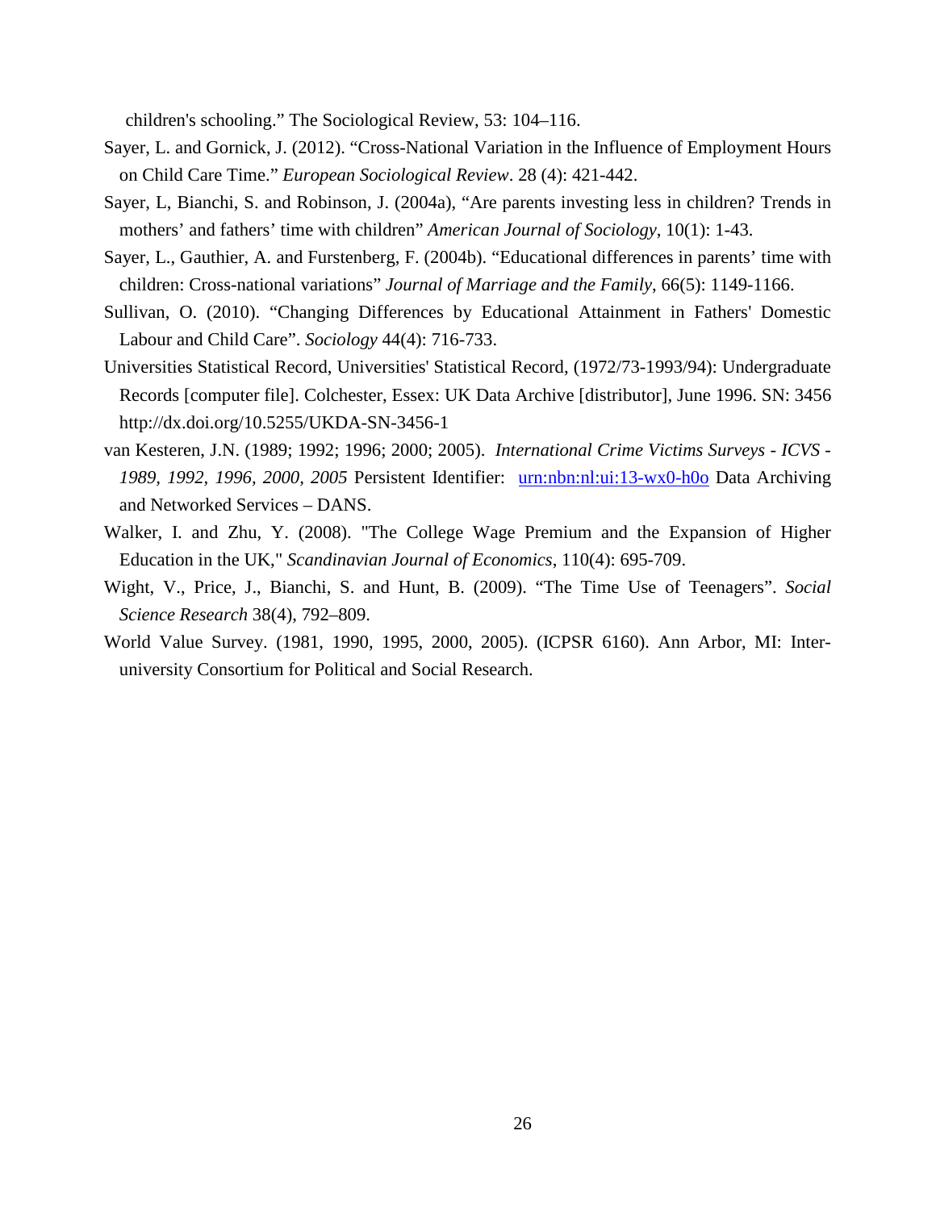children's schooling." The Sociological Review, 53: 104–116.

Sayer, L. and Gornick, J. (2012). "Cross-National Variation in the Influence of Employment Hours on Child Care Time." *European Sociological Review*. 28 (4): 421-442.

Sayer, L, Bianchi, S. and Robinson, J. (2004a), "Are parents investing less in children? Trends in mothers' and fathers' time with children" *American Journal of Sociology*, 10(1): 1-43.

Sayer, L., Gauthier, A. and Furstenberg, F. (2004b). "Educational differences in parents' time with children: Cross-national variations" *Journal of Marriage and the Family*, 66(5): 1149-1166.

Sullivan, O. (2010). "Changing Differences by Educational Attainment in Fathers' Domestic Labour and Child Care". *Sociology* 44(4): 716-733.

Universities Statistical Record, Universities' Statistical Record, (1972/73-1993/94): Undergraduate Records [computer file]. Colchester, Essex: UK Data Archive [distributor], June 1996. SN: 3456 http://dx.doi.org/10.5255/UKDA-SN-3456-1

van Kesteren, J.N. (1989; 1992; 1996; 2000; 2005). *International Crime Victims Surveys - ICVS - 1989, 1992, 1996, 2000, 2005* Persistent Identifier: urn:nbn:nl:ui:13-wx0-h0o Data Archiving and Networked Services – DANS.

Walker, I. and Zhu, Y. (2008). "The College Wage Premium and the Expansion of Higher Education in the UK," *Scandinavian Journal of Economics*, 110(4): 695-709.

Wight, V., Price, J., Bianchi, S. and Hunt, B. (2009). "The Time Use of Teenagers". *Social Science Research* 38(4), 792–809.

World Value Survey. (1981, 1990, 1995, 2000, 2005). (ICPSR 6160). Ann Arbor, MI: Inter-university Consortium for Political and Social Research.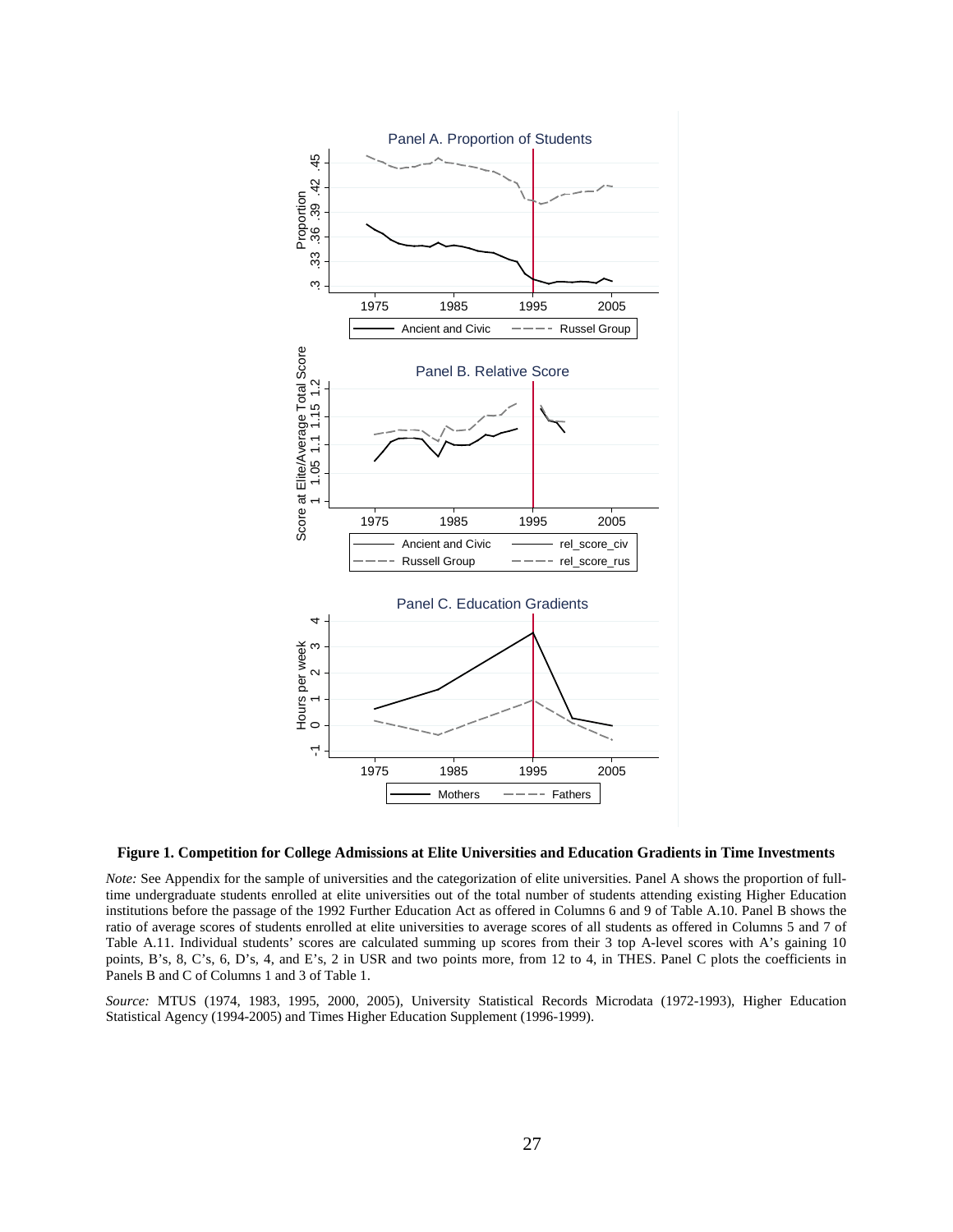**Figure 1. Competition for College Admissions at Elite Universities and Education Gradients in Time Investments**

*Note:* See Appendix for the sample of universities and the categorization of elite universities. Panel A shows the proportion of full-time undergraduate students enrolled at elite universities out of the total number of students attending existing Higher Education institutions before the passage of the 1992 Further Education Act as offered in Columns 6 and 9 of Table A.10. Panel B shows the ratio of average scores of students enrolled at elite universities to average scores of all students as offered in Columns 5 and 7 of Table A.11. Individual students' scores are calculated summing up scores from their 3 top A-level scores with A's gaining 10 points, B's, 8, C's, 6, D's, 4, and E's, 2 in USR and two points more, from 12 to 4, in THES. Panel C plots the coefficients in Panels B and C of Columns 1 and 3 of Table 1.

*Source:* MTUS (1974, 1983, 1995, 2000, 2005), University Statistical Records Microdata (1972-1993), Higher Education Statistical Agency (1994-2005) and Times Higher Education Supplement (1996-1999).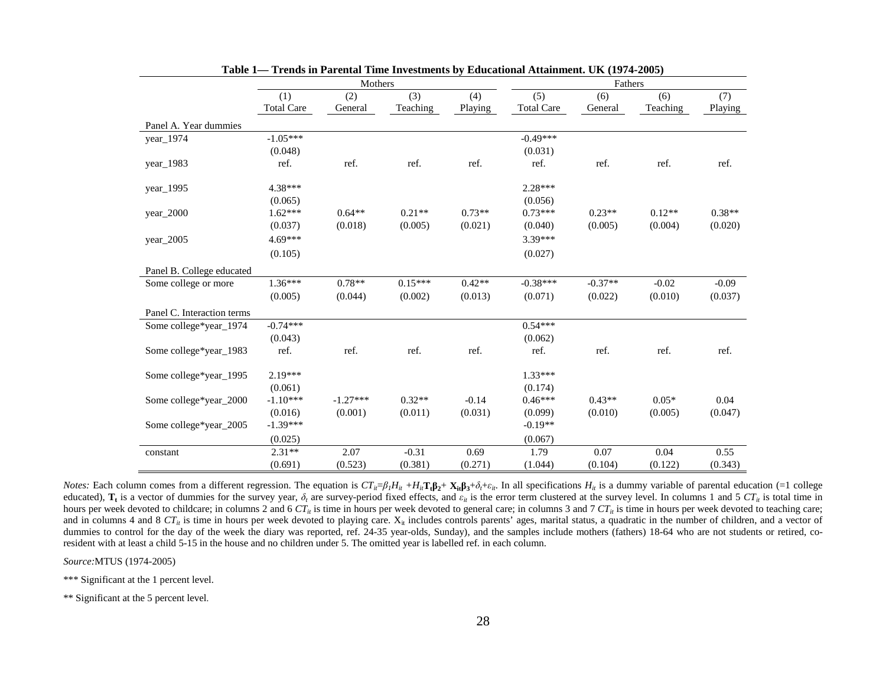**Table 1— Trends in Parental Time Investments by Educational Attainment. UK (1974-2005)**

| | Mothers | | | | Fathers | | | |
|---|---|---|---|---|---|---|---|---|
| | (1) Total Care | (2) General | (3) Teaching | (4) Playing | (5) Total Care | (6) General | (6) Teaching | (7) Playing |
| Panel A. Year dummies | | | | | | | | |
| year_1974 | -1.05*** | | | | -0.49*** | | | |
| | (0.048) | | | | (0.031) | | | |
| year_1983 | ref. | ref. | ref. | ref. | ref. | ref. | ref. | ref. |
| year_1995 | 4.38*** | | | | 2.28*** | | | |
| | (0.065) | | | | (0.056) | | | |
| year_2000 | 1.62*** | 0.64** | 0.21** | 0.73** | 0.73*** | 0.23** | 0.12** | 0.38** |
| | (0.037) | (0.018) | (0.005) | (0.021) | (0.040) | (0.005) | (0.004) | (0.020) |
| year_2005 | 4.69*** | | | | 3.39*** | | | |
| | (0.105) | | | | (0.027) | | | |
| Panel B. College educated | | | | | | | | |
| Some college or more | 1.36*** | 0.78** | 0.15*** | 0.42** | -0.38*** | -0.37** | -0.02 | -0.09 |
| | (0.005) | (0.044) | (0.002) | (0.013) | (0.071) | (0.022) | (0.010) | (0.037) |
| Panel C. Interaction terms | | | | | | | | |
| Some college*year_1974 | -0.74*** | | | | 0.54*** | | | |
| | (0.043) | | | | (0.062) | | | |
| Some college*year_1983 | ref. | ref. | ref. | ref. | ref. | ref. | ref. | ref. |
| Some college*year_1995 | 2.19*** | | | | 1.33*** | | | |
| | (0.061) | | | | (0.174) | | | |
| Some college*year_2000 | -1.10*** | -1.27*** | 0.32** | -0.14 | 0.46*** | 0.43** | 0.05* | 0.04 |
| | (0.016) | (0.001) | (0.011) | (0.031) | (0.099) | (0.010) | (0.005) | (0.047) |
| Some college*year_2005 | -1.39*** | | | | -0.19** | | | |
| | (0.025) | | | | (0.067) | | | |
| constant | 2.31** | 2.07 | -0.31 | 0.69 | 1.79 | 0.07 | 0.04 | 0.55 |
| | (0.691) | (0.523) | (0.381) | (0.271) | (1.044) | (0.104) | (0.122) | (0.343) |

*Notes:* Each column comes from a different regression. The equation is $CT_{it}=\beta_1 H_{it} + H_{it}\mathbf{T_t}\boldsymbol{\beta_2} + \mathbf{X_{it}}\boldsymbol{\beta_3} + \delta_t + \varepsilon_{it}$. In all specifications $H_{it}$ is a dummy variable of parental education (=1 college educated), $\mathbf{T_t}$ is a vector of dummies for the survey year, $\delta_t$ are survey-period fixed effects, and $\varepsilon_{it}$ is the error term clustered at the survey level. In columns 1 and 5 $CT_{it}$ is total time in hours per week devoted to childcare; in columns 2 and 6 $CT_{it}$ is time in hours per week devoted to general care; in columns 3 and 7 $CT_{it}$ is time in hours per week devoted to teaching care; and in columns 4 and 8 $CT_{it}$ is time in hours per week devoted to playing care. $X_{it}$ includes controls parents' ages, marital status, a quadratic in the number of children, and a vector of dummies to control for the day of the week the diary was reported, ref. 24-35 year-olds, Sunday), and the samples include mothers (fathers) 18-64 who are not students or retired, co-resident with at least a child 5-15 in the house and no children under 5. The omitted year is labelled ref. in each column.

*Source:* MTUS (1974-2005)

*** Significant at the 1 percent level.

** Significant at the 5 percent level.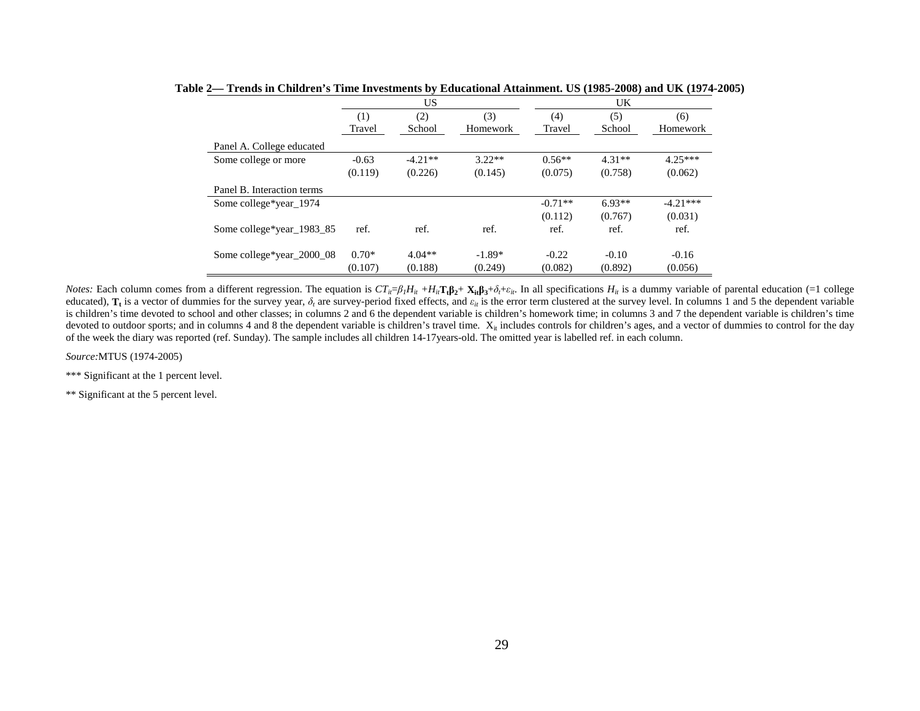**Table 2— Trends in Children's Time Investments by Educational Attainment. US (1985-2008) and UK (1974-2005)**

| | US | | | UK | | |
|---|---|---|---|---|---|---|
| | (1) | (2) | (3) | (4) | (5) | (6) |
| | Travel | School | Homework | Travel | School | Homework |
| Panel A. College educated | | | | | | |
| Some college or more | -0.63 | -4.21** | 3.22** | 0.56** | 4.31** | 4.25*** |
| | (0.119) | (0.226) | (0.145) | (0.075) | (0.758) | (0.062) |
| Panel B. Interaction terms | | | | | | |
| Some college*year_1974 | | | | -0.71** | 6.93** | -4.21*** |
| | | | | (0.112) | (0.767) | (0.031) |
| Some college*year_1983_85 | ref. | ref. | ref. | ref. | ref. | ref. |
| Some college*year_2000_08 | 0.70* | 4.04** | -1.89* | -0.22 | -0.10 | -0.16 |
| | (0.107) | (0.188) | (0.249) | (0.082) | (0.892) | (0.056) |

*Notes:* Each column comes from a different regression. The equation is $CT_{it}=\beta_1 H_{it} + H_{it}\mathbf{T_t}\boldsymbol{\beta_2} + \mathbf{X_{it}}\boldsymbol{\beta_3} + \delta_t + \varepsilon_{it}$. In all specifications $H_{it}$ is a dummy variable of parental education (=1 college educated), $\mathbf{T_t}$ is a vector of dummies for the survey year, $\delta_t$ are survey-period fixed effects, and $\varepsilon_{it}$ is the error term clustered at the survey level. In columns 1 and 5 the dependent variable is children's time devoted to school and other classes; in columns 2 and 6 the dependent variable is children's homework time; in columns 3 and 7 the dependent variable is children's time devoted to outdoor sports; and in columns 4 and 8 the dependent variable is children's travel time. $X_{it}$ includes controls for children's ages, and a vector of dummies to control for the day of the week the diary was reported (ref. Sunday). The sample includes all children 14-17years-old. The omitted year is labelled ref. in each column.

*Source:*MTUS (1974-2005)

*** Significant at the 1 percent level.

** Significant at the 5 percent level.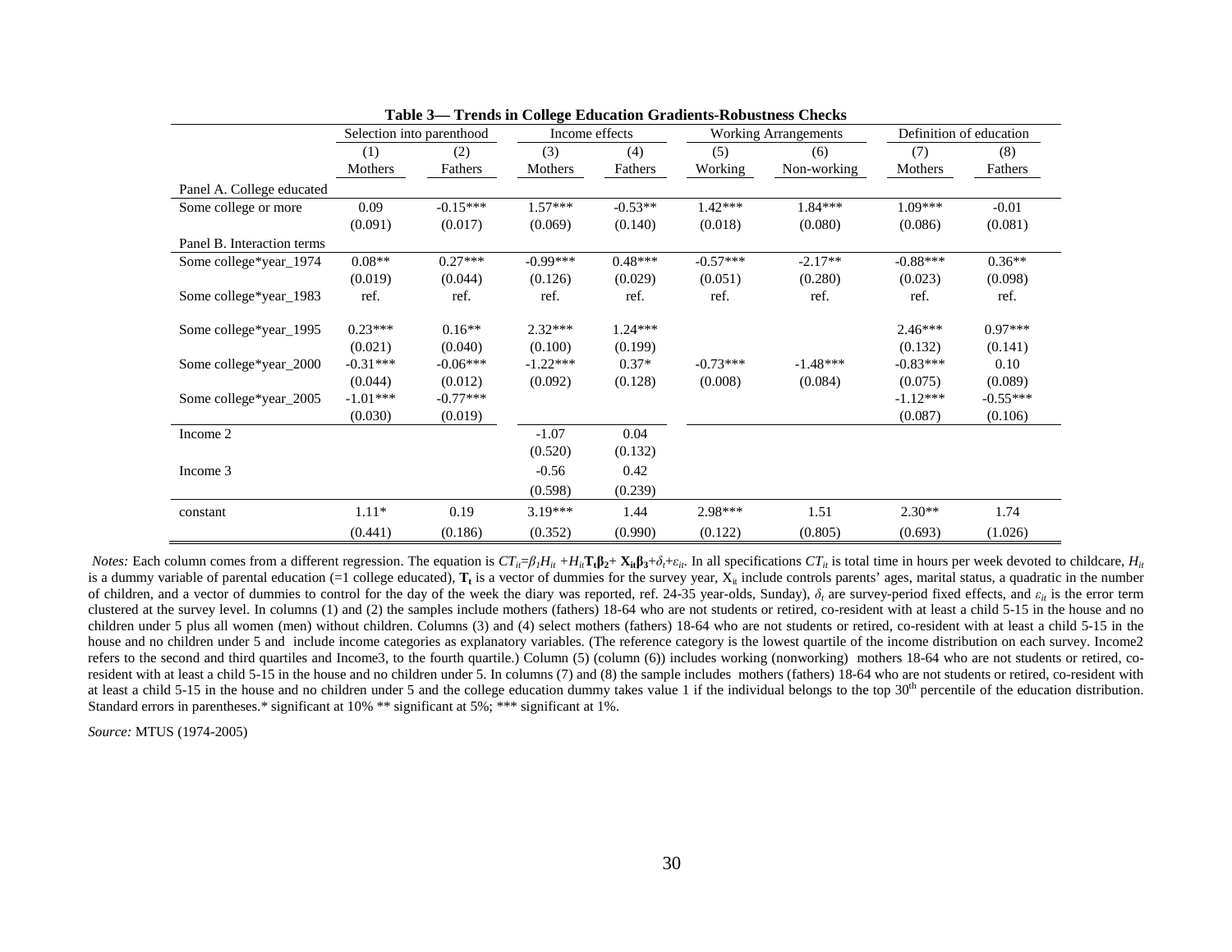**Table 3— Trends in College Education Gradients-Robustness Checks**

| | Selection into parenthood | | Income effects | | Working Arrangements | | Definition of education | |
|---|---|---|---|---|---|---|---|---|
| | (1) | (2) | (3) | (4) | (5) | (6) | (7) | (8) |
| | Mothers | Fathers | Mothers | Fathers | Working | Non-working | Mothers | Fathers |
| Panel A. College educated | | | | | | | | |
| Some college or more | 0.09 | -0.15*** | 1.57*** | -0.53** | 1.42*** | 1.84*** | 1.09*** | -0.01 |
| | (0.091) | (0.017) | (0.069) | (0.140) | (0.018) | (0.080) | (0.086) | (0.081) |
| Panel B. Interaction terms | | | | | | | | |
| Some college*year_1974 | 0.08** | 0.27*** | -0.99*** | 0.48*** | -0.57*** | -2.17** | -0.88*** | 0.36** |
| | (0.019) | (0.044) | (0.126) | (0.029) | (0.051) | (0.280) | (0.023) | (0.098) |
| Some college*year_1983 | ref. | ref. | ref. | ref. | ref. | ref. | ref. | ref. |
| Some college*year_1995 | 0.23*** | 0.16** | 2.32*** | 1.24*** | | | 2.46*** | 0.97*** |
| | (0.021) | (0.040) | (0.100) | (0.199) | | | (0.132) | (0.141) |
| Some college*year_2000 | -0.31*** | -0.06*** | -1.22*** | 0.37* | -0.73*** | -1.48*** | -0.83*** | 0.10 |
| | (0.044) | (0.012) | (0.092) | (0.128) | (0.008) | (0.084) | (0.075) | (0.089) |
| Some college*year_2005 | -1.01*** | -0.77*** | | | | | -1.12*** | -0.55*** |
| | (0.030) | (0.019) | | | | | (0.087) | (0.106) |
| Income 2 | | | -1.07 | 0.04 | | | | |
| | | | (0.520) | (0.132) | | | | |
| Income 3 | | | -0.56 | 0.42 | | | | |
| | | | (0.598) | (0.239) | | | | |
| constant | 1.11* | 0.19 | 3.19*** | 1.44 | 2.98*** | 1.51 | 2.30** | 1.74 |
| | (0.441) | (0.186) | (0.352) | (0.990) | (0.122) | (0.805) | (0.693) | (1.026) |

*Notes:* Each column comes from a different regression. The equation is $CT_{it}=\beta_1 H_{it} + H_{it}\mathbf{T_t}\boldsymbol{\beta_2} + \mathbf{X_{it}}\boldsymbol{\beta_3} + \delta_t + \varepsilon_{it}$. In all specifications $CT_{it}$ is total time in hours per week devoted to childcare, $H_{it}$ is a dummy variable of parental education (=1 college educated), $\mathbf{T_t}$ is a vector of dummies for the survey year, $X_{it}$ include controls parents' ages, marital status, a quadratic in the number of children, and a vector of dummies to control for the day of the week the diary was reported, ref. 24-35 year-olds, Sunday), $\delta_t$ are survey-period fixed effects, and $\varepsilon_{it}$ is the error term clustered at the survey level. In columns (1) and (2) the samples include mothers (fathers) 18-64 who are not students or retired, co-resident with at least a child 5-15 in the house and no children under 5 plus all women (men) without children. Columns (3) and (4) select mothers (fathers) 18-64 who are not students or retired, co-resident with at least a child 5-15 in the house and no children under 5 and include income categories as explanatory variables. (The reference category is the lowest quartile of the income distribution on each survey. Income2 refers to the second and third quartiles and Income3, to the fourth quartile.) Column (5) (column (6)) includes working (nonworking) mothers 18-64 who are not students or retired, co-resident with at least a child 5-15 in the house and no children under 5. In columns (7) and (8) the sample includes mothers (fathers) 18-64 who are not students or retired, co-resident with at least a child 5-15 in the house and no children under 5 and the college education dummy takes value 1 if the individual belongs to the top 30th percentile of the education distribution. Standard errors in parentheses.* significant at 10% ** significant at 5%; *** significant at 1%.

*Source:* MTUS (1974-2005)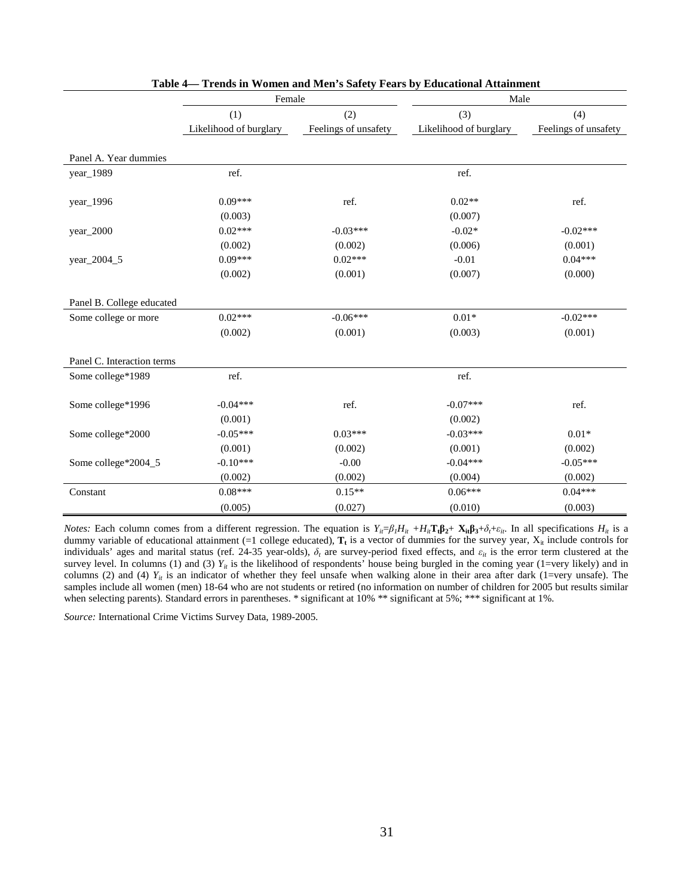**Table 4— Trends in Women and Men's Safety Fears by Educational Attainment**

| | Female | | Male | |
|---|---|---|---|---|
| | (1) | (2) | (3) | (4) |
| | Likelihood of burglary | Feelings of unsafety | Likelihood of burglary | Feelings of unsafety |
| **Panel A. Year dummies** | | | | |
| year_1989 | ref. | | ref. | |
| year_1996 | 0.09*** | ref. | 0.02** | ref. |
| | (0.003) | | (0.007) | |
| year_2000 | 0.02*** | -0.03*** | -0.02* | -0.02*** |
| | (0.002) | (0.002) | (0.006) | (0.001) |
| year_2004_5 | 0.09*** | 0.02*** | -0.01 | 0.04*** |
| | (0.002) | (0.001) | (0.007) | (0.000) |
| **Panel B. College educated** | | | | |
| Some college or more | 0.02*** | -0.06*** | 0.01* | -0.02*** |
| | (0.002) | (0.001) | (0.003) | (0.001) |
| **Panel C. Interaction terms** | | | | |
| Some college*1989 | ref. | | ref. | |
| Some college*1996 | -0.04*** | ref. | -0.07*** | ref. |
| | (0.001) | | (0.002) | |
| Some college*2000 | -0.05*** | 0.03*** | -0.03*** | 0.01* |
| | (0.001) | (0.002) | (0.001) | (0.002) |
| Some college*2004_5 | -0.10*** | -0.00 | -0.04*** | -0.05*** |
| | (0.002) | (0.002) | (0.004) | (0.002) |
| Constant | 0.08*** | 0.15** | 0.06*** | 0.04*** |
| | (0.005) | (0.027) | (0.010) | (0.003) |

*Notes:* Each column comes from a different regression. The equation is $Y_{it}=\beta_1 H_{it} + H_{it}\mathbf{T_t}\boldsymbol{\beta_2} + \mathbf{X_{it}}\boldsymbol{\beta_3} + \delta_t + \varepsilon_{it}$. In all specifications $H_{it}$ is a dummy variable of educational attainment (=1 college educated), $\mathbf{T_t}$ is a vector of dummies for the survey year, $X_{it}$ include controls for individuals' ages and marital status (ref. 24-35 year-olds), $\delta_t$ are survey-period fixed effects, and $\varepsilon_{it}$ is the error term clustered at the survey level. In columns (1) and (3) $Y_{it}$ is the likelihood of respondents' house being burgled in the coming year (1=very likely) and in columns (2) and (4) $Y_{it}$ is an indicator of whether they feel unsafe when walking alone in their area after dark (1=very unsafe). The samples include all women (men) 18-64 who are not students or retired (no information on number of children for 2005 but results similar when selecting parents). Standard errors in parentheses. * significant at 10% ** significant at 5%; *** significant at 1%.

*Source:* International Crime Victims Survey Data, 1989-2005.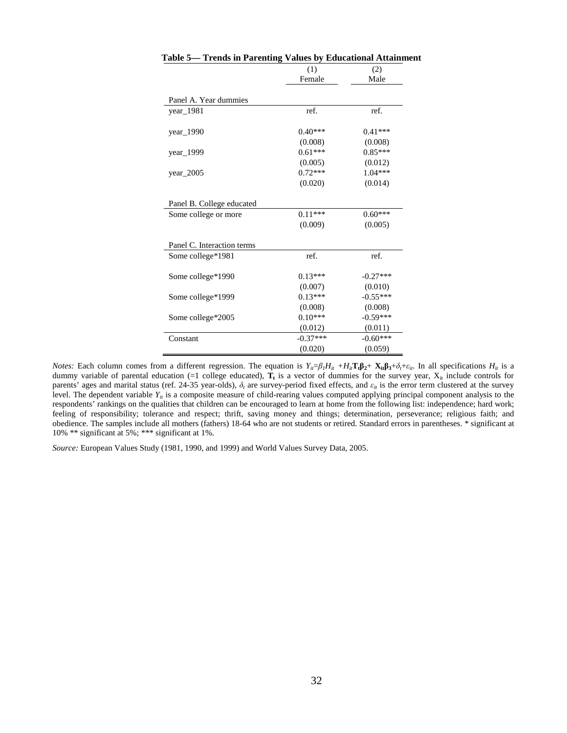**Table 5— Trends in Parenting Values by Educational Attainment**

| | (1) Female | (2) Male |
|---|---|---|
| Panel A. Year dummies | | |
| year_1981 | ref. | ref. |
| year_1990 | 0.40*** | 0.41*** |
| | (0.008) | (0.008) |
| year_1999 | 0.61*** | 0.85*** |
| | (0.005) | (0.012) |
| year_2005 | 0.72*** | 1.04*** |
| | (0.020) | (0.014) |
| Panel B. College educated | | |
| Some college or more | 0.11*** | 0.60*** |
| | (0.009) | (0.005) |
| Panel C. Interaction terms | | |
| Some college*1981 | ref. | ref. |
| Some college*1990 | 0.13*** | -0.27*** |
| | (0.007) | (0.010) |
| Some college*1999 | 0.13*** | -0.55*** |
| | (0.008) | (0.008) |
| Some college*2005 | 0.10*** | -0.59*** |
| | (0.012) | (0.011) |
| Constant | -0.37*** | -0.60*** |
| | (0.020) | (0.059) |

*Notes:* Each column comes from a different regression. The equation is $Y_{it}=\beta_1 H_{it} + H_{it}\mathbf{T_t}\boldsymbol{\beta_2} + \mathbf{X_{it}}\boldsymbol{\beta_3} + \delta_t + \varepsilon_{it}$. In all specifications $H_{it}$ is a dummy variable of parental education (=1 college educated), $\mathbf{T_t}$ is a vector of dummies for the survey year, $X_{it}$ include controls for parents' ages and marital status (ref. 24-35 year-olds), $\delta_t$ are survey-period fixed effects, and $\varepsilon_{it}$ is the error term clustered at the survey level. The dependent variable $Y_{it}$ is a composite measure of child-rearing values computed applying principal component analysis to the respondents' rankings on the qualities that children can be encouraged to learn at home from the following list: independence; hard work; feeling of responsibility; tolerance and respect; thrift, saving money and things; determination, perseverance; religious faith; and obedience. The samples include all mothers (fathers) 18-64 who are not students or retired. Standard errors in parentheses. * significant at 10% ** significant at 5%; *** significant at 1%.

*Source:* European Values Study (1981, 1990, and 1999) and World Values Survey Data, 2005.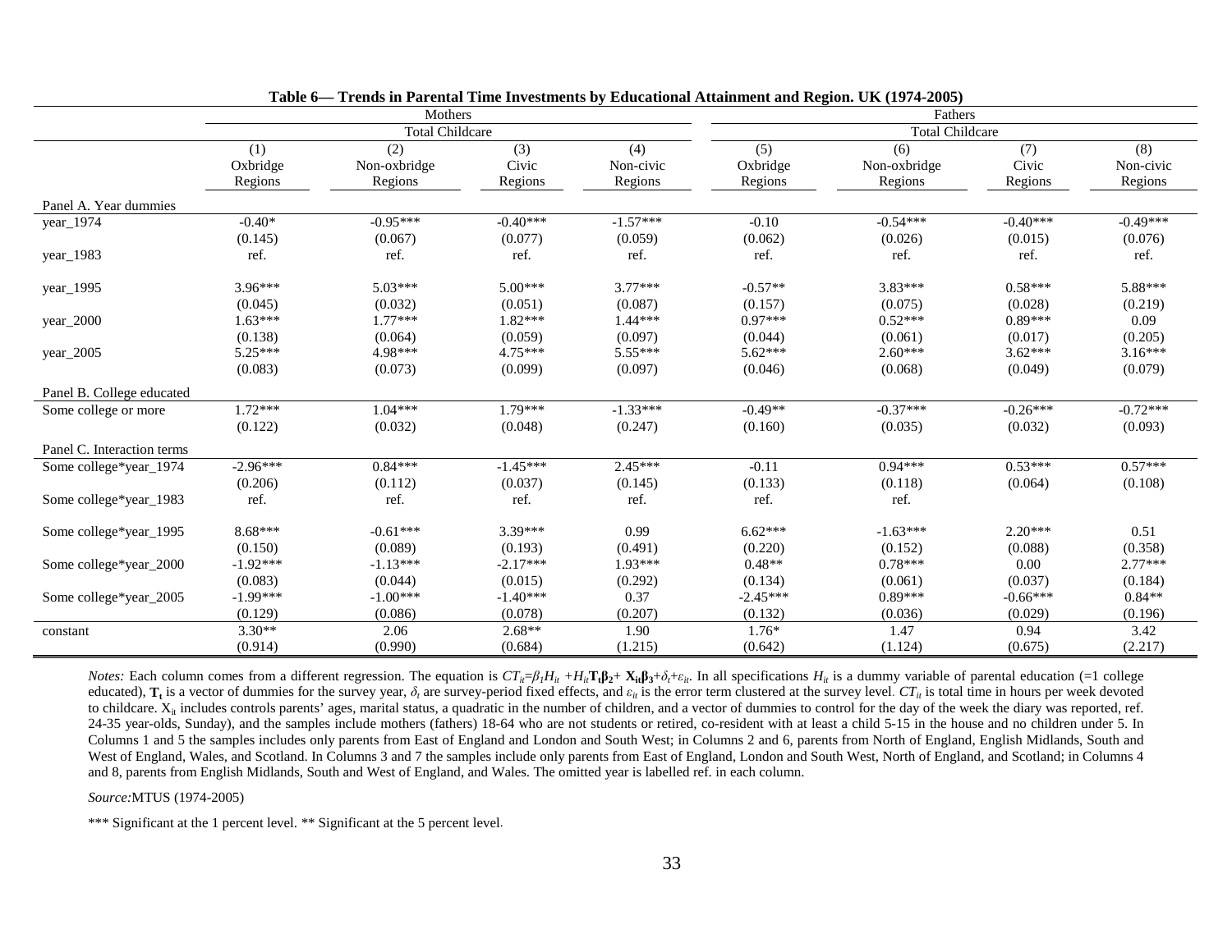**Table 6— Trends in Parental Time Investments by Educational Attainment and Region. UK (1974-2005)**

| | Mothers | | | | Fathers | | | |
|---|---|---|---|---|---|---|---|---|
| | Total Childcare | | | | Total Childcare | | | |
| | (1) Oxbridge Regions | (2) Non-oxbridge Regions | (3) Civic Regions | (4) Non-civic Regions | (5) Oxbridge Regions | (6) Non-oxbridge Regions | (7) Civic Regions | (8) Non-civic Regions |
| Panel A. Year dummies | | | | | | | | |
| year_1974 | -0.40* | -0.95*** | -0.40*** | -1.57*** | -0.10 | -0.54*** | -0.40*** | -0.49*** |
| | (0.145) | (0.067) | (0.077) | (0.059) | (0.062) | (0.026) | (0.015) | (0.076) |
| year_1983 | ref. | ref. | ref. | ref. | ref. | ref. | ref. | ref. |
| year_1995 | 3.96*** | 5.03*** | 5.00*** | 3.77*** | -0.57** | 3.83*** | 0.58*** | 5.88*** |
| | (0.045) | (0.032) | (0.051) | (0.087) | (0.157) | (0.075) | (0.028) | (0.219) |
| year_2000 | 1.63*** | 1.77*** | 1.82*** | 1.44*** | 0.97*** | 0.52*** | 0.89*** | 0.09 |
| | (0.138) | (0.064) | (0.059) | (0.097) | (0.044) | (0.061) | (0.017) | (0.205) |
| year_2005 | 5.25*** | 4.98*** | 4.75*** | 5.55*** | 5.62*** | 2.60*** | 3.62*** | 3.16*** |
| | (0.083) | (0.073) | (0.099) | (0.097) | (0.046) | (0.068) | (0.049) | (0.079) |
| Panel B. College educated | | | | | | | | |
| Some college or more | 1.72*** | 1.04*** | 1.79*** | -1.33*** | -0.49** | -0.37*** | -0.26*** | -0.72*** |
| | (0.122) | (0.032) | (0.048) | (0.247) | (0.160) | (0.035) | (0.032) | (0.093) |
| Panel C. Interaction terms | | | | | | | | |
| Some college*year_1974 | -2.96*** | 0.84*** | -1.45*** | 2.45*** | -0.11 | 0.94*** | 0.53*** | 0.57*** |
| | (0.206) | (0.112) | (0.037) | (0.145) | (0.133) | (0.118) | (0.064) | (0.108) |
| Some college*year_1983 | ref. | ref. | ref. | ref. | ref. | ref. | | |
| Some college*year_1995 | 8.68*** | -0.61*** | 3.39*** | 0.99 | 6.62*** | -1.63*** | 2.20*** | 0.51 |
| | (0.150) | (0.089) | (0.193) | (0.491) | (0.220) | (0.152) | (0.088) | (0.358) |
| Some college*year_2000 | -1.92*** | -1.13*** | -2.17*** | 1.93*** | 0.48** | 0.78*** | 0.00 | 2.77*** |
| | (0.083) | (0.044) | (0.015) | (0.292) | (0.134) | (0.061) | (0.037) | (0.184) |
| Some college*year_2005 | -1.99*** | -1.00*** | -1.40*** | 0.37 | -2.45*** | 0.89*** | -0.66*** | 0.84** |
| | (0.129) | (0.086) | (0.078) | (0.207) | (0.132) | (0.036) | (0.029) | (0.196) |
| constant | 3.30** | 2.06 | 2.68** | 1.90 | 1.76* | 1.47 | 0.94 | 3.42 |
| | (0.914) | (0.990) | (0.684) | (1.215) | (0.642) | (1.124) | (0.675) | (2.217) |

*Notes:* Each column comes from a different regression. The equation is $CT_{it}=\beta_1 H_{it} + H_{it}\mathbf{T_t}\boldsymbol{\beta_2} + \mathbf{X_{it}}\boldsymbol{\beta_3} + \delta_t + \varepsilon_{it}$. In all specifications $H_{it}$ is a dummy variable of parental education (=1 college educated), $\mathbf{T_t}$ is a vector of dummies for the survey year, $\delta_t$ are survey-period fixed effects, and $\varepsilon_{it}$ is the error term clustered at the survey level. $CT_{it}$ is total time in hours per week devoted to childcare. $X_{it}$ includes controls parents' ages, marital status, a quadratic in the number of children, and a vector of dummies to control for the day of the week the diary was reported, ref. 24-35 year-olds, Sunday), and the samples include mothers (fathers) 18-64 who are not students or retired, co-resident with at least a child 5-15 in the house and no children under 5. In Columns 1 and 5 the samples includes only parents from East of England and London and South West; in Columns 2 and 6, parents from North of England, English Midlands, South and West of England, Wales, and Scotland. In Columns 3 and 7 the samples include only parents from East of England, London and South West, North of England, and Scotland; in Columns 4 and 8, parents from English Midlands, South and West of England, and Wales. The omitted year is labelled ref. in each column.

*Source:* MTUS (1974-2005)

*** Significant at the 1 percent level. ** Significant at the 5 percent level.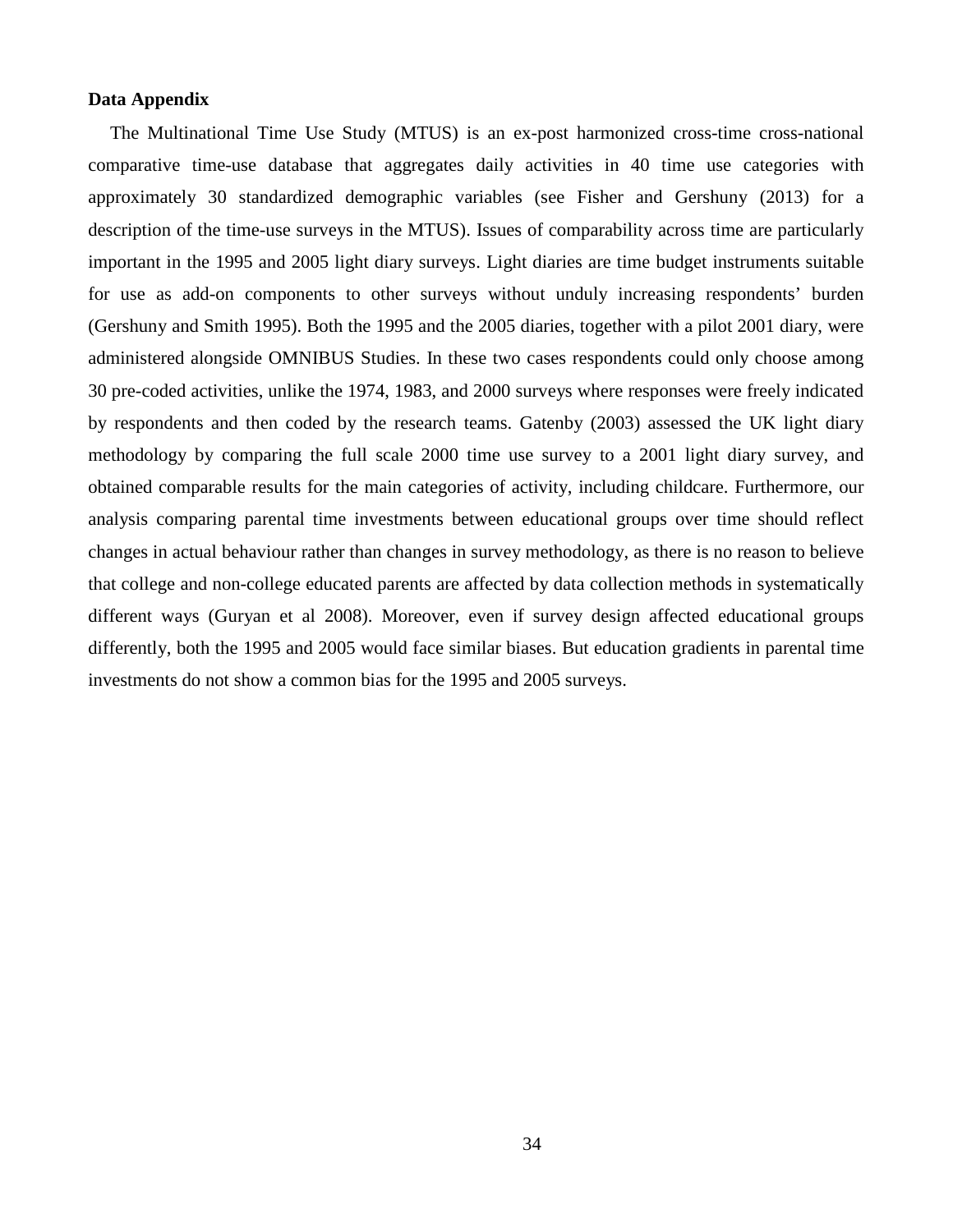**Data Appendix**

The Multinational Time Use Study (MTUS) is an ex-post harmonized cross-time cross-national comparative time-use database that aggregates daily activities in 40 time use categories with approximately 30 standardized demographic variables (see Fisher and Gershuny (2013) for a description of the time-use surveys in the MTUS). Issues of comparability across time are particularly important in the 1995 and 2005 light diary surveys. Light diaries are time budget instruments suitable for use as add-on components to other surveys without unduly increasing respondents' burden (Gershuny and Smith 1995). Both the 1995 and the 2005 diaries, together with a pilot 2001 diary, were administered alongside OMNIBUS Studies. In these two cases respondents could only choose among 30 pre-coded activities, unlike the 1974, 1983, and 2000 surveys where responses were freely indicated by respondents and then coded by the research teams. Gatenby (2003) assessed the UK light diary methodology by comparing the full scale 2000 time use survey to a 2001 light diary survey, and obtained comparable results for the main categories of activity, including childcare. Furthermore, our analysis comparing parental time investments between educational groups over time should reflect changes in actual behaviour rather than changes in survey methodology, as there is no reason to believe that college and non-college educated parents are affected by data collection methods in systematically different ways (Guryan et al 2008). Moreover, even if survey design affected educational groups differently, both the 1995 and 2005 would face similar biases. But education gradients in parental time investments do not show a common bias for the 1995 and 2005 surveys.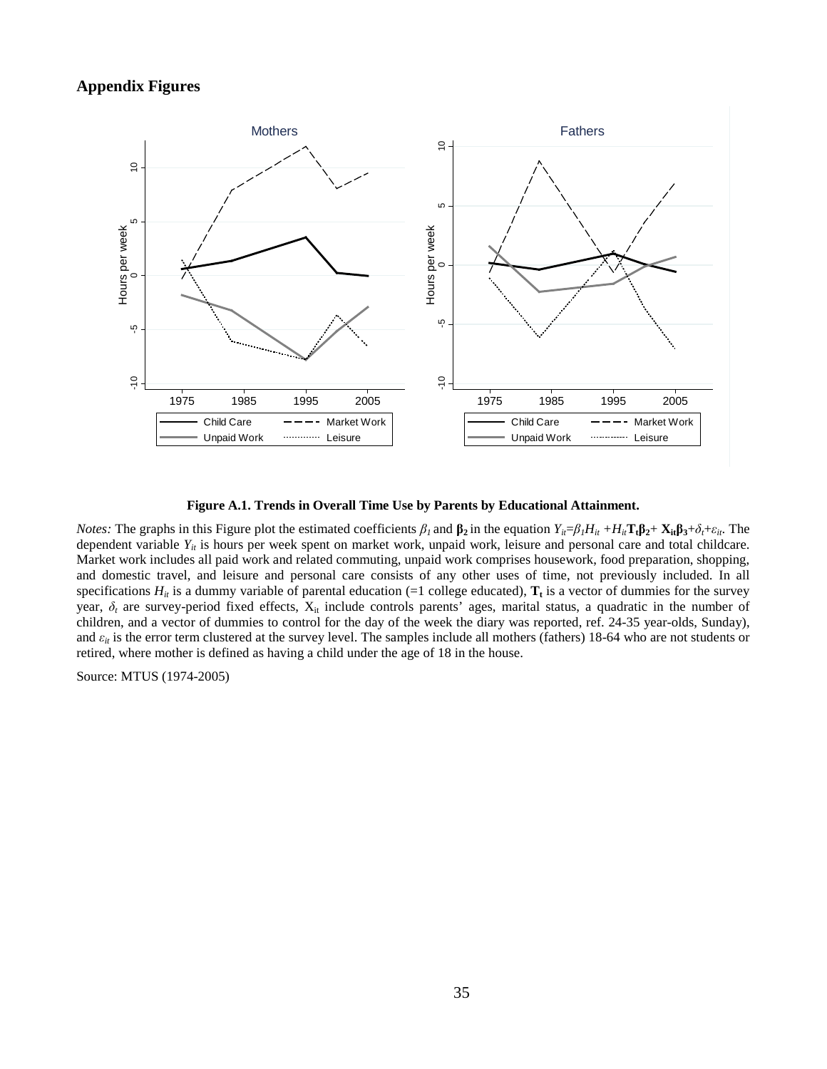## Appendix Figures

**Figure A.1. Trends in Overall Time Use by Parents by Educational Attainment.**

*Notes:* The graphs in this Figure plot the estimated coefficients $\beta_1$ and $\boldsymbol{\beta_2}$ in the equation $Y_{it}=\beta_1 H_{it} + H_{it}\mathbf{T_t}\boldsymbol{\beta_2} + \mathbf{X_{it}}\boldsymbol{\beta_3} + \delta_t + \varepsilon_{it}$. The dependent variable $Y_{it}$ is hours per week spent on market work, unpaid work, leisure and personal care and total childcare. Market work includes all paid work and related commuting, unpaid work comprises housework, food preparation, shopping, and domestic travel, and leisure and personal care consists of any other uses of time, not previously included. In all specifications $H_{it}$ is a dummy variable of parental education (=1 college educated), $\mathbf{T_t}$ is a vector of dummies for the survey year, $\delta_t$ are survey-period fixed effects, $X_{it}$ include controls parents' ages, marital status, a quadratic in the number of children, and a vector of dummies to control for the day of the week the diary was reported, ref. 24-35 year-olds, Sunday), and $\varepsilon_{it}$ is the error term clustered at the survey level. The samples include all mothers (fathers) 18-64 who are not students or retired, where mother is defined as having a child under the age of 18 in the house.

Source: MTUS (1974-2005)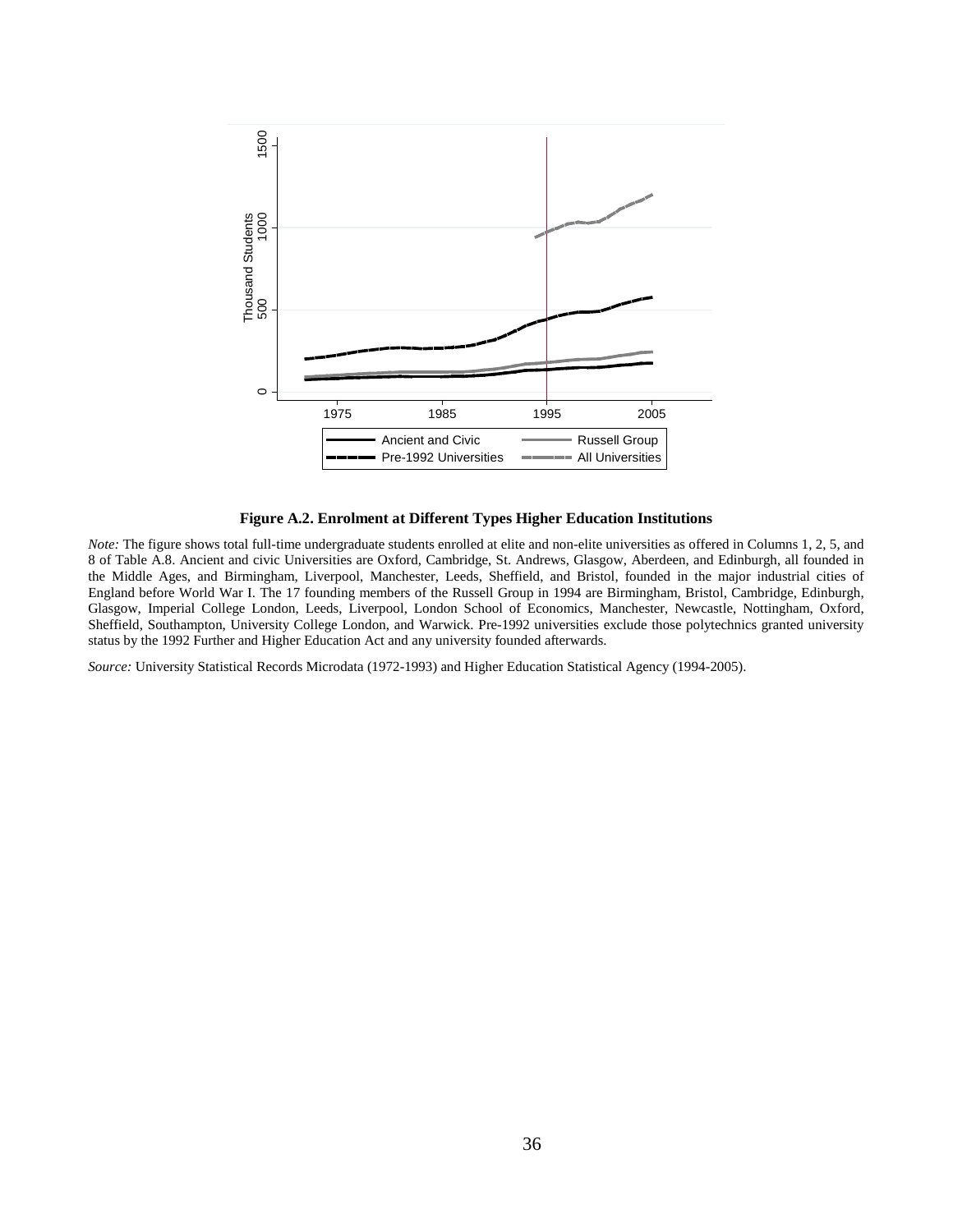**Figure A.2. Enrolment at Different Types Higher Education Institutions**

*Note:* The figure shows total full-time undergraduate students enrolled at elite and non-elite universities as offered in Columns 1, 2, 5, and 8 of Table A.8. Ancient and civic Universities are Oxford, Cambridge, St. Andrews, Glasgow, Aberdeen, and Edinburgh, all founded in the Middle Ages, and Birmingham, Liverpool, Manchester, Leeds, Sheffield, and Bristol, founded in the major industrial cities of England before World War I. The 17 founding members of the Russell Group in 1994 are Birmingham, Bristol, Cambridge, Edinburgh, Glasgow, Imperial College London, Leeds, Liverpool, London School of Economics, Manchester, Newcastle, Nottingham, Oxford, Sheffield, Southampton, University College London, and Warwick. Pre-1992 universities exclude those polytechnics granted university status by the 1992 Further and Higher Education Act and any university founded afterwards.

*Source:* University Statistical Records Microdata (1972-1993) and Higher Education Statistical Agency (1994-2005).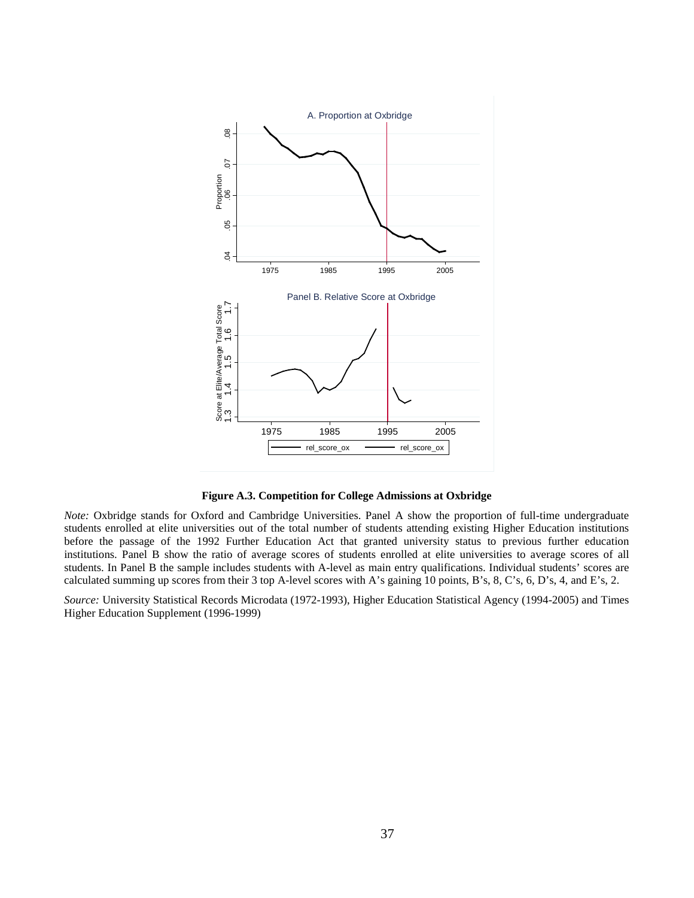**Figure A.3. Competition for College Admissions at Oxbridge**

*Note:* Oxbridge stands for Oxford and Cambridge Universities. Panel A show the proportion of full-time undergraduate students enrolled at elite universities out of the total number of students attending existing Higher Education institutions before the passage of the 1992 Further Education Act that granted university status to previous further education institutions. Panel B show the ratio of average scores of students enrolled at elite universities to average scores of all students. In Panel B the sample includes students with A-level as main entry qualifications. Individual students' scores are calculated summing up scores from their 3 top A-level scores with A's gaining 10 points, B's, 8, C's, 6, D's, 4, and E's, 2.

*Source:* University Statistical Records Microdata (1972-1993), Higher Education Statistical Agency (1994-2005) and Times Higher Education Supplement (1996-1999)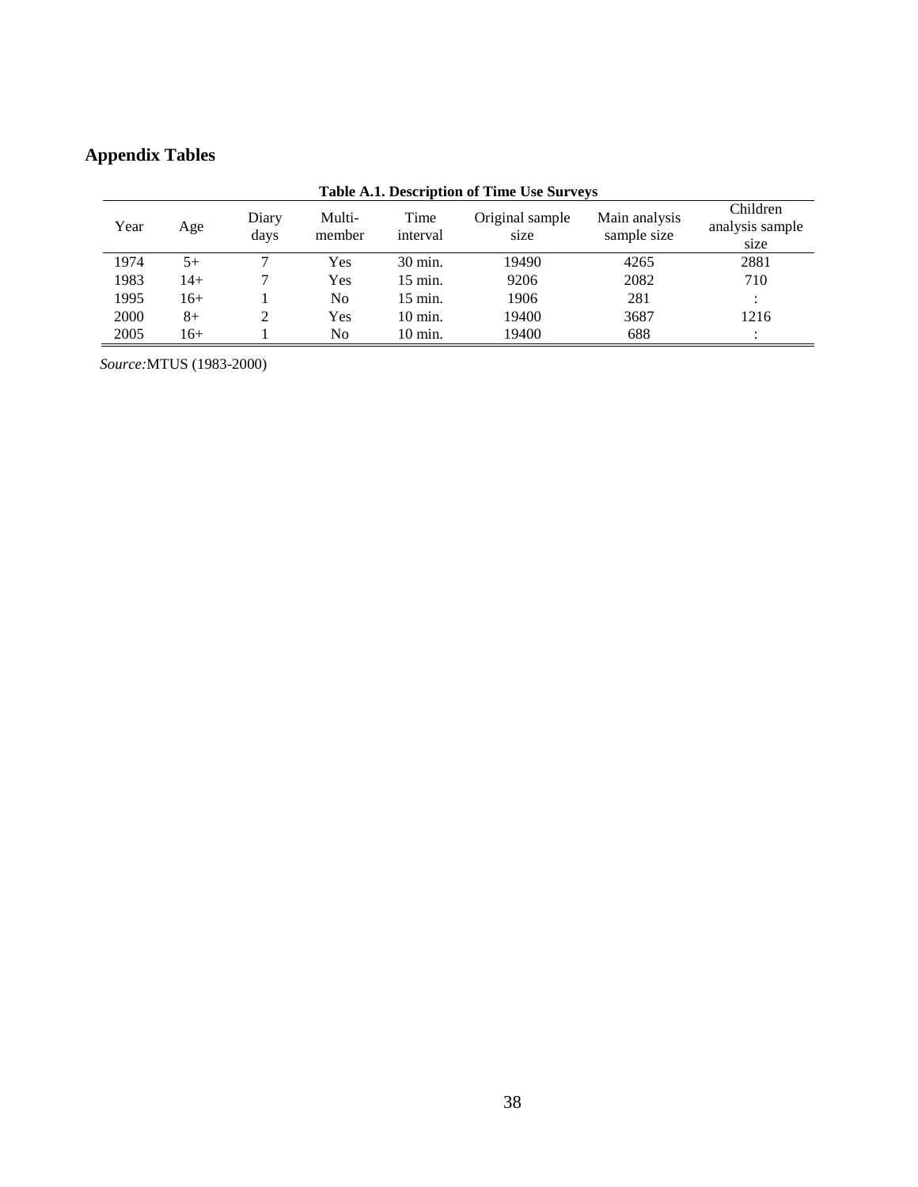## Appendix Tables

**Table A.1. Description of Time Use Surveys**

| Year | Age | Diary days | Multi-member | Time interval | Original sample size | Main analysis sample size | Children analysis sample size |
|---|---|---|---|---|---|---|---|
| 1974 | 5+ | 7 | Yes | 30 min. | 19490 | 4265 | 2881 |
| 1983 | 14+ | 7 | Yes | 15 min. | 9206 | 2082 | 710 |
| 1995 | 16+ | 1 | No | 15 min. | 1906 | 281 | : |
| 2000 | 8+ | 2 | Yes | 10 min. | 19400 | 3687 | 1216 |
| 2005 | 16+ | 1 | No | 10 min. | 19400 | 688 | : |

*Source:*MTUS (1983-2000)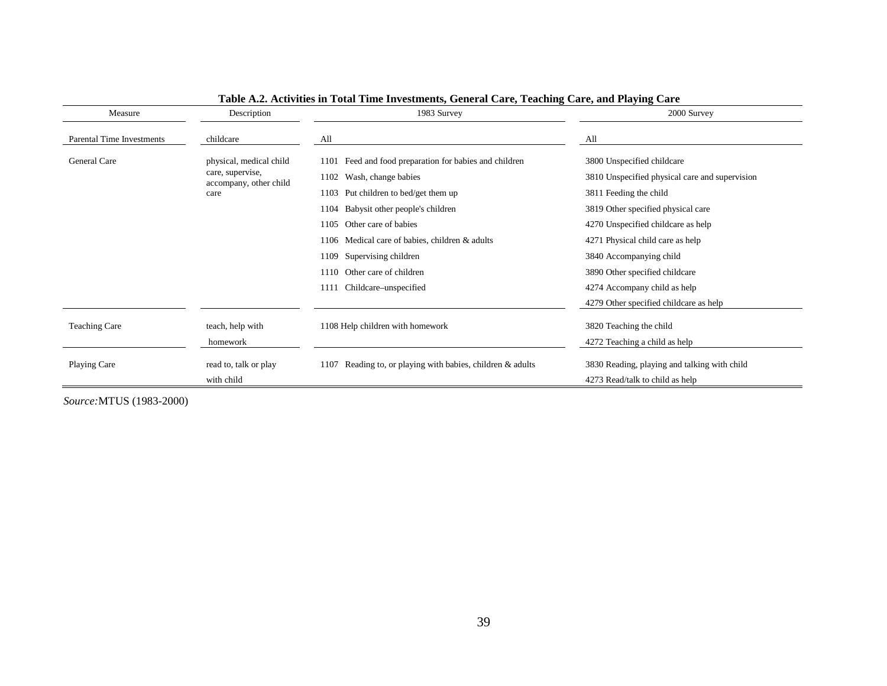**Table A.2. Activities in Total Time Investments, General Care, Teaching Care, and Playing Care**

| Measure | Description | 1983 Survey | 2000 Survey |
|---|---|---|---|
| Parental Time Investments | childcare | All | All |
| General Care | physical, medical child care, supervise, accompany, other child care | 1101 Feed and food preparation for babies and children | 3800 Unspecified childcare |
| | | 1102 Wash, change babies | 3810 Unspecified physical care and supervision |
| | | 1103 Put children to bed/get them up | 3811 Feeding the child |
| | | 1104 Babysit other people's children | 3819 Other specified physical care |
| | | 1105 Other care of babies | 4270 Unspecified childcare as help |
| | | 1106 Medical care of babies, children & adults | 4271 Physical child care as help |
| | | 1109 Supervising children | 3840 Accompanying child |
| | | 1110 Other care of children | 3890 Other specified childcare |
| | | 1111 Childcare–unspecified | 4274 Accompany child as help |
| | | | 4279 Other specified childcare as help |
| Teaching Care | teach, help with homework | 1108 Help children with homework | 3820 Teaching the child |
| | | | 4272 Teaching a child as help |
| Playing Care | read to, talk or play with child | 1107 Reading to, or playing with babies, children & adults | 3830 Reading, playing and talking with child |
| | | | 4273 Read/talk to child as help |

*Source:* MTUS (1983-2000)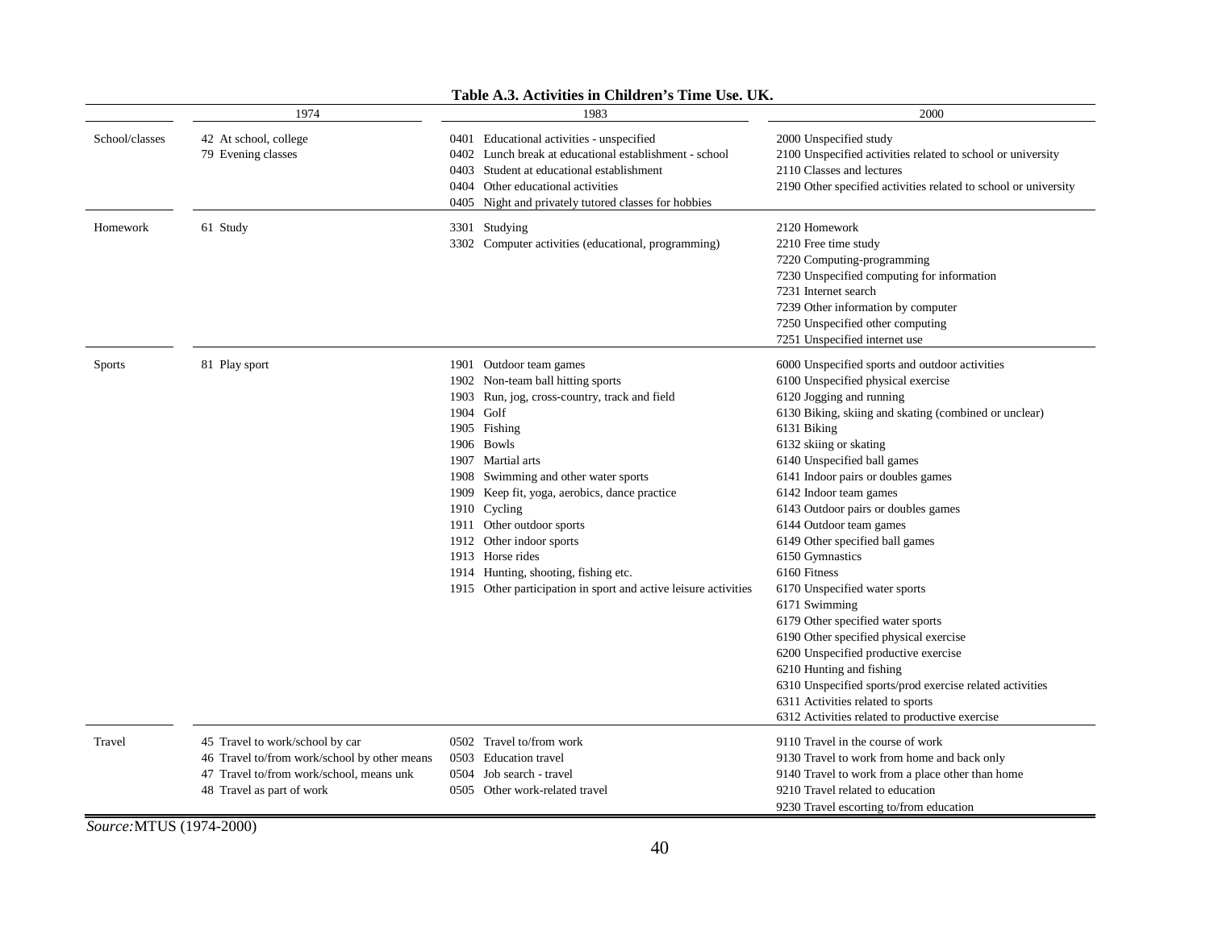**Table A.3. Activities in Children's Time Use. UK.**

| | 1974 | 1983 | 2000 |
|---|---|---|---|
| School/classes | 42 At school, college<br>79 Evening classes | 0401 Educational activities - unspecified<br>0402 Lunch break at educational establishment - school<br>0403 Student at educational establishment<br>0404 Other educational activities<br>0405 Night and privately tutored classes for hobbies | 2000 Unspecified study<br>2100 Unspecified activities related to school or university<br>2110 Classes and lectures<br>2190 Other specified activities related to school or university |
| Homework | 61 Study | 3301 Studying<br>3302 Computer activities (educational, programming) | 2120 Homework<br>2210 Free time study<br>7220 Computing-programming<br>7230 Unspecified computing for information<br>7231 Internet search<br>7239 Other information by computer<br>7250 Unspecified other computing<br>7251 Unspecified internet use |
| Sports | 81 Play sport | 1901 Outdoor team games<br>1902 Non-team ball hitting sports<br>1903 Run, jog, cross-country, track and field<br>1904 Golf<br>1905 Fishing<br>1906 Bowls<br>1907 Martial arts<br>1908 Swimming and other water sports<br>1909 Keep fit, yoga, aerobics, dance practice<br>1910 Cycling<br>1911 Other outdoor sports<br>1912 Other indoor sports<br>1913 Horse rides<br>1914 Hunting, shooting, fishing etc.<br>1915 Other participation in sport and active leisure activities | 6000 Unspecified sports and outdoor activities<br>6100 Unspecified physical exercise<br>6120 Jogging and running<br>6130 Biking, skiing and skating (combined or unclear)<br>6131 Biking<br>6132 skiing or skating<br>6140 Unspecified ball games<br>6141 Indoor pairs or doubles games<br>6142 Indoor team games<br>6143 Outdoor pairs or doubles games<br>6144 Outdoor team games<br>6149 Other specified ball games<br>6150 Gymnastics<br>6160 Fitness<br>6170 Unspecified water sports<br>6171 Swimming<br>6179 Other specified water sports<br>6190 Other specified physical exercise<br>6200 Unspecified productive exercise<br>6210 Hunting and fishing<br>6310 Unspecified sports/prod exercise related activities<br>6311 Activities related to sports<br>6312 Activities related to productive exercise |
| Travel | 45 Travel to work/school by car<br>46 Travel to/from work/school by other means<br>47 Travel to/from work/school, means unk<br>48 Travel as part of work | 0502 Travel to/from work<br>0503 Education travel<br>0504 Job search - travel<br>0505 Other work-related travel | 9110 Travel in the course of work<br>9130 Travel to work from home and back only<br>9140 Travel to work from a place other than home<br>9210 Travel related to education<br>9230 Travel escorting to/from education |

*Source:* MTUS (1974-2000)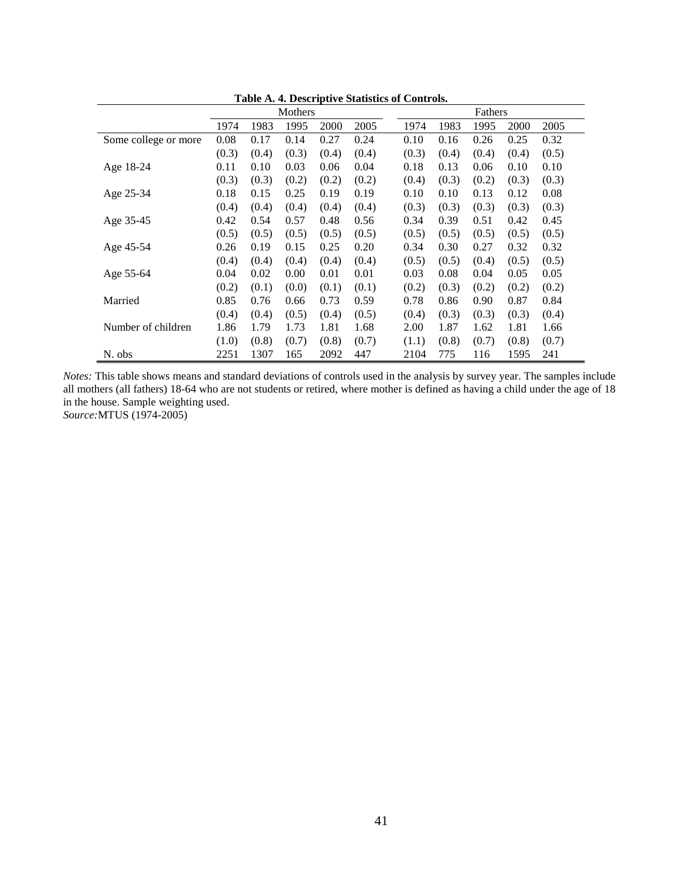**Table A. 4. Descriptive Statistics of Controls.**

| | Mothers | | | | | Fathers | | | | |
|---|---|---|---|---|---|---|---|---|---|---|
| | 1974 | 1983 | 1995 | 2000 | 2005 | 1974 | 1983 | 1995 | 2000 | 2005 |
| Some college or more | 0.08 | 0.17 | 0.14 | 0.27 | 0.24 | 0.10 | 0.16 | 0.26 | 0.25 | 0.32 |
| | (0.3) | (0.4) | (0.3) | (0.4) | (0.4) | (0.3) | (0.4) | (0.4) | (0.4) | (0.5) |
| Age 18-24 | 0.11 | 0.10 | 0.03 | 0.06 | 0.04 | 0.18 | 0.13 | 0.06 | 0.10 | 0.10 |
| | (0.3) | (0.3) | (0.2) | (0.2) | (0.2) | (0.4) | (0.3) | (0.2) | (0.3) | (0.3) |
| Age 25-34 | 0.18 | 0.15 | 0.25 | 0.19 | 0.19 | 0.10 | 0.10 | 0.13 | 0.12 | 0.08 |
| | (0.4) | (0.4) | (0.4) | (0.4) | (0.4) | (0.3) | (0.3) | (0.3) | (0.3) | (0.3) |
| Age 35-45 | 0.42 | 0.54 | 0.57 | 0.48 | 0.56 | 0.34 | 0.39 | 0.51 | 0.42 | 0.45 |
| | (0.5) | (0.5) | (0.5) | (0.5) | (0.5) | (0.5) | (0.5) | (0.5) | (0.5) | (0.5) |
| Age 45-54 | 0.26 | 0.19 | 0.15 | 0.25 | 0.20 | 0.34 | 0.30 | 0.27 | 0.32 | 0.32 |
| | (0.4) | (0.4) | (0.4) | (0.4) | (0.4) | (0.5) | (0.5) | (0.4) | (0.5) | (0.5) |
| Age 55-64 | 0.04 | 0.02 | 0.00 | 0.01 | 0.01 | 0.03 | 0.08 | 0.04 | 0.05 | 0.05 |
| | (0.2) | (0.1) | (0.0) | (0.1) | (0.1) | (0.2) | (0.3) | (0.2) | (0.2) | (0.2) |
| Married | 0.85 | 0.76 | 0.66 | 0.73 | 0.59 | 0.78 | 0.86 | 0.90 | 0.87 | 0.84 |
| | (0.4) | (0.4) | (0.5) | (0.4) | (0.5) | (0.4) | (0.3) | (0.3) | (0.3) | (0.4) |
| Number of children | 1.86 | 1.79 | 1.73 | 1.81 | 1.68 | 2.00 | 1.87 | 1.62 | 1.81 | 1.66 |
| | (1.0) | (0.8) | (0.7) | (0.8) | (0.7) | (1.1) | (0.8) | (0.7) | (0.8) | (0.7) |
| N. obs | 2251 | 1307 | 165 | 2092 | 447 | 2104 | 775 | 116 | 1595 | 241 |

*Notes:* This table shows means and standard deviations of controls used in the analysis by survey year. The samples include all mothers (all fathers) 18-64 who are not students or retired, where mother is defined as having a child under the age of 18 in the house. Sample weighting used.
*Source:* MTUS (1974-2005)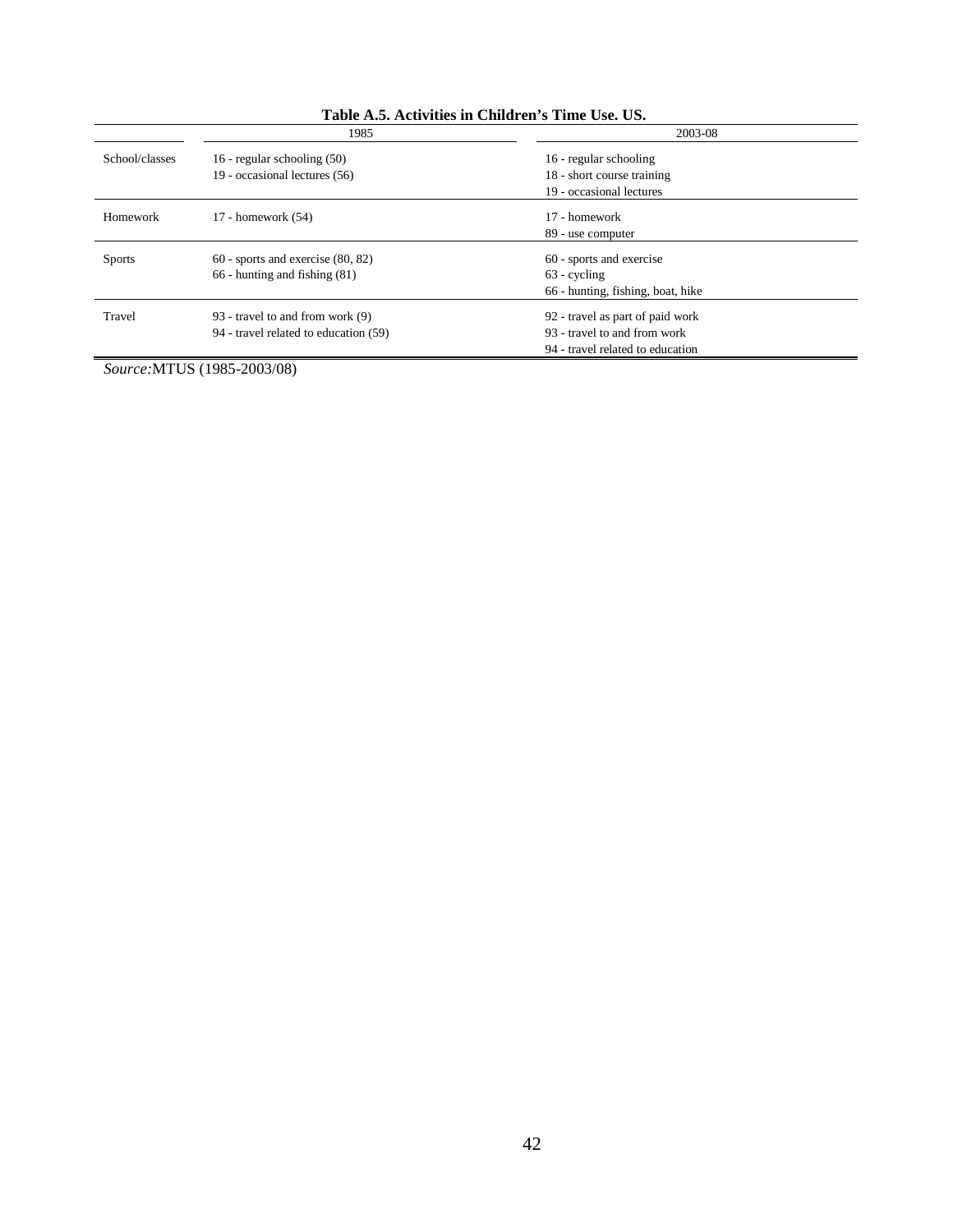**Table A.5. Activities in Children's Time Use. US.**

| | 1985 | 2003-08 |
|---|---|---|
| School/classes | 16 - regular schooling (50)<br>19 - occasional lectures (56) | 16 - regular schooling<br>18 - short course training<br>19 - occasional lectures |
| Homework | 17 - homework (54) | 17 - homework<br>89 - use computer |
| Sports | 60 - sports and exercise (80, 82)<br>66 - hunting and fishing (81) | 60 - sports and exercise<br>63 - cycling<br>66 - hunting, fishing, boat, hike |
| Travel | 93 - travel to and from work (9)<br>94 - travel related to education (59) | 92 - travel as part of paid work<br>93 - travel to and from work<br>94 - travel related to education |

*Source:*MTUS (1985-2003/08)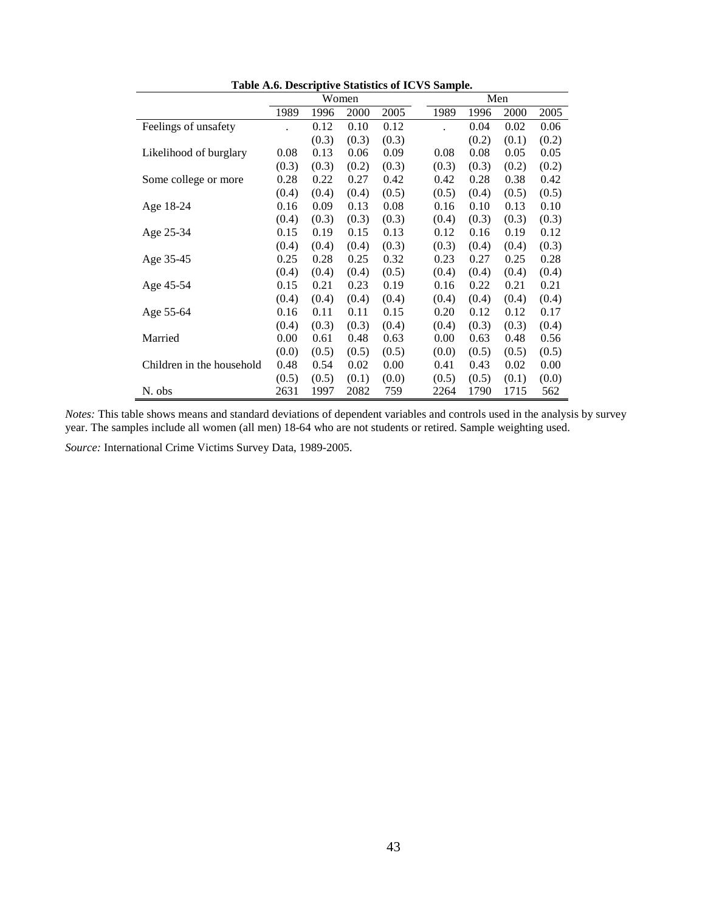**Table A.6. Descriptive Statistics of ICVS Sample.**

| | Women | | | | Men | | | |
|---|---|---|---|---|---|---|---|---|
| | 1989 | 1996 | 2000 | 2005 | 1989 | 1996 | 2000 | 2005 |
| Feelings of unsafety | . | 0.12 | 0.10 | 0.12 | . | 0.04 | 0.02 | 0.06 |
| | | (0.3) | (0.3) | (0.3) | | (0.2) | (0.1) | (0.2) |
| Likelihood of burglary | 0.08 | 0.13 | 0.06 | 0.09 | 0.08 | 0.08 | 0.05 | 0.05 |
| | (0.3) | (0.3) | (0.2) | (0.3) | (0.3) | (0.3) | (0.2) | (0.2) |
| Some college or more | 0.28 | 0.22 | 0.27 | 0.42 | 0.42 | 0.28 | 0.38 | 0.42 |
| | (0.4) | (0.4) | (0.4) | (0.5) | (0.5) | (0.4) | (0.5) | (0.5) |
| Age 18-24 | 0.16 | 0.09 | 0.13 | 0.08 | 0.16 | 0.10 | 0.13 | 0.10 |
| | (0.4) | (0.3) | (0.3) | (0.3) | (0.4) | (0.3) | (0.3) | (0.3) |
| Age 25-34 | 0.15 | 0.19 | 0.15 | 0.13 | 0.12 | 0.16 | 0.19 | 0.12 |
| | (0.4) | (0.4) | (0.4) | (0.3) | (0.3) | (0.4) | (0.4) | (0.3) |
| Age 35-45 | 0.25 | 0.28 | 0.25 | 0.32 | 0.23 | 0.27 | 0.25 | 0.28 |
| | (0.4) | (0.4) | (0.4) | (0.5) | (0.4) | (0.4) | (0.4) | (0.4) |
| Age 45-54 | 0.15 | 0.21 | 0.23 | 0.19 | 0.16 | 0.22 | 0.21 | 0.21 |
| | (0.4) | (0.4) | (0.4) | (0.4) | (0.4) | (0.4) | (0.4) | (0.4) |
| Age 55-64 | 0.16 | 0.11 | 0.11 | 0.15 | 0.20 | 0.12 | 0.12 | 0.17 |
| | (0.4) | (0.3) | (0.3) | (0.4) | (0.4) | (0.3) | (0.3) | (0.4) |
| Married | 0.00 | 0.61 | 0.48 | 0.63 | 0.00 | 0.63 | 0.48 | 0.56 |
| | (0.0) | (0.5) | (0.5) | (0.5) | (0.0) | (0.5) | (0.5) | (0.5) |
| Children in the household | 0.48 | 0.54 | 0.02 | 0.00 | 0.41 | 0.43 | 0.02 | 0.00 |
| | (0.5) | (0.5) | (0.1) | (0.0) | (0.5) | (0.5) | (0.1) | (0.0) |
| N. obs | 2631 | 1997 | 2082 | 759 | 2264 | 1790 | 1715 | 562 |

*Notes:* This table shows means and standard deviations of dependent variables and controls used in the analysis by survey year. The samples include all women (all men) 18-64 who are not students or retired. Sample weighting used.

*Source:* International Crime Victims Survey Data, 1989-2005.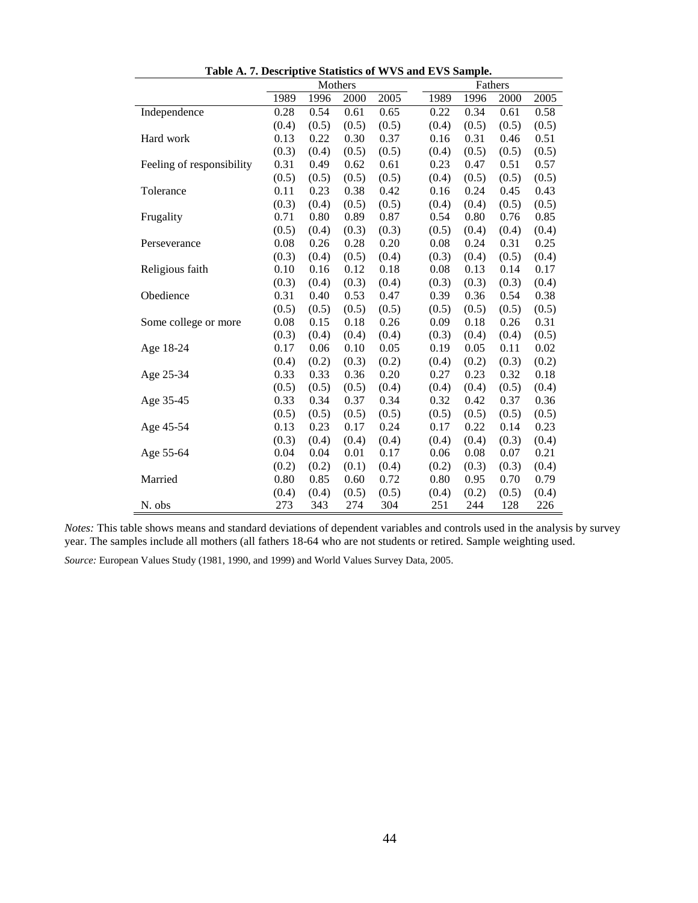**Table A. 7. Descriptive Statistics of WVS and EVS Sample.**

| | Mothers | | | | Fathers | | | |
|---|---|---|---|---|---|---|---|---|
| | 1989 | 1996 | 2000 | 2005 | 1989 | 1996 | 2000 | 2005 |
| Independence | 0.28 | 0.54 | 0.61 | 0.65 | 0.22 | 0.34 | 0.61 | 0.58 |
| | (0.4) | (0.5) | (0.5) | (0.5) | (0.4) | (0.5) | (0.5) | (0.5) |
| Hard work | 0.13 | 0.22 | 0.30 | 0.37 | 0.16 | 0.31 | 0.46 | 0.51 |
| | (0.3) | (0.4) | (0.5) | (0.5) | (0.4) | (0.5) | (0.5) | (0.5) |
| Feeling of responsibility | 0.31 | 0.49 | 0.62 | 0.61 | 0.23 | 0.47 | 0.51 | 0.57 |
| | (0.5) | (0.5) | (0.5) | (0.5) | (0.4) | (0.5) | (0.5) | (0.5) |
| Tolerance | 0.11 | 0.23 | 0.38 | 0.42 | 0.16 | 0.24 | 0.45 | 0.43 |
| | (0.3) | (0.4) | (0.5) | (0.5) | (0.4) | (0.4) | (0.5) | (0.5) |
| Frugality | 0.71 | 0.80 | 0.89 | 0.87 | 0.54 | 0.80 | 0.76 | 0.85 |
| | (0.5) | (0.4) | (0.3) | (0.3) | (0.5) | (0.4) | (0.4) | (0.4) |
| Perseverance | 0.08 | 0.26 | 0.28 | 0.20 | 0.08 | 0.24 | 0.31 | 0.25 |
| | (0.3) | (0.4) | (0.5) | (0.4) | (0.3) | (0.4) | (0.5) | (0.4) |
| Religious faith | 0.10 | 0.16 | 0.12 | 0.18 | 0.08 | 0.13 | 0.14 | 0.17 |
| | (0.3) | (0.4) | (0.3) | (0.4) | (0.3) | (0.3) | (0.3) | (0.4) |
| Obedience | 0.31 | 0.40 | 0.53 | 0.47 | 0.39 | 0.36 | 0.54 | 0.38 |
| | (0.5) | (0.5) | (0.5) | (0.5) | (0.5) | (0.5) | (0.5) | (0.5) |
| Some college or more | 0.08 | 0.15 | 0.18 | 0.26 | 0.09 | 0.18 | 0.26 | 0.31 |
| | (0.3) | (0.4) | (0.4) | (0.4) | (0.3) | (0.4) | (0.4) | (0.5) |
| Age 18-24 | 0.17 | 0.06 | 0.10 | 0.05 | 0.19 | 0.05 | 0.11 | 0.02 |
| | (0.4) | (0.2) | (0.3) | (0.2) | (0.4) | (0.2) | (0.3) | (0.2) |
| Age 25-34 | 0.33 | 0.33 | 0.36 | 0.20 | 0.27 | 0.23 | 0.32 | 0.18 |
| | (0.5) | (0.5) | (0.5) | (0.4) | (0.4) | (0.4) | (0.5) | (0.4) |
| Age 35-45 | 0.33 | 0.34 | 0.37 | 0.34 | 0.32 | 0.42 | 0.37 | 0.36 |
| | (0.5) | (0.5) | (0.5) | (0.5) | (0.5) | (0.5) | (0.5) | (0.5) |
| Age 45-54 | 0.13 | 0.23 | 0.17 | 0.24 | 0.17 | 0.22 | 0.14 | 0.23 |
| | (0.3) | (0.4) | (0.4) | (0.4) | (0.4) | (0.4) | (0.3) | (0.4) |
| Age 55-64 | 0.04 | 0.04 | 0.01 | 0.17 | 0.06 | 0.08 | 0.07 | 0.21 |
| | (0.2) | (0.2) | (0.1) | (0.4) | (0.2) | (0.3) | (0.3) | (0.4) |
| Married | 0.80 | 0.85 | 0.60 | 0.72 | 0.80 | 0.95 | 0.70 | 0.79 |
| | (0.4) | (0.4) | (0.5) | (0.5) | (0.4) | (0.2) | (0.5) | (0.4) |
| N. obs | 273 | 343 | 274 | 304 | 251 | 244 | 128 | 226 |

*Notes:* This table shows means and standard deviations of dependent variables and controls used in the analysis by survey year. The samples include all mothers (all fathers 18-64 who are not students or retired. Sample weighting used.

*Source:* European Values Study (1981, 1990, and 1999) and World Values Survey Data, 2005.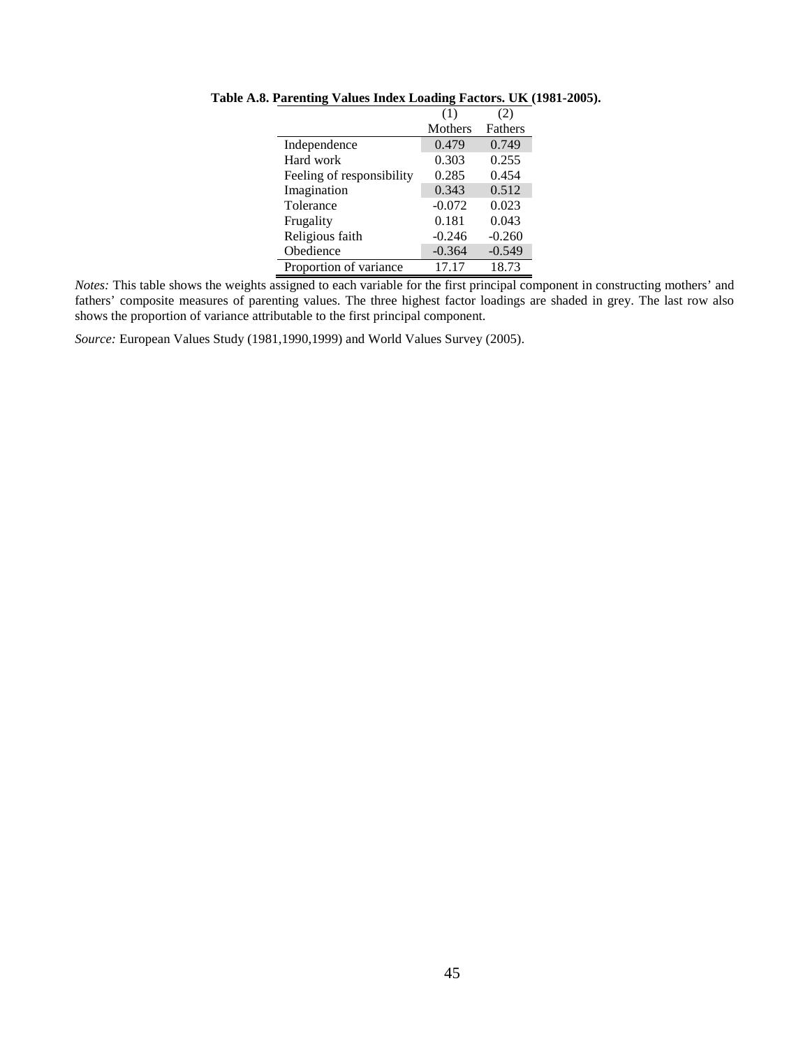**Table A.8. Parenting Values Index Loading Factors. UK (1981-2005).**

| | (1) | (2) |
|---|---|---|
| | Mothers | Fathers |
| Independence | 0.479 | 0.749 |
| Hard work | 0.303 | 0.255 |
| Feeling of responsibility | 0.285 | 0.454 |
| Imagination | 0.343 | 0.512 |
| Tolerance | -0.072 | 0.023 |
| Frugality | 0.181 | 0.043 |
| Religious faith | -0.246 | -0.260 |
| Obedience | -0.364 | -0.549 |
| Proportion of variance | 17.17 | 18.73 |

*Notes:* This table shows the weights assigned to each variable for the first principal component in constructing mothers' and fathers' composite measures of parenting values. The three highest factor loadings are shaded in grey. The last row also shows the proportion of variance attributable to the first principal component.

*Source:* European Values Study (1981,1990,1999) and World Values Survey (2005).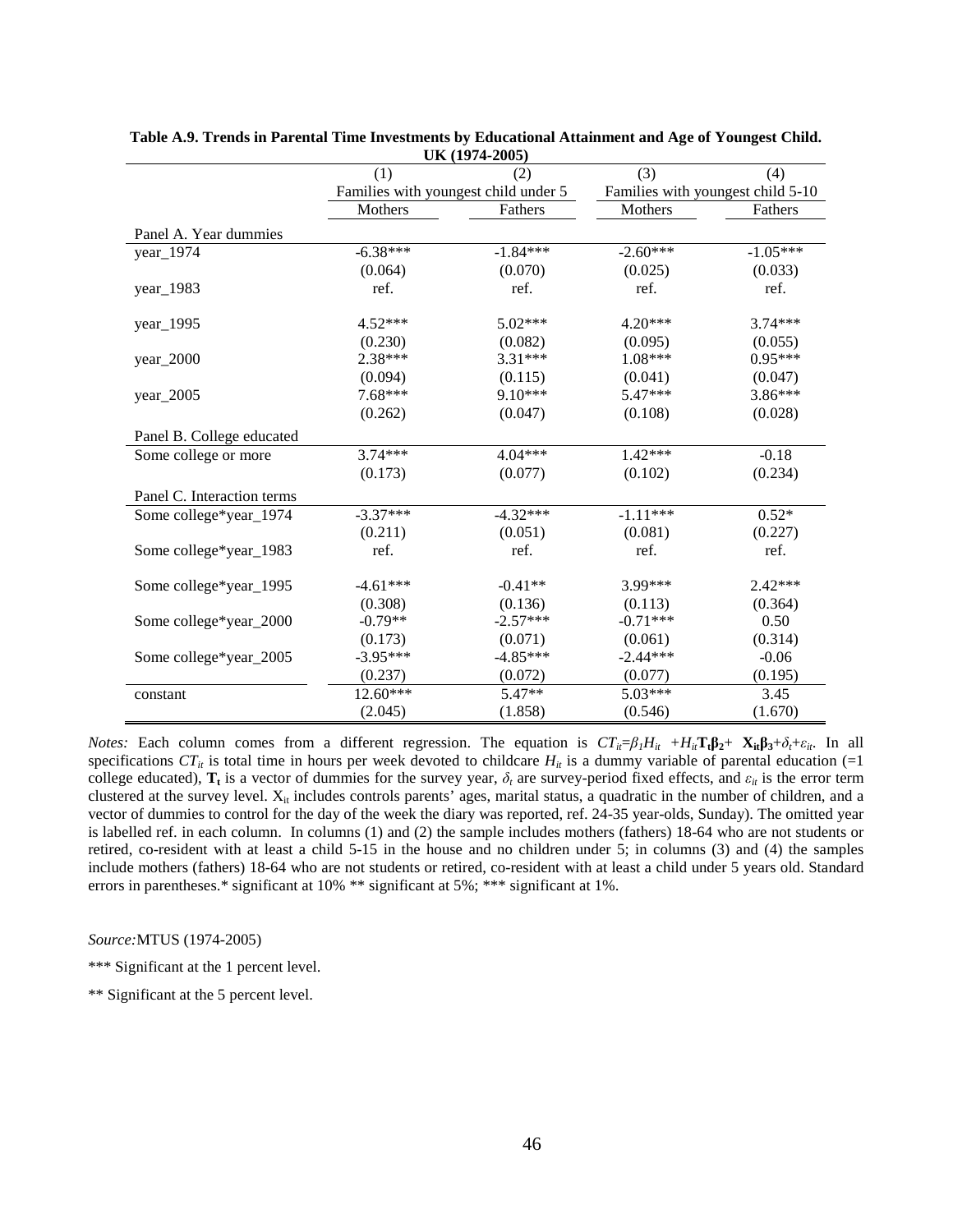**Table A.9. Trends in Parental Time Investments by Educational Attainment and Age of Youngest Child. UK (1974-2005)**

| | (1) | (2) | (3) | (4) |
|---|---|---|---|---|
| | Families with youngest child under 5 | | Families with youngest child 5-10 | |
| | Mothers | Fathers | Mothers | Fathers |
| Panel A. Year dummies | | | | |
| year_1974 | -6.38*** | -1.84*** | -2.60*** | -1.05*** |
| | (0.064) | (0.070) | (0.025) | (0.033) |
| year_1983 | ref. | ref. | ref. | ref. |
| year_1995 | 4.52*** | 5.02*** | 4.20*** | 3.74*** |
| | (0.230) | (0.082) | (0.095) | (0.055) |
| year_2000 | 2.38*** | 3.31*** | 1.08*** | 0.95*** |
| | (0.094) | (0.115) | (0.041) | (0.047) |
| year_2005 | 7.68*** | 9.10*** | 5.47*** | 3.86*** |
| | (0.262) | (0.047) | (0.108) | (0.028) |
| Panel B. College educated | | | | |
| Some college or more | 3.74*** | 4.04*** | 1.42*** | -0.18 |
| | (0.173) | (0.077) | (0.102) | (0.234) |
| Panel C. Interaction terms | | | | |
| Some college*year_1974 | -3.37*** | -4.32*** | -1.11*** | 0.52* |
| | (0.211) | (0.051) | (0.081) | (0.227) |
| Some college*year_1983 | ref. | ref. | ref. | ref. |
| Some college*year_1995 | -4.61*** | -0.41** | 3.99*** | 2.42*** |
| | (0.308) | (0.136) | (0.113) | (0.364) |
| Some college*year_2000 | -0.79** | -2.57*** | -0.71*** | 0.50 |
| | (0.173) | (0.071) | (0.061) | (0.314) |
| Some college*year_2005 | -3.95*** | -4.85*** | -2.44*** | -0.06 |
| | (0.237) | (0.072) | (0.077) | (0.195) |
| constant | 12.60*** | 5.47** | 5.03*** | 3.45 |
| | (2.045) | (1.858) | (0.546) | (1.670) |

*Notes:* Each column comes from a different regression. The equation is $CT_{it}=\beta_1 H_{it} + H_{it}\mathbf{T_t}\boldsymbol{\beta_2} + \mathbf{X_{it}}\boldsymbol{\beta_3}+\delta_t+\varepsilon_{it}$. In all specifications $CT_{it}$ is total time in hours per week devoted to childcare $H_{it}$ is a dummy variable of parental education (=1 college educated), $\mathbf{T_t}$ is a vector of dummies for the survey year, $\delta_t$ are survey-period fixed effects, and $\varepsilon_{it}$ is the error term clustered at the survey level. $X_{it}$ includes controls parents' ages, marital status, a quadratic in the number of children, and a vector of dummies to control for the day of the week the diary was reported, ref. 24-35 year-olds, Sunday). The omitted year is labelled ref. in each column. In columns (1) and (2) the sample includes mothers (fathers) 18-64 who are not students or retired, co-resident with at least a child 5-15 in the house and no children under 5; in columns (3) and (4) the samples include mothers (fathers) 18-64 who are not students or retired, co-resident with at least a child under 5 years old. Standard errors in parentheses.* significant at 10% ** significant at 5%; *** significant at 1%.

*Source:* MTUS (1974-2005)

*** Significant at the 1 percent level.

** Significant at the 5 percent level.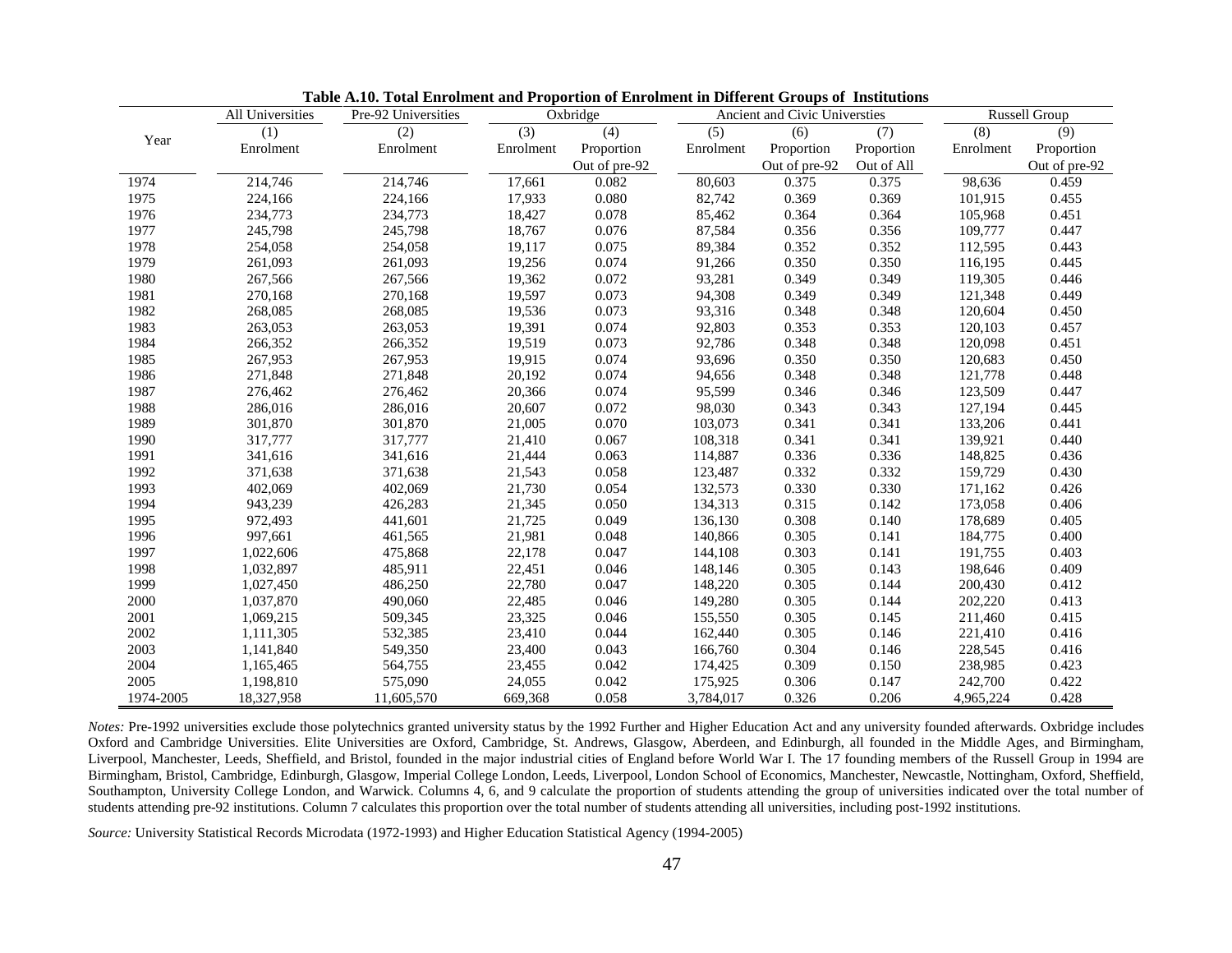**Table A.10. Total Enrolment and Proportion of Enrolment in Different Groups of Institutions**

| Year | All Universities | Pre-92 Universities | Oxbridge | | Ancient and Civic Universties | | | Russell Group | |
|---|---|---|---|---|---|---|---|---|---|
| | (1) | (2) | (3) | (4) | (5) | (6) | (7) | (8) | (9) |
| | Enrolment | Enrolment | Enrolment | Proportion | Enrolment | Proportion | Proportion | Enrolment | Proportion |
| | | | | Out of pre-92 | | Out of pre-92 | Out of All | | Out of pre-92 |
| 1974 | 214,746 | 214,746 | 17,661 | 0.082 | 80,603 | 0.375 | 0.375 | 98,636 | 0.459 |
| 1975 | 224,166 | 224,166 | 17,933 | 0.080 | 82,742 | 0.369 | 0.369 | 101,915 | 0.455 |
| 1976 | 234,773 | 234,773 | 18,427 | 0.078 | 85,462 | 0.364 | 0.364 | 105,968 | 0.451 |
| 1977 | 245,798 | 245,798 | 18,767 | 0.076 | 87,584 | 0.356 | 0.356 | 109,777 | 0.447 |
| 1978 | 254,058 | 254,058 | 19,117 | 0.075 | 89,384 | 0.352 | 0.352 | 112,595 | 0.443 |
| 1979 | 261,093 | 261,093 | 19,256 | 0.074 | 91,266 | 0.350 | 0.350 | 116,195 | 0.445 |
| 1980 | 267,566 | 267,566 | 19,362 | 0.072 | 93,281 | 0.349 | 0.349 | 119,305 | 0.446 |
| 1981 | 270,168 | 270,168 | 19,597 | 0.073 | 94,308 | 0.349 | 0.349 | 121,348 | 0.449 |
| 1982 | 268,085 | 268,085 | 19,536 | 0.073 | 93,316 | 0.348 | 0.348 | 120,604 | 0.450 |
| 1983 | 263,053 | 263,053 | 19,391 | 0.074 | 92,803 | 0.353 | 0.353 | 120,103 | 0.457 |
| 1984 | 266,352 | 266,352 | 19,519 | 0.073 | 92,786 | 0.348 | 0.348 | 120,098 | 0.451 |
| 1985 | 267,953 | 267,953 | 19,915 | 0.074 | 93,696 | 0.350 | 0.350 | 120,683 | 0.450 |
| 1986 | 271,848 | 271,848 | 20,192 | 0.074 | 94,656 | 0.348 | 0.348 | 121,778 | 0.448 |
| 1987 | 276,462 | 276,462 | 20,366 | 0.074 | 95,599 | 0.346 | 0.346 | 123,509 | 0.447 |
| 1988 | 286,016 | 286,016 | 20,607 | 0.072 | 98,030 | 0.343 | 0.343 | 127,194 | 0.445 |
| 1989 | 301,870 | 301,870 | 21,005 | 0.070 | 103,073 | 0.341 | 0.341 | 133,206 | 0.441 |
| 1990 | 317,777 | 317,777 | 21,410 | 0.067 | 108,318 | 0.341 | 0.341 | 139,921 | 0.440 |
| 1991 | 341,616 | 341,616 | 21,444 | 0.063 | 114,887 | 0.336 | 0.336 | 148,825 | 0.436 |
| 1992 | 371,638 | 371,638 | 21,543 | 0.058 | 123,487 | 0.332 | 0.332 | 159,729 | 0.430 |
| 1993 | 402,069 | 402,069 | 21,730 | 0.054 | 132,573 | 0.330 | 0.330 | 171,162 | 0.426 |
| 1994 | 943,239 | 426,283 | 21,345 | 0.050 | 134,313 | 0.315 | 0.142 | 173,058 | 0.406 |
| 1995 | 972,493 | 441,601 | 21,725 | 0.049 | 136,130 | 0.308 | 0.140 | 178,689 | 0.405 |
| 1996 | 997,661 | 461,565 | 21,981 | 0.048 | 140,866 | 0.305 | 0.141 | 184,775 | 0.400 |
| 1997 | 1,022,606 | 475,868 | 22,178 | 0.047 | 144,108 | 0.303 | 0.141 | 191,755 | 0.403 |
| 1998 | 1,032,897 | 485,911 | 22,451 | 0.046 | 148,146 | 0.305 | 0.143 | 198,646 | 0.409 |
| 1999 | 1,027,450 | 486,250 | 22,780 | 0.047 | 148,220 | 0.305 | 0.144 | 200,430 | 0.412 |
| 2000 | 1,037,870 | 490,060 | 22,485 | 0.046 | 149,280 | 0.305 | 0.144 | 202,220 | 0.413 |
| 2001 | 1,069,215 | 509,345 | 23,325 | 0.046 | 155,550 | 0.305 | 0.145 | 211,460 | 0.415 |
| 2002 | 1,111,305 | 532,385 | 23,410 | 0.044 | 162,440 | 0.305 | 0.146 | 221,410 | 0.416 |
| 2003 | 1,141,840 | 549,350 | 23,400 | 0.043 | 166,760 | 0.304 | 0.146 | 228,545 | 0.416 |
| 2004 | 1,165,465 | 564,755 | 23,455 | 0.042 | 174,425 | 0.309 | 0.150 | 238,985 | 0.423 |
| 2005 | 1,198,810 | 575,090 | 24,055 | 0.042 | 175,925 | 0.306 | 0.147 | 242,700 | 0.422 |
| 1974-2005 | 18,327,958 | 11,605,570 | 669,368 | 0.058 | 3,784,017 | 0.326 | 0.206 | 4,965,224 | 0.428 |

*Notes:* Pre-1992 universities exclude those polytechnics granted university status by the 1992 Further and Higher Education Act and any university founded afterwards. Oxbridge includes Oxford and Cambridge Universities. Elite Universities are Oxford, Cambridge, St. Andrews, Glasgow, Aberdeen, and Edinburgh, all founded in the Middle Ages, and Birmingham, Liverpool, Manchester, Leeds, Sheffield, and Bristol, founded in the major industrial cities of England before World War I. The 17 founding members of the Russell Group in 1994 are Birmingham, Bristol, Cambridge, Edinburgh, Glasgow, Imperial College London, Leeds, Liverpool, London School of Economics, Manchester, Newcastle, Nottingham, Oxford, Sheffield, Southampton, University College London, and Warwick. Columns 4, 6, and 9 calculate the proportion of students attending the group of universities indicated over the total number of students attending pre-92 institutions. Column 7 calculates this proportion over the total number of students attending all universities, including post-1992 institutions.

*Source:* University Statistical Records Microdata (1972-1993) and Higher Education Statistical Agency (1994-2005)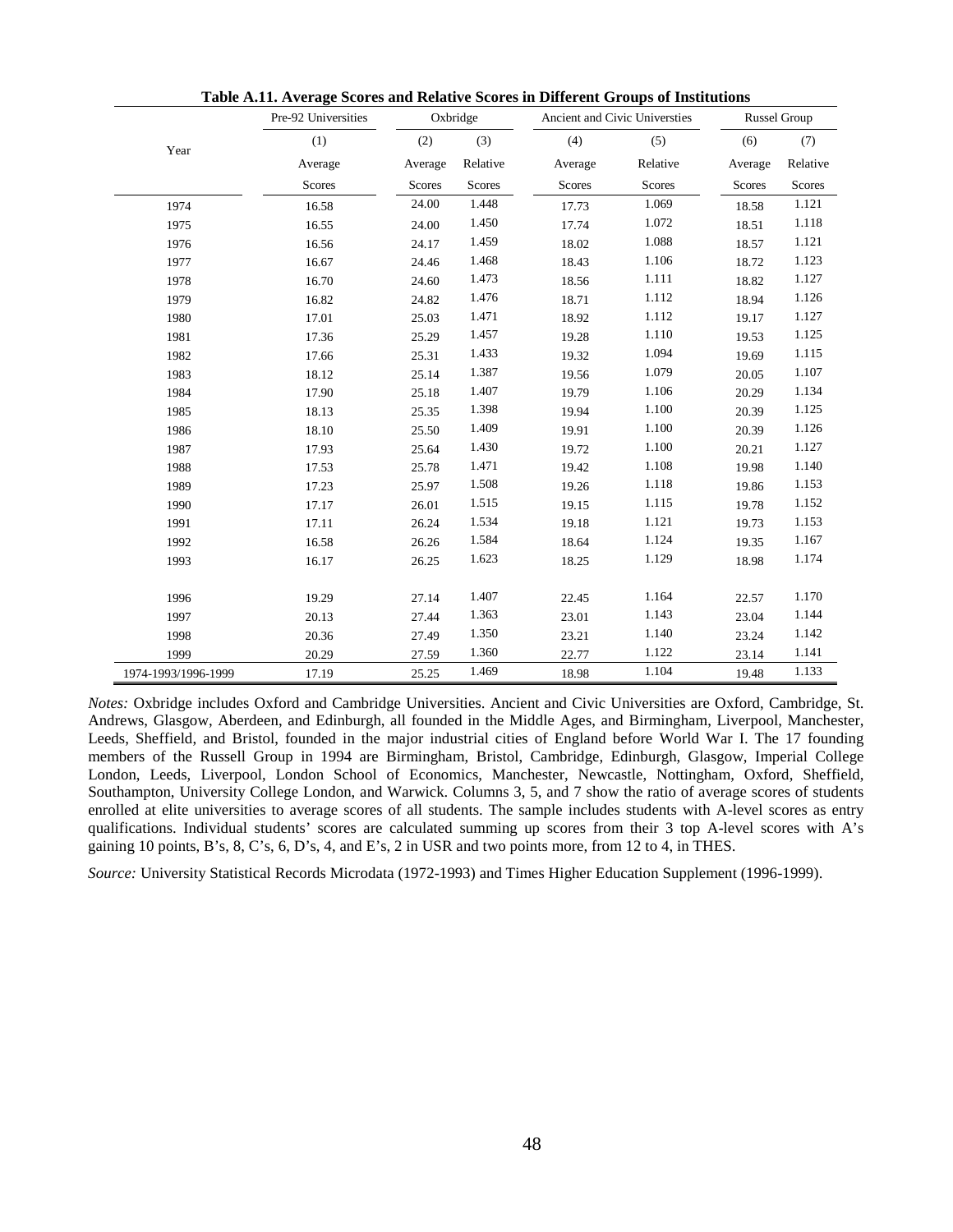**Table A.11. Average Scores and Relative Scores in Different Groups of Institutions**

| Year | Pre-92 Universities | Oxbridge | | Ancient and Civic Universties | | Russel Group | |
|---|---|---|---|---|---|---|---|
| | (1) | (2) | (3) | (4) | (5) | (6) | (7) |
| | Average Scores | Average Scores | Relative Scores | Average Scores | Relative Scores | Average Scores | Relative Scores |
| 1974 | 16.58 | 24.00 | 1.448 | 17.73 | 1.069 | 18.58 | 1.121 |
| 1975 | 16.55 | 24.00 | 1.450 | 17.74 | 1.072 | 18.51 | 1.118 |
| 1976 | 16.56 | 24.17 | 1.459 | 18.02 | 1.088 | 18.57 | 1.121 |
| 1977 | 16.67 | 24.46 | 1.468 | 18.43 | 1.106 | 18.72 | 1.123 |
| 1978 | 16.70 | 24.60 | 1.473 | 18.56 | 1.111 | 18.82 | 1.127 |
| 1979 | 16.82 | 24.82 | 1.476 | 18.71 | 1.112 | 18.94 | 1.126 |
| 1980 | 17.01 | 25.03 | 1.471 | 18.92 | 1.112 | 19.17 | 1.127 |
| 1981 | 17.36 | 25.29 | 1.457 | 19.28 | 1.110 | 19.53 | 1.125 |
| 1982 | 17.66 | 25.31 | 1.433 | 19.32 | 1.094 | 19.69 | 1.115 |
| 1983 | 18.12 | 25.14 | 1.387 | 19.56 | 1.079 | 20.05 | 1.107 |
| 1984 | 17.90 | 25.18 | 1.407 | 19.79 | 1.106 | 20.29 | 1.134 |
| 1985 | 18.13 | 25.35 | 1.398 | 19.94 | 1.100 | 20.39 | 1.125 |
| 1986 | 18.10 | 25.50 | 1.409 | 19.91 | 1.100 | 20.39 | 1.126 |
| 1987 | 17.93 | 25.64 | 1.430 | 19.72 | 1.100 | 20.21 | 1.127 |
| 1988 | 17.53 | 25.78 | 1.471 | 19.42 | 1.108 | 19.98 | 1.140 |
| 1989 | 17.23 | 25.97 | 1.508 | 19.26 | 1.118 | 19.86 | 1.153 |
| 1990 | 17.17 | 26.01 | 1.515 | 19.15 | 1.115 | 19.78 | 1.152 |
| 1991 | 17.11 | 26.24 | 1.534 | 19.18 | 1.121 | 19.73 | 1.153 |
| 1992 | 16.58 | 26.26 | 1.584 | 18.64 | 1.124 | 19.35 | 1.167 |
| 1993 | 16.17 | 26.25 | 1.623 | 18.25 | 1.129 | 18.98 | 1.174 |
| 1996 | 19.29 | 27.14 | 1.407 | 22.45 | 1.164 | 22.57 | 1.170 |
| 1997 | 20.13 | 27.44 | 1.363 | 23.01 | 1.143 | 23.04 | 1.144 |
| 1998 | 20.36 | 27.49 | 1.350 | 23.21 | 1.140 | 23.24 | 1.142 |
| 1999 | 20.29 | 27.59 | 1.360 | 22.77 | 1.122 | 23.14 | 1.141 |
| 1974-1993/1996-1999 | 17.19 | 25.25 | 1.469 | 18.98 | 1.104 | 19.48 | 1.133 |

*Notes:* Oxbridge includes Oxford and Cambridge Universities. Ancient and Civic Universities are Oxford, Cambridge, St. Andrews, Glasgow, Aberdeen, and Edinburgh, all founded in the Middle Ages, and Birmingham, Liverpool, Manchester, Leeds, Sheffield, and Bristol, founded in the major industrial cities of England before World War I. The 17 founding members of the Russell Group in 1994 are Birmingham, Bristol, Cambridge, Edinburgh, Glasgow, Imperial College London, Leeds, Liverpool, London School of Economics, Manchester, Newcastle, Nottingham, Oxford, Sheffield, Southampton, University College London, and Warwick. Columns 3, 5, and 7 show the ratio of average scores of students enrolled at elite universities to average scores of all students. The sample includes students with A-level scores as entry qualifications. Individual students' scores are calculated summing up scores from their 3 top A-level scores with A's gaining 10 points, B's, 8, C's, 6, D's, 4, and E's, 2 in USR and two points more, from 12 to 4, in THES.

*Source:* University Statistical Records Microdata (1972-1993) and Times Higher Education Supplement (1996-1999).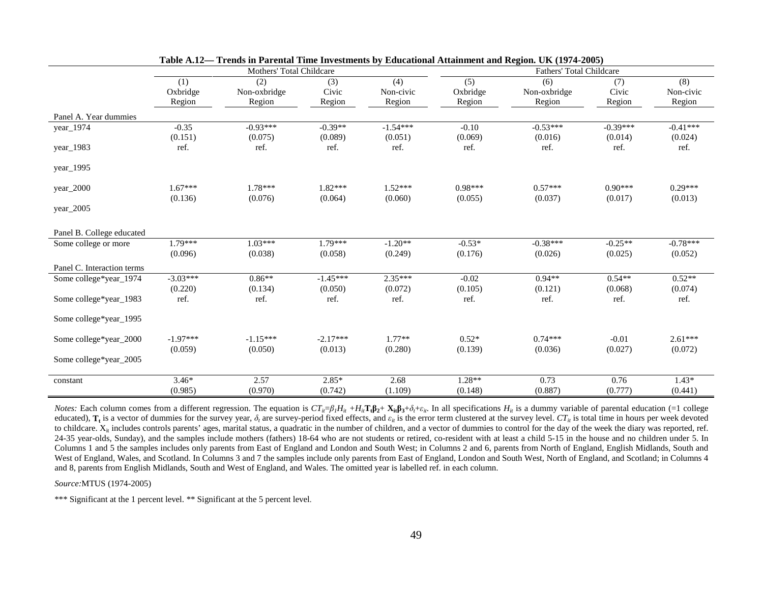**Table A.12— Trends in Parental Time Investments by Educational Attainment and Region. UK (1974-2005)**

| | Mothers' Total Childcare | | | | Fathers' Total Childcare | | | |
|---|---|---|---|---|---|---|---|---|
| | (1) Oxbridge Region | (2) Non-oxbridge Region | (3) Civic Region | (4) Non-civic Region | (5) Oxbridge Region | (6) Non-oxbridge Region | (7) Civic Region | (8) Non-civic Region |
| Panel A. Year dummies | | | | | | | | |
| year_1974 | -0.35 | -0.93*** | -0.39** | -1.54*** | -0.10 | -0.53*** | -0.39*** | -0.41*** |
| | (0.151) | (0.075) | (0.089) | (0.051) | (0.069) | (0.016) | (0.014) | (0.024) |
| year_1983 | ref. | ref. | ref. | ref. | ref. | ref. | ref. | ref. |
| year_1995 | | | | | | | | |
| year_2000 | 1.67*** | 1.78*** | 1.82*** | 1.52*** | 0.98*** | 0.57*** | 0.90*** | 0.29*** |
| | (0.136) | (0.076) | (0.064) | (0.060) | (0.055) | (0.037) | (0.017) | (0.013) |
| year_2005 | | | | | | | | |
| Panel B. College educated | | | | | | | | |
| Some college or more | 1.79*** | 1.03*** | 1.79*** | -1.20** | -0.53* | -0.38*** | -0.25** | -0.78*** |
| | (0.096) | (0.038) | (0.058) | (0.249) | (0.176) | (0.026) | (0.025) | (0.052) |
| Panel C. Interaction terms | | | | | | | | |
| Some college*year_1974 | -3.03*** | 0.86** | -1.45*** | 2.35*** | -0.02 | 0.94** | 0.54** | 0.52** |
| | (0.220) | (0.134) | (0.050) | (0.072) | (0.105) | (0.121) | (0.068) | (0.074) |
| Some college*year_1983 | ref. | ref. | ref. | ref. | ref. | ref. | ref. | ref. |
| Some college*year_1995 | | | | | | | | |
| Some college*year_2000 | -1.97*** | -1.15*** | -2.17*** | 1.77** | 0.52* | 0.74*** | -0.01 | 2.61*** |
| | (0.059) | (0.050) | (0.013) | (0.280) | (0.139) | (0.036) | (0.027) | (0.072) |
| Some college*year_2005 | | | | | | | | |
| constant | 3.46* | 2.57 | 2.85* | 2.68 | 1.28** | 0.73 | 0.76 | 1.43* |
| | (0.985) | (0.970) | (0.742) | (1.109) | (0.148) | (0.887) | (0.777) | (0.441) |

*Notes:* Each column comes from a different regression. The equation is $CT_{it}=\beta_1 H_{it} + H_{it}\mathbf{T_t}\boldsymbol{\beta_2} + \mathbf{X_{it}}\boldsymbol{\beta_3} + \delta_t + \varepsilon_{it}$. In all specifications $H_{it}$ is a dummy variable of parental education (=1 college educated), $\mathbf{T_t}$ is a vector of dummies for the survey year, $\delta_t$ are survey-period fixed effects, and $\varepsilon_{it}$ is the error term clustered at the survey level. $CT_{it}$ is total time in hours per week devoted to childcare. $X_{it}$ includes controls parents' ages, marital status, a quadratic in the number of children, and a vector of dummies to control for the day of the week the diary was reported, ref. 24-35 year-olds, Sunday), and the samples include mothers (fathers) 18-64 who are not students or retired, co-resident with at least a child 5-15 in the house and no children under 5. In Columns 1 and 5 the samples includes only parents from East of England and London and South West; in Columns 2 and 6, parents from North of England, English Midlands, South and West of England, Wales, and Scotland. In Columns 3 and 7 the samples include only parents from East of England, London and South West, North of England, and Scotland; in Columns 4 and 8, parents from English Midlands, South and West of England, and Wales. The omitted year is labelled ref. in each column.

*Source:* MTUS (1974-2005)

*** Significant at the 1 percent level. ** Significant at the 5 percent level.